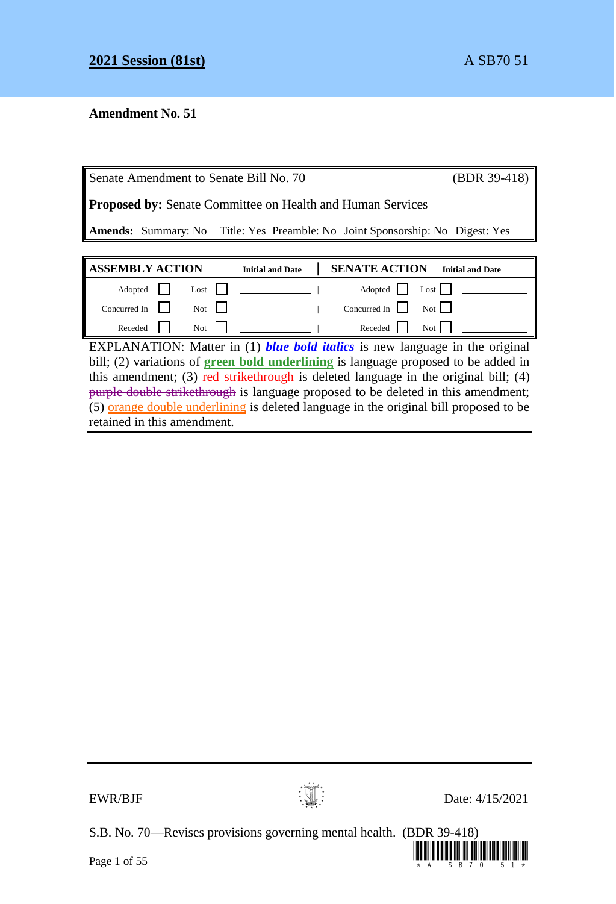**2021 Session (81st)** A SB70 51

**Amendment No. 51**

| Senate Amendment to Senate Bill No. 70 | (BDR 39-418) |
|---|---|
| **Proposed by:** Senate Committee on Health and Human Services | |
| **Amends:** Summary: No Title: Yes Preamble: No Joint Sponsorship: No Digest: Yes | |

| ASSEMBLY ACTION | | | | Initial and Date | SENATE ACTION | | | | Initial and Date |
|---|---|---|---|---|---|---|---|---|---|
| Adopted | ☐ | Lost | ☐ | | Adopted | ☐ | Lost | ☐ | |
| Concurred In | ☐ | Not | ☐ | | Concurred In | ☐ | Not | ☐ | |
| Receded | ☐ | Not | ☐ | | Receded | ☐ | Not | ☐ | |

EXPLANATION: Matter in (1) ***blue bold italics*** is new language in the original bill; (2) variations of **green bold underlining** is language proposed to be added in this amendment; (3) ~~red strikethrough~~ is deleted language in the original bill; (4) ~~purple double strikethrough~~ is language proposed to be deleted in this amendment; (5) orange double underlining is deleted language in the original bill proposed to be retained in this amendment.

EWR/BJF Date: 4/15/2021

S.B. No. 70—Revises provisions governing mental health. (BDR 39-418)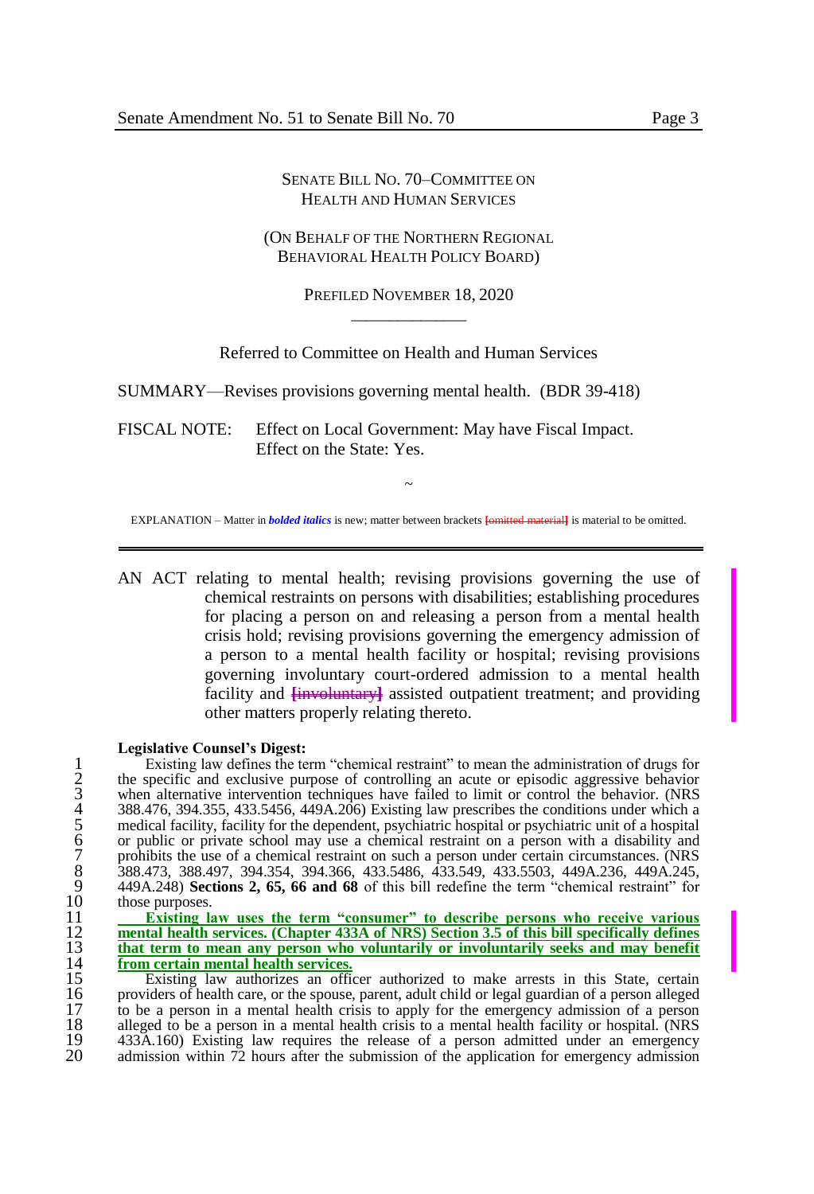SENATE BILL NO. 70–COMMITTEE ON HEALTH AND HUMAN SERVICES

(ON BEHALF OF THE NORTHERN REGIONAL BEHAVIORAL HEALTH POLICY BOARD)

PREFILED NOVEMBER 18, 2020

\_\_\_\_\_\_\_\_\_\_\_\_

Referred to Committee on Health and Human Services

SUMMARY—Revises provisions governing mental health. (BDR 39-418)

FISCAL NOTE: Effect on Local Government: May have Fiscal Impact.
Effect on the State: Yes.

~

EXPLANATION – Matter in ***bolded italics*** is new; matter between brackets [~~omitted material~~] is material to be omitted.

---

AN ACT relating to mental health; revising provisions governing the use of chemical restraints on persons with disabilities; establishing procedures for placing a person on and releasing a person from a mental health crisis hold; revising provisions governing the emergency admission of a person to a mental health facility or hospital; revising provisions governing involuntary court-ordered admission to a mental health facility and [~~involuntary~~] assisted outpatient treatment; and providing other matters properly relating thereto.

**Legislative Counsel's Digest:**

1 Existing law defines the term "chemical restraint" to mean the administration of drugs for
2 the specific and exclusive purpose of controlling an acute or episodic aggressive behavior
3 when alternative intervention techniques have failed to limit or control the behavior. (NRS
4 388.476, 394.355, 433.5456, 449A.206) Existing law prescribes the conditions under which a
5 medical facility, facility for the dependent, psychiatric hospital or psychiatric unit of a hospital
6 or public or private school may use a chemical restraint on a person with a disability and
7 prohibits the use of a chemical restraint on such a person under certain circumstances. (NRS
8 388.473, 388.497, 394.354, 394.366, 433.5486, 433.549, 433.5503, 449A.236, 449A.245,
9 449A.248) **Sections 2, 65, 66 and 68** of this bill redefine the term "chemical restraint" for
10 those purposes.

11 **Existing law uses the term "consumer" to describe persons who receive various**
12 **mental health services. (Chapter 433A of NRS) Section 3.5 of this bill specifically defines**
13 **that term to mean any person who voluntarily or involuntarily seeks and may benefit**
14 **from certain mental health services.**

15 Existing law authorizes an officer authorized to make arrests in this State, certain
16 providers of health care, or the spouse, parent, adult child or legal guardian of a person alleged
17 to be a person in a mental health crisis to apply for the emergency admission of a person
18 alleged to be a person in a mental health crisis to a mental health facility or hospital. (NRS
19 433A.160) Existing law requires the release of a person admitted under an emergency
20 admission within 72 hours after the submission of the application for emergency admission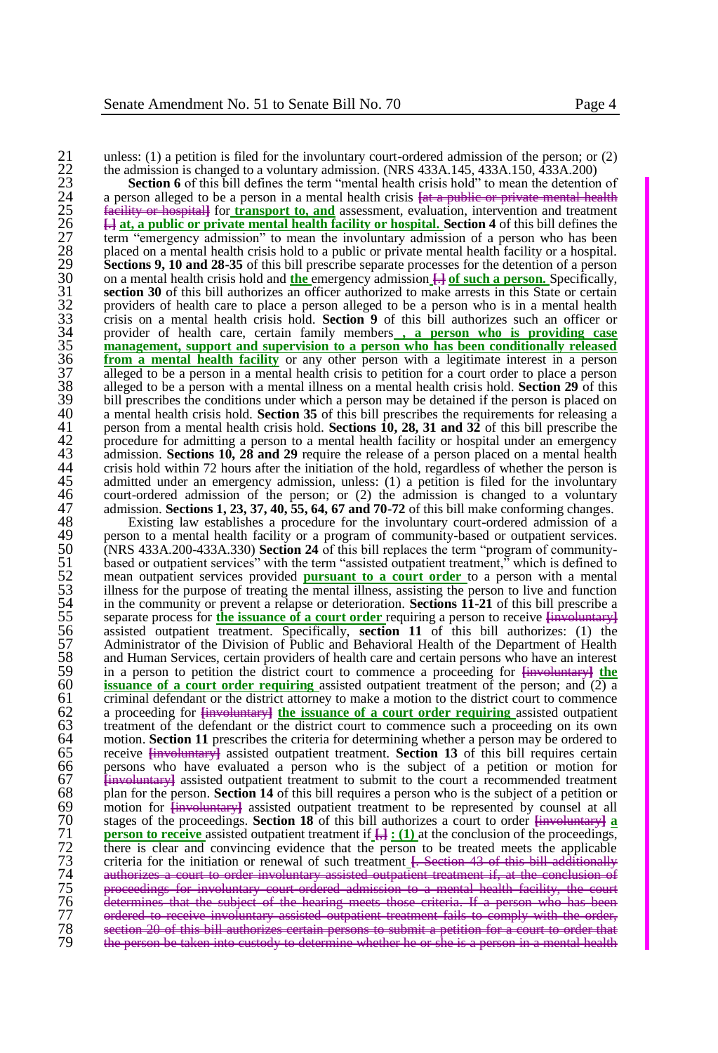unless: (1) a petition is filed for the involuntary court-ordered admission of the person; or (2) the admission is changed to a voluntary admission. (NRS 433A.145, 433A.150, 433A.200)

**Section 6** of this bill defines the term "mental health crisis hold" to mean the detention of a person alleged to be a person in a mental health crisis ~~[at a public or private mental health facility or hospital]~~ for **transport to, and** assessment, evaluation, intervention and treatment ~~[.]~~ **at, a public or private mental health facility or hospital. Section 4** of this bill defines the term "emergency admission" to mean the involuntary admission of a person who has been placed on a mental health crisis hold to a public or private mental health facility or a hospital. **Sections 9, 10 and 28-35** of this bill prescribe separate processes for the detention of a person on a mental health crisis hold and **the** emergency admission ~~[.]~~ **of such a person.** Specifically, **section 30** of this bill authorizes an officer authorized to make arrests in this State or certain providers of health care to place a person alleged to be a person who is in a mental health crisis on a mental health crisis hold. **Section 9** of this bill authorizes such an officer or provider of health care, certain family members **, a person who is providing case management, support and supervision to a person who has been conditionally released from a mental health facility** or any other person with a legitimate interest in a person alleged to be a person in a mental health crisis to petition for a court order to place a person alleged to be a person with a mental illness on a mental health crisis hold. **Section 29** of this bill prescribes the conditions under which a person may be detained if the person is placed on a mental health crisis hold. **Section 35** of this bill prescribes the requirements for releasing a person from a mental health crisis hold. **Sections 10, 28, 31 and 32** of this bill prescribe the procedure for admitting a person to a mental health facility or hospital under an emergency admission. **Sections 10, 28 and 29** require the release of a person placed on a mental health crisis hold within 72 hours after the initiation of the hold, regardless of whether the person is admitted under an emergency admission, unless: (1) a petition is filed for the involuntary court-ordered admission of the person; or (2) the admission is changed to a voluntary admission. **Sections 1, 23, 37, 40, 55, 64, 67 and 70-72** of this bill make conforming changes.

Existing law establishes a procedure for the involuntary court-ordered admission of a person to a mental health facility or a program of community-based or outpatient services. (NRS 433A.200-433A.330) **Section 24** of this bill replaces the term "program of community-based or outpatient services" with the term "assisted outpatient treatment," which is defined to mean outpatient services provided **pursuant to a court order** to a person with a mental illness for the purpose of treating the mental illness, assisting the person to live and function in the community or prevent a relapse or deterioration. **Sections 11-21** of this bill prescribe a separate process for **the issuance of a court order** requiring a person to receive ~~[involuntary]~~ assisted outpatient treatment. Specifically, **section 11** of this bill authorizes: (1) the Administrator of the Division of Public and Behavioral Health of the Department of Health and Human Services, certain providers of health care and certain persons who have an interest in a person to petition the district court to commence a proceeding for ~~[involuntary]~~ **the issuance of a court order requiring** assisted outpatient treatment of the person; and (2) a criminal defendant or the district attorney to make a motion to the district court to commence a proceeding for ~~[involuntary]~~ **the issuance of a court order requiring** assisted outpatient treatment of the defendant or the district court to commence such a proceeding on its own motion. **Section 11** prescribes the criteria for determining whether a person may be ordered to receive ~~[involuntary]~~ assisted outpatient treatment. **Section 13** of this bill requires certain persons who have evaluated a person who is the subject of a petition or motion for ~~[involuntary]~~ assisted outpatient treatment to submit to the court a recommended treatment plan for the person. **Section 14** of this bill requires a person who is the subject of a petition or motion for ~~[involuntary]~~ assisted outpatient treatment to be represented by counsel at all stages of the proceedings. **Section 18** of this bill authorizes a court to order ~~[involuntary]~~ **a person to receive** assisted outpatient treatment if ~~[,]~~ **: (1)** at the conclusion of the proceedings, there is clear and convincing evidence that the person to be treated meets the applicable criteria for the initiation or renewal of such treatment ~~[. Section 43 of this bill additionally authorizes a court to order involuntary assisted outpatient treatment if, at the conclusion of proceedings for involuntary court-ordered admission to a mental health facility, the court determines that the subject of the hearing meets those criteria. If a person who has been ordered to receive involuntary assisted outpatient treatment fails to comply with the order, section 20 of this bill authorizes certain persons to submit a petition for a court to order that the person be taken into custody to determine whether he or she is a person in a mental health~~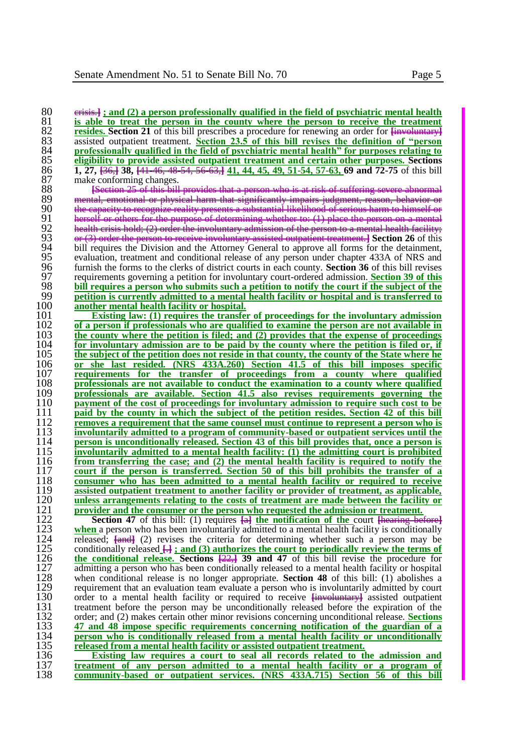crisis.] ; and (2) a person professionally qualified in the field of psychiatric mental health is able to treat the person in the county where the person to receive the treatment resides. **Section 21** of this bill prescribes a procedure for renewing an order for [involuntary] assisted outpatient treatment. **Section 23.5 of this bill revises the definition of "person professionally qualified in the field of psychiatric mental health" for purposes relating to eligibility to provide assisted outpatient treatment and certain other purposes.** **Sections 1, 27,** [36,] **38,** [41-46, 48-54, 56-63,] **41, 44, 45, 49, 51-54, 57-63, 69 and 72-75** of this bill make conforming changes.

[Section 25 of this bill provides that a person who is at risk of suffering severe abnormal mental, emotional or physical harm that significantly impairs judgment, reason, behavior or the capacity to recognize reality presents a substantial likelihood of serious harm to himself or herself or others for the purpose of determining whether to: (1) place the person on a mental health crisis hold; (2) order the involuntary admission of the person to a mental health facility; or (3) order the person to receive involuntary assisted outpatient treatment.] **Section 26** of this bill requires the Division and the Attorney General to approve all forms for the detainment, evaluation, treatment and conditional release of any person under chapter 433A of NRS and furnish the forms to the clerks of district courts in each county. **Section 36** of this bill revises requirements governing a petition for involuntary court-ordered admission. **Section 39 of this bill requires a person who submits such a petition to notify the court if the subject of the petition is currently admitted to a mental health facility or hospital and is transferred to another mental health facility or hospital.**

**Existing law: (1) requires the transfer of proceedings for the involuntary admission of a person if professionals who are qualified to examine the person are not available in the county where the petition is filed; and (2) provides that the expense of proceedings for involuntary admission are to be paid by the county where the petition is filed or, if the subject of the petition does not reside in that county, the county of the State where he or she last resided. (NRS 433A.260) Section 41.5 of this bill imposes specific requirements for the transfer of proceedings from a county where qualified professionals are not available to conduct the examination to a county where qualified professionals are available. Section 41.5 also revises requirements governing the payment of the cost of proceedings for involuntary admission to require such cost to be paid by the county in which the subject of the petition resides. Section 42 of this bill removes a requirement that the same counsel must continue to represent a person who is involuntarily admitted to a program of community-based or outpatient services until the person is unconditionally released. Section 43 of this bill provides that, once a person is involuntarily admitted to a mental health facility: (1) the admitting court is prohibited from transferring the case; and (2) the mental health facility is required to notify the court if the person is transferred. Section 50 of this bill prohibits the transfer of a consumer who has been admitted to a mental health facility or required to receive assisted outpatient treatment to another facility or provider of treatment, as applicable, unless arrangements relating to the costs of treatment are made between the facility or provider and the consumer or the person who requested the admission or treatment.**

**Section 47** of this bill: (1) requires [a] **the notification of the** court [hearing before] **when** a person who has been involuntarily admitted to a mental health facility is conditionally released; [and] (2) revises the criteria for determining whether such a person may be conditionally released [.] **; and (3) authorizes the court to periodically review the terms of the conditional release.** **Sections** [22,] **39 and 47** of this bill revise the procedure for admitting a person who has been conditionally released to a mental health facility or hospital when conditional release is no longer appropriate. **Section 48** of this bill: (1) abolishes a requirement that an evaluation team evaluate a person who is involuntarily admitted by court order to a mental health facility or required to receive [involuntary] assisted outpatient treatment before the person may be unconditionally released before the expiration of the order; and (2) makes certain other minor revisions concerning unconditional release. **Sections 47 and 48 impose specific requirements concerning notification of the guardian of a person who is conditionally released from a mental health facility or unconditionally released from a mental health facility or assisted outpatient treatment.**

**Existing law requires a court to seal all records related to the admission and treatment of any person admitted to a mental health facility or a program of community-based or outpatient services. (NRS 433A.715) Section 56 of this bill**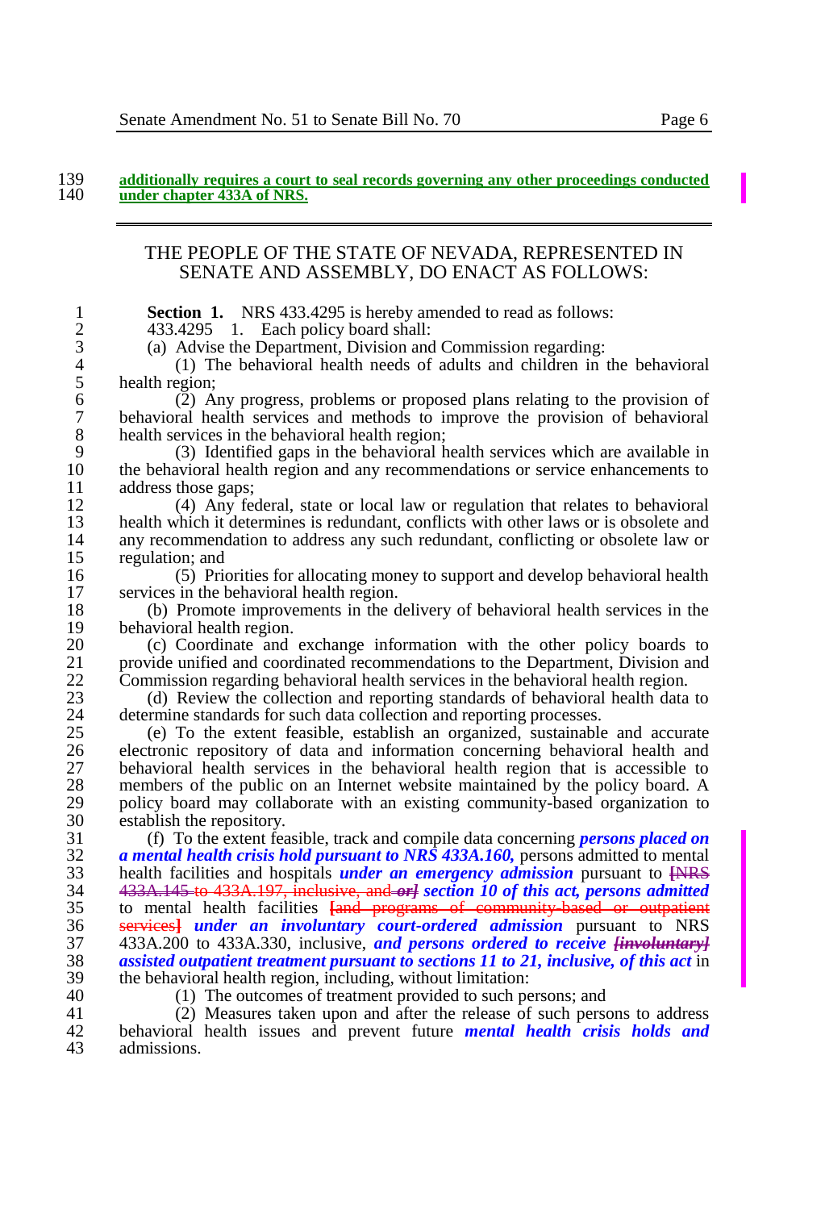additionally requires a court to seal records governing any other proceedings conducted under chapter 433A of NRS.

---

THE PEOPLE OF THE STATE OF NEVADA, REPRESENTED IN SENATE AND ASSEMBLY, DO ENACT AS FOLLOWS:

**Section 1.** NRS 433.4295 is hereby amended to read as follows:

433.4295 1. Each policy board shall:

(a) Advise the Department, Division and Commission regarding:

(1) The behavioral health needs of adults and children in the behavioral health region;

(2) Any progress, problems or proposed plans relating to the provision of behavioral health services and methods to improve the provision of behavioral health services in the behavioral health region;

(3) Identified gaps in the behavioral health services which are available in the behavioral health region and any recommendations or service enhancements to address those gaps;

(4) Any federal, state or local law or regulation that relates to behavioral health which it determines is redundant, conflicts with other laws or is obsolete and any recommendation to address any such redundant, conflicting or obsolete law or regulation; and

(5) Priorities for allocating money to support and develop behavioral health services in the behavioral health region.

(b) Promote improvements in the delivery of behavioral health services in the behavioral health region.

(c) Coordinate and exchange information with the other policy boards to provide unified and coordinated recommendations to the Department, Division and Commission regarding behavioral health services in the behavioral health region.

(d) Review the collection and reporting standards of behavioral health data to determine standards for such data collection and reporting processes.

(e) To the extent feasible, establish an organized, sustainable and accurate electronic repository of data and information concerning behavioral health and behavioral health services in the behavioral health region that is accessible to members of the public on an Internet website maintained by the policy board. A policy board may collaborate with an existing community-based organization to establish the repository.

(f) To the extent feasible, track and compile data concerning ***persons placed on a mental health crisis hold pursuant to NRS 433A.160,*** persons admitted to mental health facilities and hospitals ***under an emergency admission*** pursuant to [NRS 433A.145 to 433A.197, inclusive, and ***or***] ***section 10 of this act, persons admitted*** to mental health facilities [and programs of community-based or outpatient services] ***under an involuntary court-ordered admission*** pursuant to NRS 433A.200 to 433A.330, inclusive, ***and persons ordered to receive [involuntary] assisted outpatient treatment pursuant to sections 11 to 21, inclusive, of this act*** in the behavioral health region, including, without limitation:

(1) The outcomes of treatment provided to such persons; and

(2) Measures taken upon and after the release of such persons to address behavioral health issues and prevent future ***mental health crisis holds and*** admissions.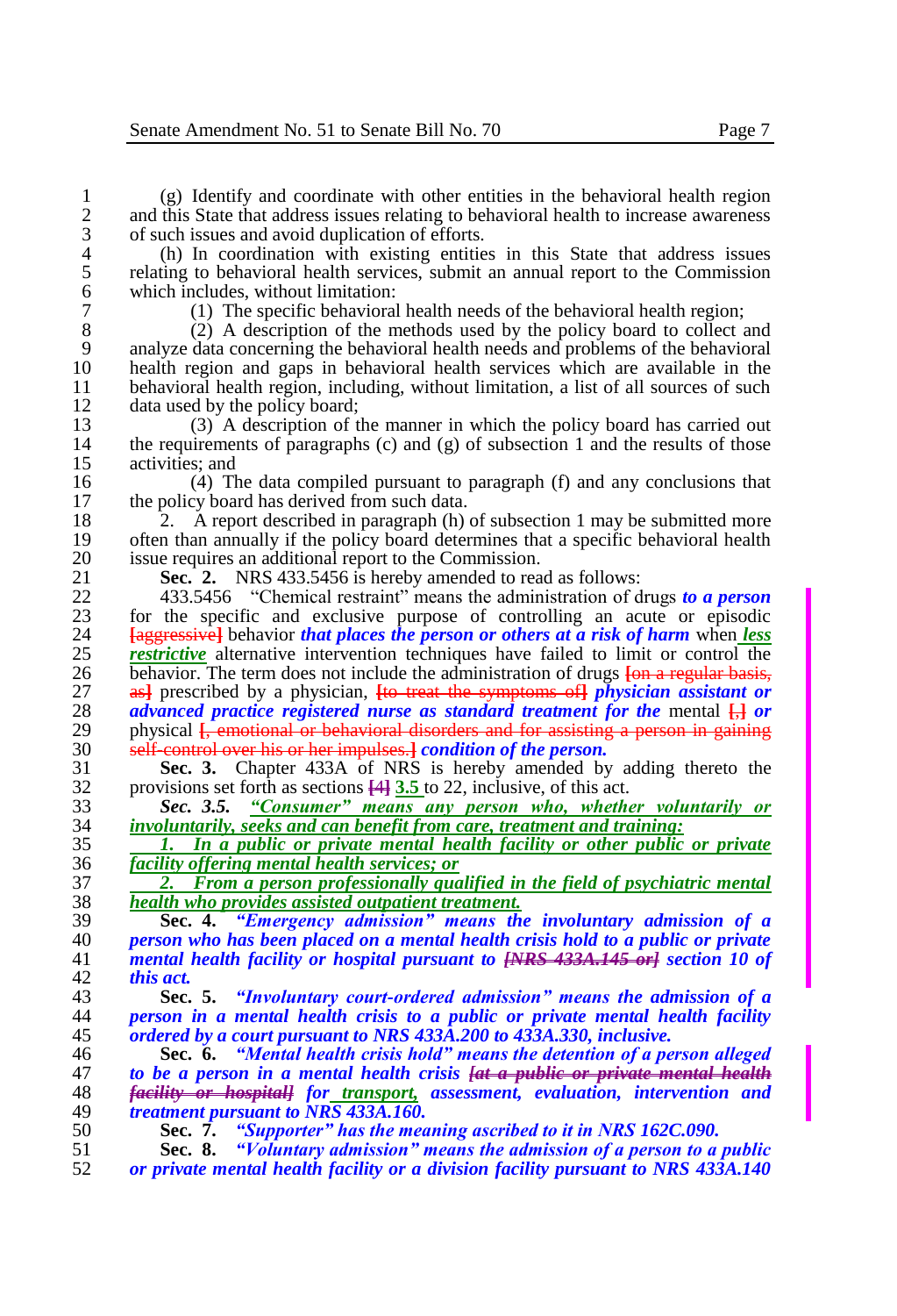(g) Identify and coordinate with other entities in the behavioral health region and this State that address issues relating to behavioral health to increase awareness of such issues and avoid duplication of efforts.

(h) In coordination with existing entities in this State that address issues relating to behavioral health services, submit an annual report to the Commission which includes, without limitation:

(1) The specific behavioral health needs of the behavioral health region;

(2) A description of the methods used by the policy board to collect and analyze data concerning the behavioral health needs and problems of the behavioral health region and gaps in behavioral health services which are available in the behavioral health region, including, without limitation, a list of all sources of such data used by the policy board;

(3) A description of the manner in which the policy board has carried out the requirements of paragraphs (c) and (g) of subsection 1 and the results of those activities; and

(4) The data compiled pursuant to paragraph (f) and any conclusions that the policy board has derived from such data.

2. A report described in paragraph (h) of subsection 1 may be submitted more often than annually if the policy board determines that a specific behavioral health issue requires an additional report to the Commission.

**Sec. 2.** NRS 433.5456 is hereby amended to read as follows:

433.5456 "Chemical restraint" means the administration of drugs ***to a person*** for the specific and exclusive purpose of controlling an acute or episodic [aggressive] behavior ***that places the person or others at a risk of harm*** when ***less restrictive*** alternative intervention techniques have failed to limit or control the behavior. The term does not include the administration of drugs [on a regular basis, as] prescribed by a physician, [to treat the symptoms of] ***physician assistant or advanced practice registered nurse as standard treatment for the*** mental [,] ***or*** physical [, emotional or behavioral disorders and for assisting a person in gaining self-control over his or her impulses.] ***condition of the person.***

**Sec. 3.** Chapter 433A of NRS is hereby amended by adding thereto the provisions set forth as sections [4] 3.5 to 22, inclusive, of this act.

***Sec. 3.5. "Consumer" means any person who, whether voluntarily or involuntarily, seeks and can benefit from care, treatment and training:***

***1. In a public or private mental health facility or other public or private facility offering mental health services; or***

***2. From a person professionally qualified in the field of psychiatric mental health who provides assisted outpatient treatment.***

**Sec. 4.** ***"Emergency admission" means the involuntary admission of a person who has been placed on a mental health crisis hold to a public or private mental health facility or hospital pursuant to [NRS 433A.145 or] section 10 of this act.***

**Sec. 5.** ***"Involuntary court-ordered admission" means the admission of a person in a mental health crisis to a public or private mental health facility ordered by a court pursuant to NRS 433A.200 to 433A.330, inclusive.***

**Sec. 6.** ***"Mental health crisis hold" means the detention of a person alleged to be a person in a mental health crisis [at a public or private mental health facility or hospital] for transport, assessment, evaluation, intervention and treatment pursuant to NRS 433A.160.***

**Sec. 7.** ***"Supporter" has the meaning ascribed to it in NRS 162C.090.***

**Sec. 8.** ***"Voluntary admission" means the admission of a person to a public or private mental health facility or a division facility pursuant to NRS 433A.140***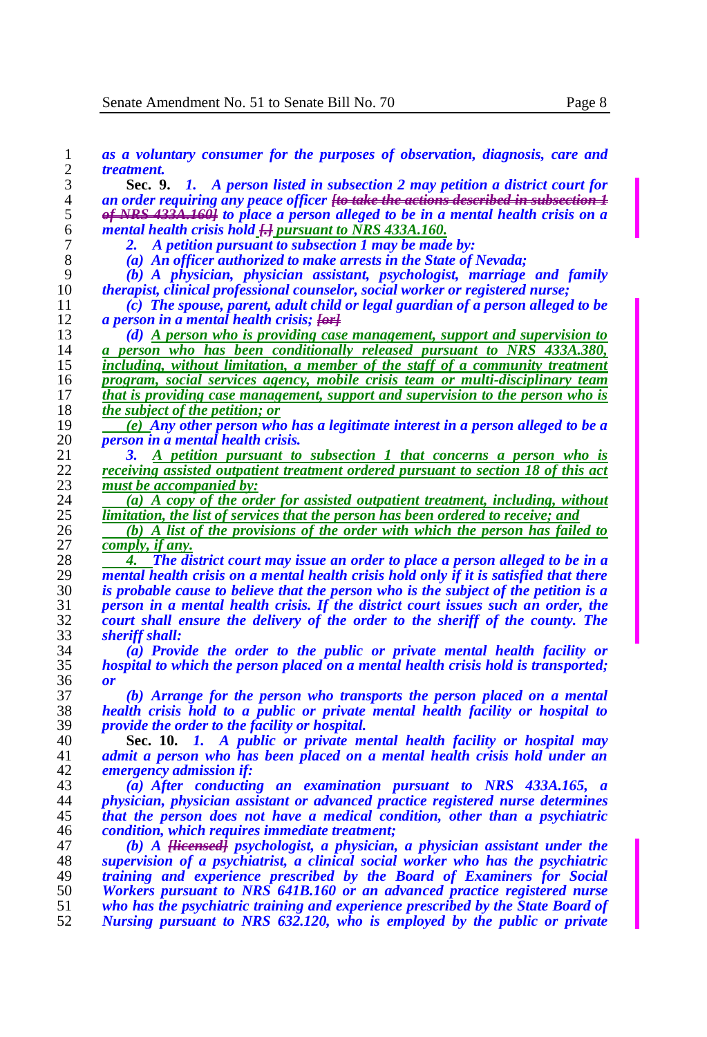*as a voluntary consumer for the purposes of observation, diagnosis, care and treatment.*

**Sec. 9.** *1. A person listed in subsection 2 may petition a district court for an order requiring any peace officer* ~~*[to take the actions described in subsection 1 of NRS 433A.160]*~~ *to place a person alleged to be in a mental health crisis on a mental health crisis hold* ~~*[.]*~~ <u>*pursuant to NRS 433A.160.*</u>

*2. A petition pursuant to subsection 1 may be made by:*

*(a) An officer authorized to make arrests in the State of Nevada;*

*(b) A physician, physician assistant, psychologist, marriage and family therapist, clinical professional counselor, social worker or registered nurse;*

*(c) The spouse, parent, adult child or legal guardian of a person alleged to be a person in a mental health crisis;* ~~*[or]*~~

*(d)* <u>*A person who is providing case management, support and supervision to a person who has been conditionally released pursuant to NRS 433A.380, including, without limitation, a member of the staff of a community treatment program, social services agency, mobile crisis team or multi-disciplinary team that is providing case management, support and supervision to the person who is the subject of the petition; or*</u>

<u>*(e)*</u> *Any other person who has a legitimate interest in a person alleged to be a person in a mental health crisis.*

<u>*3. A petition pursuant to subsection 1 that concerns a person who is receiving assisted outpatient treatment ordered pursuant to section 18 of this act must be accompanied by:*</u>

<u>*(a) A copy of the order for assisted outpatient treatment, including, without limitation, the list of services that the person has been ordered to receive; and*</u>

<u>*(b) A list of the provisions of the order with which the person has failed to comply, if any.*</u>

<u>*4.*</u> *The district court may issue an order to place a person alleged to be in a mental health crisis on a mental health crisis hold only if it is satisfied that there is probable cause to believe that the person who is the subject of the petition is a person in a mental health crisis. If the district court issues such an order, the court shall ensure the delivery of the order to the sheriff of the county. The sheriff shall:*

*(a) Provide the order to the public or private mental health facility or hospital to which the person placed on a mental health crisis hold is transported; or*

*(b) Arrange for the person who transports the person placed on a mental health crisis hold to a public or private mental health facility or hospital to provide the order to the facility or hospital.*

**Sec. 10.** *1. A public or private mental health facility or hospital may admit a person who has been placed on a mental health crisis hold under an emergency admission if:*

*(a) After conducting an examination pursuant to NRS 433A.165, a physician, physician assistant or advanced practice registered nurse determines that the person does not have a medical condition, other than a psychiatric condition, which requires immediate treatment;*

*(b) A* ~~*[licensed]*~~ *psychologist, a physician, a physician assistant under the supervision of a psychiatrist, a clinical social worker who has the psychiatric training and experience prescribed by the Board of Examiners for Social Workers pursuant to NRS 641B.160 or an advanced practice registered nurse who has the psychiatric training and experience prescribed by the State Board of Nursing pursuant to NRS 632.120, who is employed by the public or private*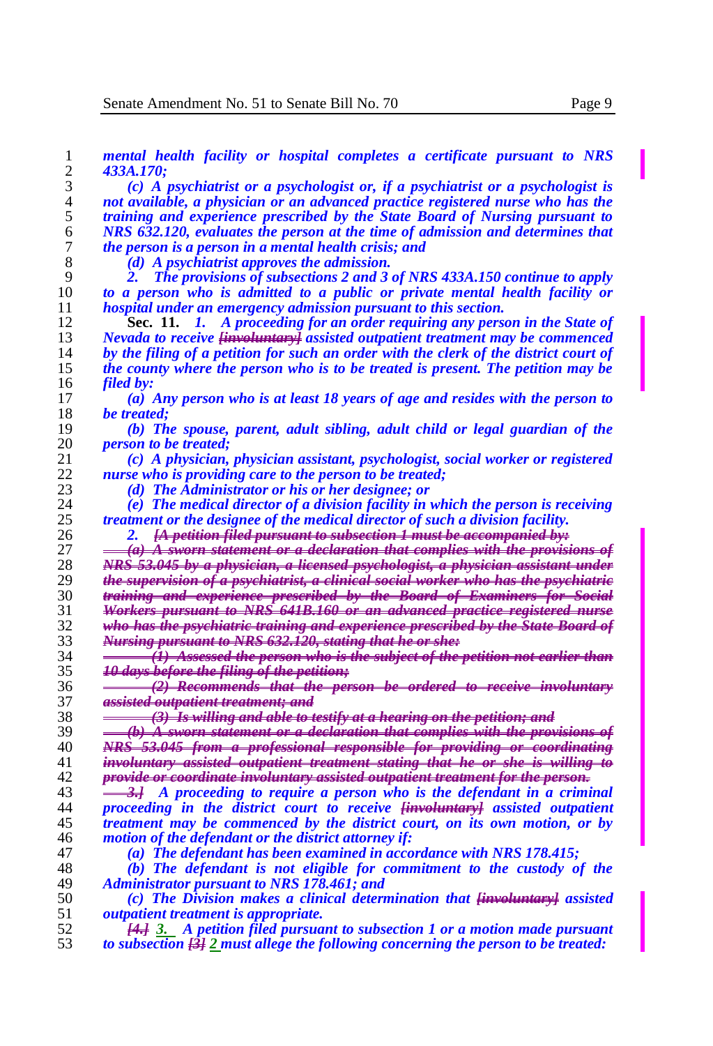*mental health facility or hospital completes a certificate pursuant to NRS 433A.170;*

*(c) A psychiatrist or a psychologist or, if a psychiatrist or a psychologist is not available, a physician or an advanced practice registered nurse who has the training and experience prescribed by the State Board of Nursing pursuant to NRS 632.120, evaluates the person at the time of admission and determines that the person is a person in a mental health crisis; and*

*(d) A psychiatrist approves the admission.*

*2. The provisions of subsections 2 and 3 of NRS 433A.150 continue to apply to a person who is admitted to a public or private mental health facility or hospital under an emergency admission pursuant to this section.*

**Sec. 11.** *1. A proceeding for an order requiring any person in the State of Nevada to receive ~~[involuntary]~~ assisted outpatient treatment may be commenced by the filing of a petition for such an order with the clerk of the district court of the county where the person who is to be treated is present. The petition may be filed by:*

*(a) Any person who is at least 18 years of age and resides with the person to be treated;*

*(b) The spouse, parent, adult sibling, adult child or legal guardian of the person to be treated;*

*(c) A physician, physician assistant, psychologist, social worker or registered nurse who is providing care to the person to be treated;*

*(d) The Administrator or his or her designee; or*

*(e) The medical director of a division facility in which the person is receiving treatment or the designee of the medical director of such a division facility.*

*2. ~~[A petition filed pursuant to subsection 1 must be accompanied by:~~*

*~~(a) A sworn statement or a declaration that complies with the provisions of NRS 53.045 by a physician, a licensed psychologist, a physician assistant under the supervision of a psychiatrist, a clinical social worker who has the psychiatric training and experience prescribed by the Board of Examiners for Social Workers pursuant to NRS 641B.160 or an advanced practice registered nurse who has the psychiatric training and experience prescribed by the State Board of Nursing pursuant to NRS 632.120, stating that he or she:~~*

*~~(1) Assessed the person who is the subject of the petition not earlier than 10 days before the filing of the petition;~~*

*~~(2) Recommends that the person be ordered to receive involuntary assisted outpatient treatment; and~~*

*~~(3) Is willing and able to testify at a hearing on the petition; and~~*

*~~(b) A sworn statement or a declaration that complies with the provisions of NRS 53.045 from a professional responsible for providing or coordinating involuntary assisted outpatient treatment stating that he or she is willing to provide or coordinate involuntary assisted outpatient treatment for the person.~~*

*~~3.]~~ A proceeding to require a person who is the defendant in a criminal proceeding in the district court to receive ~~[involuntary]~~ assisted outpatient treatment may be commenced by the district court, on its own motion, or by motion of the defendant or the district attorney if:*

*(a) The defendant has been examined in accordance with NRS 178.415;*

*(b) The defendant is not eligible for commitment to the custody of the Administrator pursuant to NRS 178.461; and*

*(c) The Division makes a clinical determination that ~~[involuntary]~~ assisted outpatient treatment is appropriate.*

*~~[4.]~~ 3. A petition filed pursuant to subsection 1 or a motion made pursuant to subsection ~~[3]~~ 2 must allege the following concerning the person to be treated:*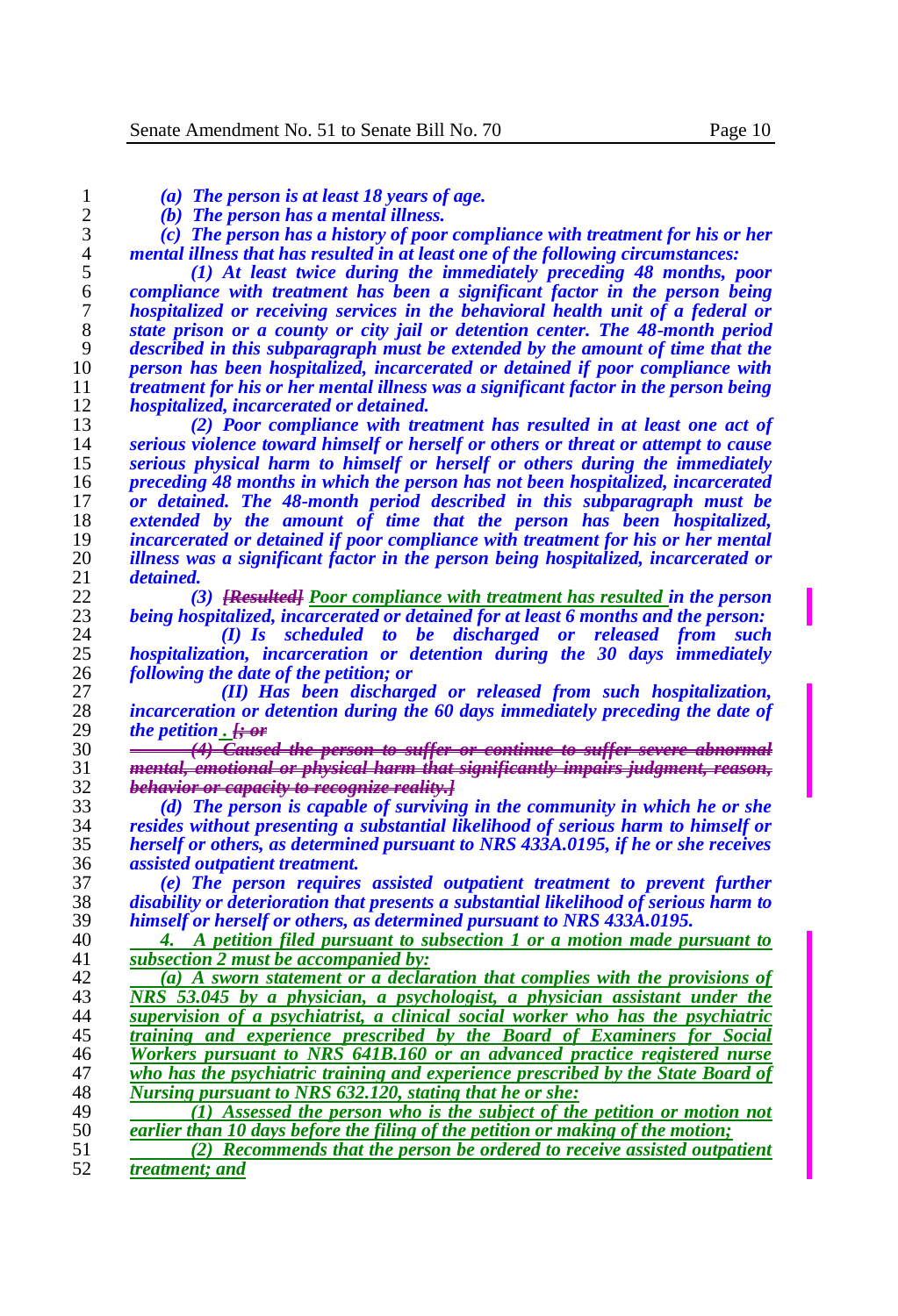*(a) The person is at least 18 years of age.*

*(b) The person has a mental illness.*

*(c) The person has a history of poor compliance with treatment for his or her mental illness that has resulted in at least one of the following circumstances:*

*(1) At least twice during the immediately preceding 48 months, poor compliance with treatment has been a significant factor in the person being hospitalized or receiving services in the behavioral health unit of a federal or state prison or a county or city jail or detention center. The 48-month period described in this subparagraph must be extended by the amount of time that the person has been hospitalized, incarcerated or detained if poor compliance with treatment for his or her mental illness was a significant factor in the person being hospitalized, incarcerated or detained.*

*(2) Poor compliance with treatment has resulted in at least one act of serious violence toward himself or herself or others or threat or attempt to cause serious physical harm to himself or herself or others during the immediately preceding 48 months in which the person has not been hospitalized, incarcerated or detained. The 48-month period described in this subparagraph must be extended by the amount of time that the person has been hospitalized, incarcerated or detained if poor compliance with treatment for his or her mental illness was a significant factor in the person being hospitalized, incarcerated or detained.*

*(3) ~~[Resulted]~~ Poor compliance with treatment has resulted in the person being hospitalized, incarcerated or detained for at least 6 months and the person:*

*(I) Is scheduled to be discharged or released from such hospitalization, incarceration or detention during the 30 days immediately following the date of the petition; or*

*(II) Has been discharged or released from such hospitalization, incarceration or detention during the 60 days immediately preceding the date of the petition* . ~~[; or~~

~~(4) Caused the person to suffer or continue to suffer severe abnormal mental, emotional or physical harm that significantly impairs judgment, reason, behavior or capacity to recognize reality.]~~

*(d) The person is capable of surviving in the community in which he or she resides without presenting a substantial likelihood of serious harm to himself or herself or others, as determined pursuant to NRS 433A.0195, if he or she receives assisted outpatient treatment.*

*(e) The person requires assisted outpatient treatment to prevent further disability or deterioration that presents a substantial likelihood of serious harm to himself or herself or others, as determined pursuant to NRS 433A.0195.*

4. A petition filed pursuant to subsection 1 or a motion made pursuant to subsection 2 must be accompanied by:

(a) A sworn statement or a declaration that complies with the provisions of NRS 53.045 by a physician, a psychologist, a physician assistant under the supervision of a psychiatrist, a clinical social worker who has the psychiatric training and experience prescribed by the Board of Examiners for Social Workers pursuant to NRS 641B.160 or an advanced practice registered nurse who has the psychiatric training and experience prescribed by the State Board of Nursing pursuant to NRS 632.120, stating that he or she:

(1) Assessed the person who is the subject of the petition or motion not earlier than 10 days before the filing of the petition or making of the motion;

(2) Recommends that the person be ordered to receive assisted outpatient treatment; and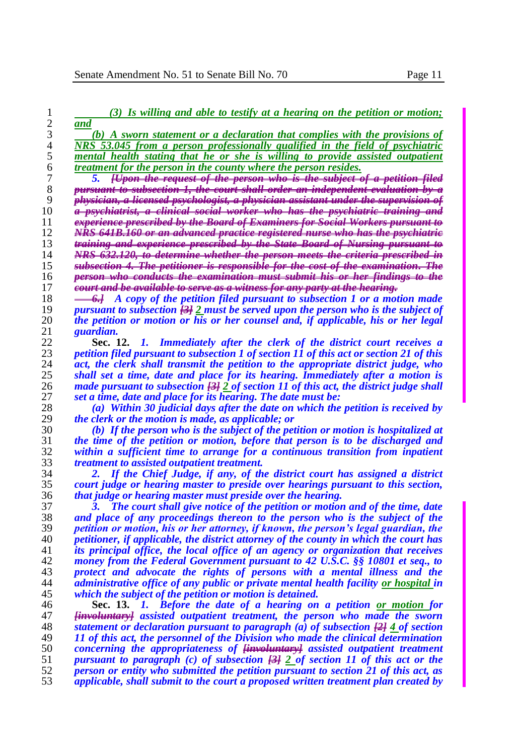(3) Is willing and able to testify at a hearing on the petition or motion; and

(b) A sworn statement or a declaration that complies with the provisions of NRS 53.045 from a person professionally qualified in the field of psychiatric mental health stating that he or she is willing to provide assisted outpatient treatment for the person in the county where the person resides.

5. ~~[Upon the request of the person who is the subject of a petition filed pursuant to subsection 1, the court shall order an independent evaluation by a physician, a licensed psychologist, a physician assistant under the supervision of a psychiatrist, a clinical social worker who has the psychiatric training and experience prescribed by the Board of Examiners for Social Workers pursuant to NRS 641B.160 or an advanced practice registered nurse who has the psychiatric training and experience prescribed by the State Board of Nursing pursuant to NRS 632.120, to determine whether the person meets the criteria prescribed in subsection 4. The petitioner is responsible for the cost of the examination. The person who conducts the examination must submit his or her findings to the court and be available to serve as a witness for any party at the hearing.~~

~~6.]~~ A copy of the petition filed pursuant to subsection 1 or a motion made pursuant to subsection ~~[3]~~ 2 must be served upon the person who is the subject of the petition or motion or his or her counsel and, if applicable, his or her legal guardian.

**Sec. 12.** 1. Immediately after the clerk of the district court receives a petition filed pursuant to subsection 1 of section 11 of this act or section 21 of this act, the clerk shall transmit the petition to the appropriate district judge, who shall set a time, date and place for its hearing. Immediately after a motion is made pursuant to subsection ~~[3]~~ 2 of section 11 of this act, the district judge shall set a time, date and place for its hearing. The date must be:

(a) Within 30 judicial days after the date on which the petition is received by the clerk or the motion is made, as applicable; or

(b) If the person who is the subject of the petition or motion is hospitalized at the time of the petition or motion, before that person is to be discharged and within a sufficient time to arrange for a continuous transition from inpatient treatment to assisted outpatient treatment.

2. If the Chief Judge, if any, of the district court has assigned a district court judge or hearing master to preside over hearings pursuant to this section, that judge or hearing master must preside over the hearing.

3. The court shall give notice of the petition or motion and of the time, date and place of any proceedings thereon to the person who is the subject of the petition or motion, his or her attorney, if known, the person's legal guardian, the petitioner, if applicable, the district attorney of the county in which the court has its principal office, the local office of an agency or organization that receives money from the Federal Government pursuant to 42 U.S.C. §§ 10801 et seq., to protect and advocate the rights of persons with a mental illness and the administrative office of any public or private mental health facility or hospital in which the subject of the petition or motion is detained.

**Sec. 13.** 1. Before the date of a hearing on a petition or motion for ~~[involuntary]~~ assisted outpatient treatment, the person who made the sworn statement or declaration pursuant to paragraph (a) of subsection ~~[2]~~ 4 of section 11 of this act, the personnel of the Division who made the clinical determination concerning the appropriateness of ~~[involuntary]~~ assisted outpatient treatment pursuant to paragraph (c) of subsection ~~[3]~~ 2 of section 11 of this act or the person or entity who submitted the petition pursuant to section 21 of this act, as applicable, shall submit to the court a proposed written treatment plan created by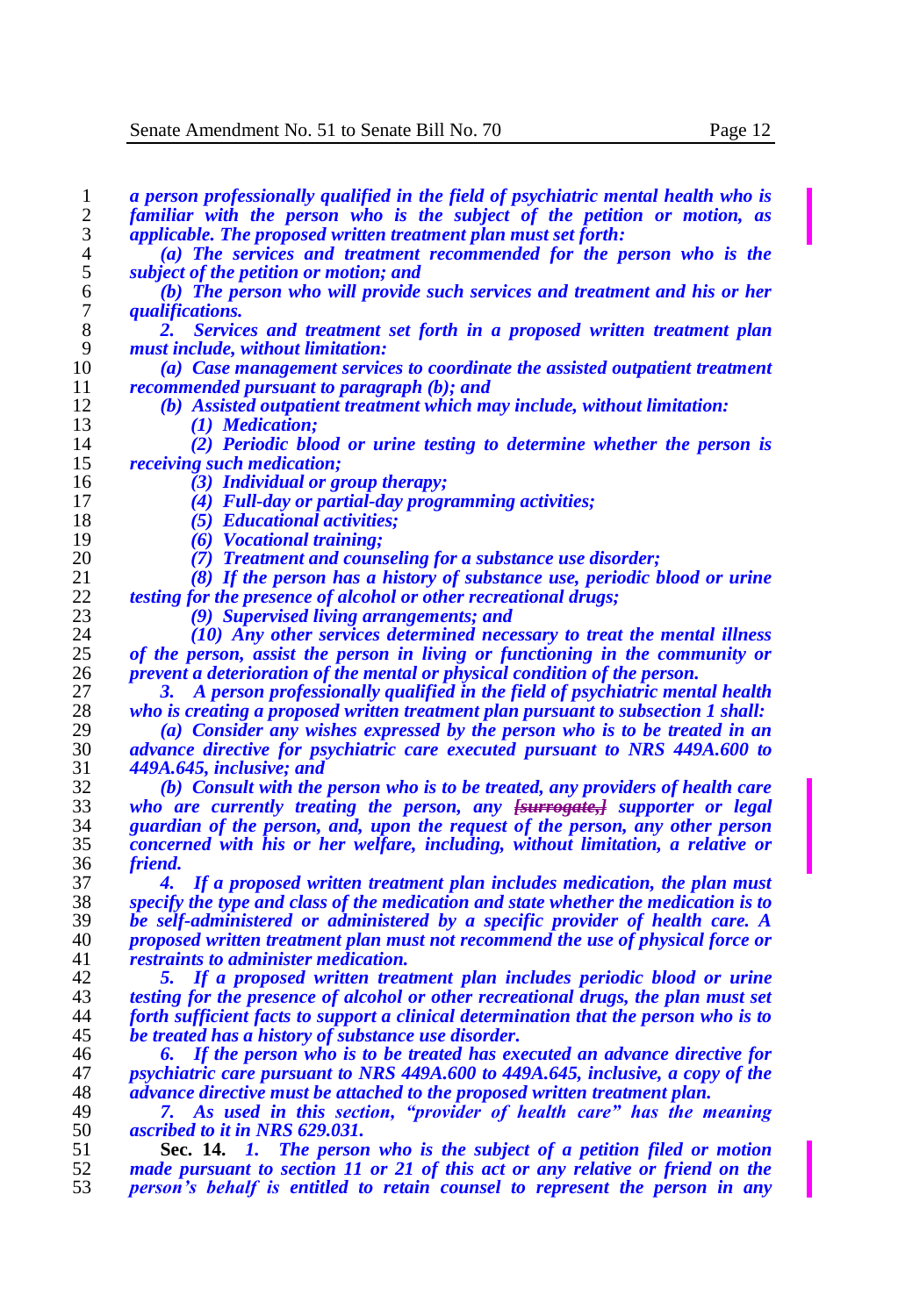***a person professionally qualified in the field of psychiatric mental health who is familiar with the person who is the subject of the petition or motion, as applicable. The proposed written treatment plan must set forth:***

***(a) The services and treatment recommended for the person who is the subject of the petition or motion; and***

***(b) The person who will provide such services and treatment and his or her qualifications.***

***2. Services and treatment set forth in a proposed written treatment plan must include, without limitation:***

***(a) Case management services to coordinate the assisted outpatient treatment recommended pursuant to paragraph (b); and***

***(b) Assisted outpatient treatment which may include, without limitation:***

***(1) Medication;***

***(2) Periodic blood or urine testing to determine whether the person is receiving such medication;***

***(3) Individual or group therapy;***

***(4) Full-day or partial-day programming activities;***

***(5) Educational activities;***

***(6) Vocational training;***

***(7) Treatment and counseling for a substance use disorder;***

***(8) If the person has a history of substance use, periodic blood or urine testing for the presence of alcohol or other recreational drugs;***

***(9) Supervised living arrangements; and***

***(10) Any other services determined necessary to treat the mental illness of the person, assist the person in living or functioning in the community or prevent a deterioration of the mental or physical condition of the person.***

***3. A person professionally qualified in the field of psychiatric mental health who is creating a proposed written treatment plan pursuant to subsection 1 shall:***

***(a) Consider any wishes expressed by the person who is to be treated in an advance directive for psychiatric care executed pursuant to NRS 449A.600 to 449A.645, inclusive; and***

***(b) Consult with the person who is to be treated, any providers of health care who are currently treating the person, any ~~[surrogate,]~~ supporter or legal guardian of the person, and, upon the request of the person, any other person concerned with his or her welfare, including, without limitation, a relative or friend.***

***4. If a proposed written treatment plan includes medication, the plan must specify the type and class of the medication and state whether the medication is to be self-administered or administered by a specific provider of health care. A proposed written treatment plan must not recommend the use of physical force or restraints to administer medication.***

***5. If a proposed written treatment plan includes periodic blood or urine testing for the presence of alcohol or other recreational drugs, the plan must set forth sufficient facts to support a clinical determination that the person who is to be treated has a history of substance use disorder.***

***6. If the person who is to be treated has executed an advance directive for psychiatric care pursuant to NRS 449A.600 to 449A.645, inclusive, a copy of the advance directive must be attached to the proposed written treatment plan.***

***7. As used in this section, "provider of health care" has the meaning ascribed to it in NRS 629.031.***

**Sec. 14.** ***1. The person who is the subject of a petition filed or motion made pursuant to section 11 or 21 of this act or any relative or friend on the person's behalf is entitled to retain counsel to represent the person in any***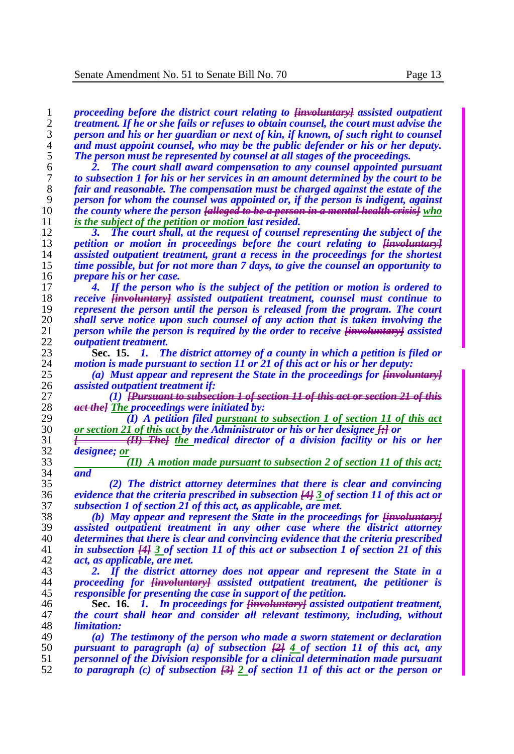*proceeding before the district court relating to ~~[involuntary]~~ assisted outpatient treatment. If he or she fails or refuses to obtain counsel, the court must advise the person and his or her guardian or next of kin, if known, of such right to counsel and must appoint counsel, who may be the public defender or his or her deputy. The person must be represented by counsel at all stages of the proceedings.*

*2. The court shall award compensation to any counsel appointed pursuant to subsection 1 for his or her services in an amount determined by the court to be fair and reasonable. The compensation must be charged against the estate of the person for whom the counsel was appointed or, if the person is indigent, against the county where the person ~~[alleged to be a person in a mental health crisis]~~ who is the subject of the petition or motion last resided.*

*3. The court shall, at the request of counsel representing the subject of the petition or motion in proceedings before the court relating to ~~[involuntary]~~ assisted outpatient treatment, grant a recess in the proceedings for the shortest time possible, but for not more than 7 days, to give the counsel an opportunity to prepare his or her case.*

*4. If the person who is the subject of the petition or motion is ordered to receive ~~[involuntary]~~ assisted outpatient treatment, counsel must continue to represent the person until the person is released from the program. The court shall serve notice upon such counsel of any action that is taken involving the person while the person is required by the order to receive ~~[involuntary]~~ assisted outpatient treatment.*

**Sec. 15.** *1. The district attorney of a county in which a petition is filed or motion is made pursuant to section 11 or 21 of this act or his or her deputy:*

*(a) Must appear and represent the State in the proceedings for ~~[involuntary]~~ assisted outpatient treatment if:*

*(1) ~~[Pursuant to subsection 1 of section 11 of this act or section 21 of this act the]~~ The proceedings were initiated by:*

*(I) A petition filed pursuant to subsection 1 of section 11 of this act or section 21 of this act by the Administrator or his or her designee ~~[;]~~ or ~~[(II) The]~~ the medical director of a division facility or his or her designee; or*

*(II) A motion made pursuant to subsection 2 of section 11 of this act; and*

*(2) The district attorney determines that there is clear and convincing evidence that the criteria prescribed in subsection ~~[4]~~ 3 of section 11 of this act or subsection 1 of section 21 of this act, as applicable, are met.*

*(b) May appear and represent the State in the proceedings for ~~[involuntary]~~ assisted outpatient treatment in any other case where the district attorney determines that there is clear and convincing evidence that the criteria prescribed in subsection ~~[4]~~ 3 of section 11 of this act or subsection 1 of section 21 of this act, as applicable, are met.*

*2. If the district attorney does not appear and represent the State in a proceeding for ~~[involuntary]~~ assisted outpatient treatment, the petitioner is responsible for presenting the case in support of the petition.*

**Sec. 16.** *1. In proceedings for ~~[involuntary]~~ assisted outpatient treatment, the court shall hear and consider all relevant testimony, including, without limitation:*

*(a) The testimony of the person who made a sworn statement or declaration pursuant to paragraph (a) of subsection ~~[2]~~ 4 of section 11 of this act, any personnel of the Division responsible for a clinical determination made pursuant to paragraph (c) of subsection ~~[3]~~ 2 of section 11 of this act or the person or*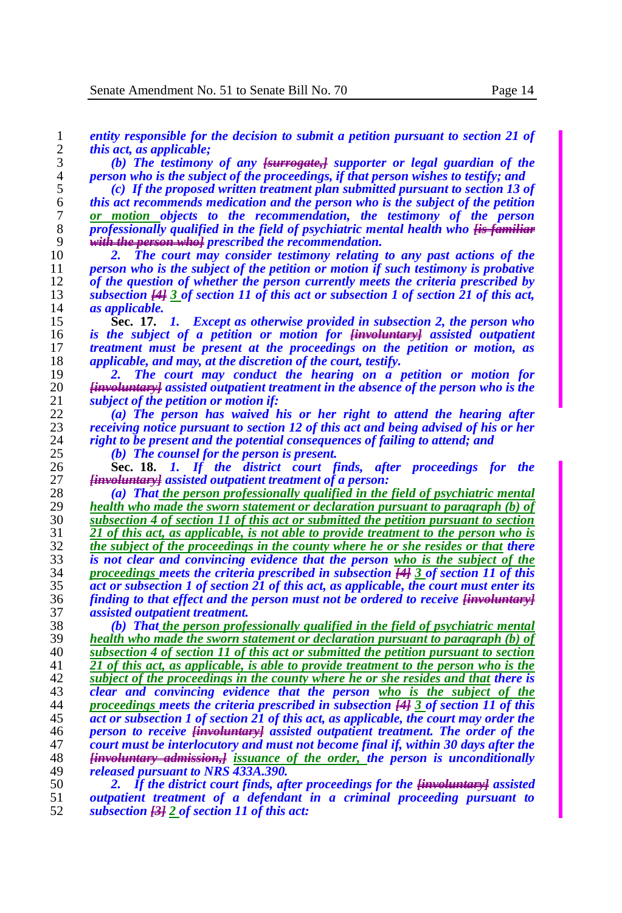*entity responsible for the decision to submit a petition pursuant to section 21 of this act, as applicable;*

*(b) The testimony of any ~~[surrogate,]~~ supporter or legal guardian of the person who is the subject of the proceedings, if that person wishes to testify; and*

*(c) If the proposed written treatment plan submitted pursuant to section 13 of this act recommends medication and the person who is the subject of the petition or motion objects to the recommendation, the testimony of the person professionally qualified in the field of psychiatric mental health who ~~[is familiar with the person who]~~ prescribed the recommendation.*

*2. The court may consider testimony relating to any past actions of the person who is the subject of the petition or motion if such testimony is probative of the question of whether the person currently meets the criteria prescribed by subsection ~~[4]~~ 3 of section 11 of this act or subsection 1 of section 21 of this act, as applicable.*

**Sec. 17.** *1. Except as otherwise provided in subsection 2, the person who is the subject of a petition or motion for ~~[involuntary]~~ assisted outpatient treatment must be present at the proceedings on the petition or motion, as applicable, and may, at the discretion of the court, testify.*

*2. The court may conduct the hearing on a petition or motion for ~~[involuntary]~~ assisted outpatient treatment in the absence of the person who is the subject of the petition or motion if:*

*(a) The person has waived his or her right to attend the hearing after receiving notice pursuant to section 12 of this act and being advised of his or her right to be present and the potential consequences of failing to attend; and*

*(b) The counsel for the person is present.*

**Sec. 18.** *1. If the district court finds, after proceedings for the ~~[involuntary]~~ assisted outpatient treatment of a person:*

*(a) That the person professionally qualified in the field of psychiatric mental health who made the sworn statement or declaration pursuant to paragraph (b) of subsection 4 of section 11 of this act or submitted the petition pursuant to section 21 of this act, as applicable, is not able to provide treatment to the person who is the subject of the proceedings in the county where he or she resides or that there is not clear and convincing evidence that the person who is the subject of the proceedings meets the criteria prescribed in subsection ~~[4]~~ 3 of section 11 of this act or subsection 1 of section 21 of this act, as applicable, the court must enter its finding to that effect and the person must not be ordered to receive ~~[involuntary]~~ assisted outpatient treatment.*

*(b) That the person professionally qualified in the field of psychiatric mental health who made the sworn statement or declaration pursuant to paragraph (b) of subsection 4 of section 11 of this act or submitted the petition pursuant to section 21 of this act, as applicable, is able to provide treatment to the person who is the subject of the proceedings in the county where he or she resides and that there is clear and convincing evidence that the person who is the subject of the proceedings meets the criteria prescribed in subsection ~~[4]~~ 3 of section 11 of this act or subsection 1 of section 21 of this act, as applicable, the court may order the person to receive ~~[involuntary]~~ assisted outpatient treatment. The order of the court must be interlocutory and must not become final if, within 30 days after the ~~[involuntary admission,]~~ issuance of the order, the person is unconditionally released pursuant to NRS 433A.390.*

*2. If the district court finds, after proceedings for the ~~[involuntary]~~ assisted outpatient treatment of a defendant in a criminal proceeding pursuant to subsection ~~[3]~~ 2 of section 11 of this act:*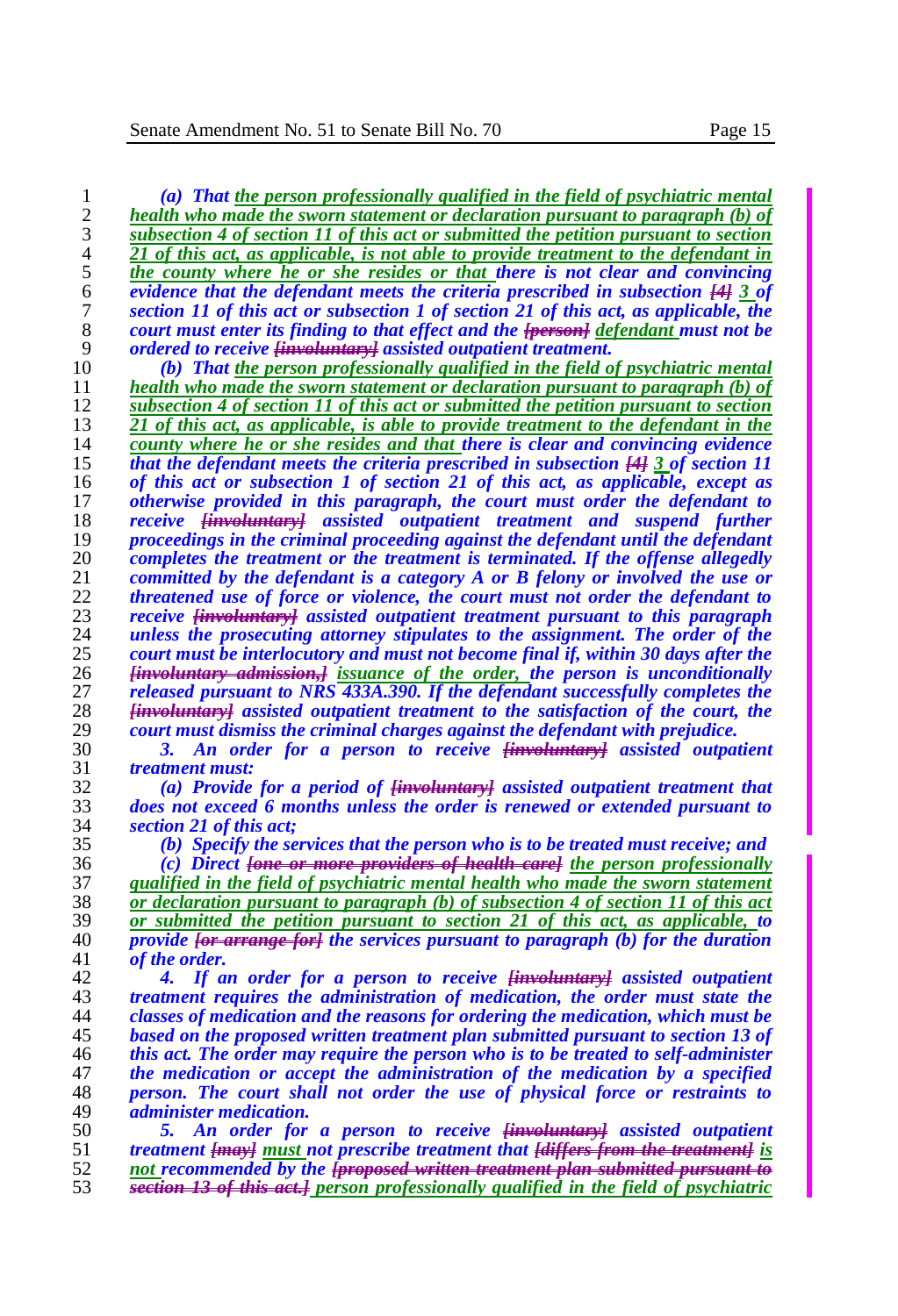*(a) That the person professionally qualified in the field of psychiatric mental health who made the sworn statement or declaration pursuant to paragraph (b) of subsection 4 of section 11 of this act or submitted the petition pursuant to section 21 of this act, as applicable, is not able to provide treatment to the defendant in the county where he or she resides or that there is not clear and convincing evidence that the defendant meets the criteria prescribed in subsection [4] 3 of section 11 of this act or subsection 1 of section 21 of this act, as applicable, the court must enter its finding to that effect and the [person] defendant must not be ordered to receive [involuntary] assisted outpatient treatment.*

*(b) That the person professionally qualified in the field of psychiatric mental health who made the sworn statement or declaration pursuant to paragraph (b) of subsection 4 of section 11 of this act or submitted the petition pursuant to section 21 of this act, as applicable, is able to provide treatment to the defendant in the county where he or she resides and that there is clear and convincing evidence that the defendant meets the criteria prescribed in subsection [4] 3 of section 11 of this act or subsection 1 of section 21 of this act, as applicable, except as otherwise provided in this paragraph, the court must order the defendant to receive [involuntary] assisted outpatient treatment and suspend further proceedings in the criminal proceeding against the defendant until the defendant completes the treatment or the treatment is terminated. If the offense allegedly committed by the defendant is a category A or B felony or involved the use or threatened use of force or violence, the court must not order the defendant to receive [involuntary] assisted outpatient treatment pursuant to this paragraph unless the prosecuting attorney stipulates to the assignment. The order of the court must be interlocutory and must not become final if, within 30 days after the [involuntary admission,] issuance of the order, the person is unconditionally released pursuant to NRS 433A.390. If the defendant successfully completes the [involuntary] assisted outpatient treatment to the satisfaction of the court, the court must dismiss the criminal charges against the defendant with prejudice.*

*3. An order for a person to receive [involuntary] assisted outpatient treatment must:*

*(a) Provide for a period of [involuntary] assisted outpatient treatment that does not exceed 6 months unless the order is renewed or extended pursuant to section 21 of this act;*

*(b) Specify the services that the person who is to be treated must receive; and*

*(c) Direct [one or more providers of health care] the person professionally qualified in the field of psychiatric mental health who made the sworn statement or declaration pursuant to paragraph (b) of subsection 4 of section 11 of this act or submitted the petition pursuant to section 21 of this act, as applicable, to provide [or arrange for] the services pursuant to paragraph (b) for the duration of the order.*

*4. If an order for a person to receive [involuntary] assisted outpatient treatment requires the administration of medication, the order must state the classes of medication and the reasons for ordering the medication, which must be based on the proposed written treatment plan submitted pursuant to section 13 of this act. The order may require the person who is to be treated to self-administer the medication or accept the administration of the medication by a specified person. The court shall not order the use of physical force or restraints to administer medication.*

*5. An order for a person to receive [involuntary] assisted outpatient treatment [may] must not prescribe treatment that [differs from the treatment] is not recommended by the [proposed written treatment plan submitted pursuant to section 13 of this act.] person professionally qualified in the field of psychiatric*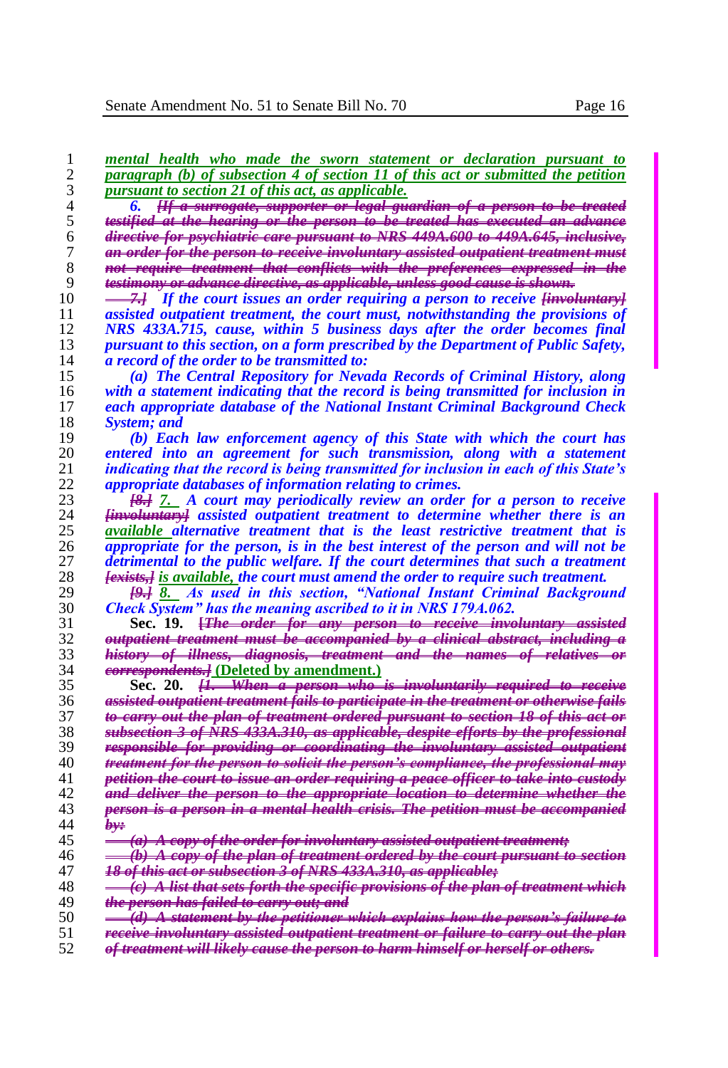mental health who made the sworn statement or declaration pursuant to paragraph (b) of subsection 4 of section 11 of this act or submitted the petition pursuant to section 21 of this act, as applicable.

*6. [If a surrogate, supporter or legal guardian of a person to be treated testified at the hearing or the person to be treated has executed an advance directive for psychiatric care pursuant to NRS 449A.600 to 449A.645, inclusive, an order for the person to receive involuntary assisted outpatient treatment must not require treatment that conflicts with the preferences expressed in the testimony or advance directive, as applicable, unless good cause is shown.*

*— 7.] If the court issues an order requiring a person to receive [involuntary] assisted outpatient treatment, the court must, notwithstanding the provisions of NRS 433A.715, cause, within 5 business days after the order becomes final pursuant to this section, on a form prescribed by the Department of Public Safety, a record of the order to be transmitted to:*

*(a) The Central Repository for Nevada Records of Criminal History, along with a statement indicating that the record is being transmitted for inclusion in each appropriate database of the National Instant Criminal Background Check System; and*

*(b) Each law enforcement agency of this State with which the court has entered into an agreement for such transmission, along with a statement indicating that the record is being transmitted for inclusion in each of this State's appropriate databases of information relating to crimes.*

*[8.] 7. A court may periodically review an order for a person to receive [involuntary] assisted outpatient treatment to determine whether there is an available alternative treatment that is the least restrictive treatment that is appropriate for the person, is in the best interest of the person and will not be detrimental to the public welfare. If the court determines that such a treatment [exists,] is available, the court must amend the order to require such treatment.*

*[9.] 8. As used in this section, "National Instant Criminal Background Check System" has the meaning ascribed to it in NRS 179A.062.*

**Sec. 19.** *[The order for any person to receive involuntary assisted outpatient treatment must be accompanied by a clinical abstract, including a history of illness, diagnosis, treatment and the names of relatives or correspondents.]* **(Deleted by amendment.)**

**Sec. 20.** *[1. When a person who is involuntarily required to receive assisted outpatient treatment fails to participate in the treatment or otherwise fails to carry out the plan of treatment ordered pursuant to section 18 of this act or subsection 3 of NRS 433A.310, as applicable, despite efforts by the professional responsible for providing or coordinating the involuntary assisted outpatient treatment for the person to solicit the person's compliance, the professional may petition the court to issue an order requiring a peace officer to take into custody and deliver the person to the appropriate location to determine whether the person is a person in a mental health crisis. The petition must be accompanied by:*

*— (a) A copy of the order for involuntary assisted outpatient treatment;*

*— (b) A copy of the plan of treatment ordered by the court pursuant to section 18 of this act or subsection 3 of NRS 433A.310, as applicable;*

*— (c) A list that sets forth the specific provisions of the plan of treatment which the person has failed to carry out; and*

*— (d) A statement by the petitioner which explains how the person's failure to receive involuntary assisted outpatient treatment or failure to carry out the plan of treatment will likely cause the person to harm himself or herself or others.*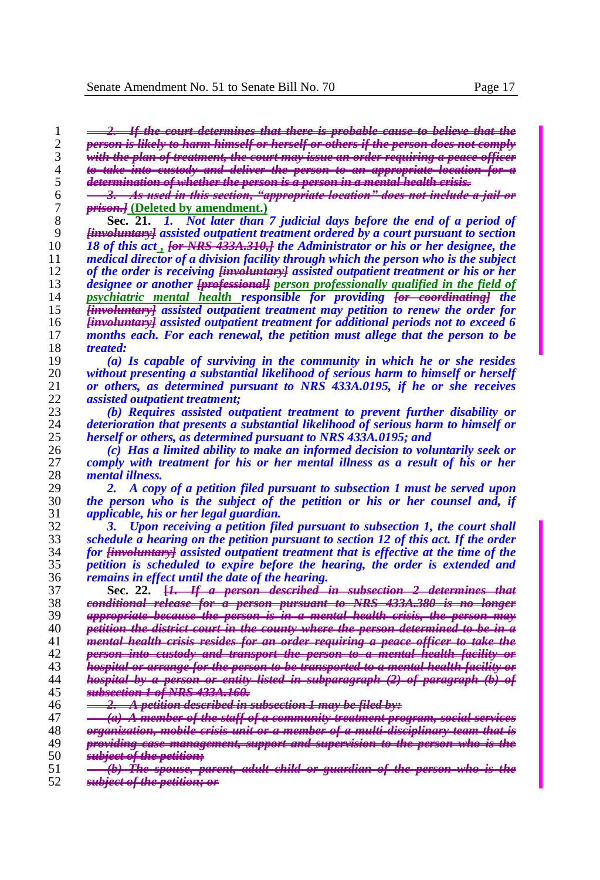~~*2. If the court determines that there is probable cause to believe that the person is likely to harm himself or herself or others if the person does not comply with the plan of treatment, the court may issue an order requiring a peace officer to take into custody and deliver the person to an appropriate location for a determination of whether the person is a person in a mental health crisis.*~~

~~*3. As used in this section, "appropriate location" does not include a jail or prison.]*~~ **(Deleted by amendment.)**

**Sec. 21.** ***1. Not later than 7 judicial days before the end of a period of*** ~~***[involuntary]***~~ ***assisted outpatient treatment ordered by a court pursuant to section 18 of this act*** **,** ~~***[or NRS 433A.310,]***~~ ***the Administrator or his or her designee, the medical director of a division facility through which the person who is the subject of the order is receiving*** ~~***[involuntary]***~~ ***assisted outpatient treatment or his or her designee or another*** ~~***[professional]***~~ **person professionally qualified in the field of psychiatric mental health** ***responsible for providing*** ~~***[or coordinating]***~~ ***the*** ~~***[involuntary]***~~ ***assisted outpatient treatment may petition to renew the order for*** ~~***[involuntary]***~~ ***assisted outpatient treatment for additional periods not to exceed 6 months each. For each renewal, the petition must allege that the person to be treated:***

***(a) Is capable of surviving in the community in which he or she resides without presenting a substantial likelihood of serious harm to himself or herself or others, as determined pursuant to NRS 433A.0195, if he or she receives assisted outpatient treatment;***

***(b) Requires assisted outpatient treatment to prevent further disability or deterioration that presents a substantial likelihood of serious harm to himself or herself or others, as determined pursuant to NRS 433A.0195; and***

***(c) Has a limited ability to make an informed decision to voluntarily seek or comply with treatment for his or her mental illness as a result of his or her mental illness.***

***2. A copy of a petition filed pursuant to subsection 1 must be served upon the person who is the subject of the petition or his or her counsel and, if applicable, his or her legal guardian.***

***3. Upon receiving a petition filed pursuant to subsection 1, the court shall schedule a hearing on the petition pursuant to section 12 of this act. If the order for*** ~~***[involuntary]***~~ ***assisted outpatient treatment that is effective at the time of the petition is scheduled to expire before the hearing, the order is extended and remains in effect until the date of the hearing.***

**Sec. 22.** ~~***[1. If a person described in subsection 2 determines that conditional release for a person pursuant to NRS 433A.380 is no longer appropriate because the person is in a mental health crisis, the person may petition the district court in the county where the person determined to be in a mental health crisis resides for an order requiring a peace officer to take the person into custody and transport the person to a mental health facility or hospital or arrange for the person to be transported to a mental health facility or hospital by a person or entity listed in subparagraph (2) of paragraph (b) of subsection 1 of NRS 433A.160.***~~

~~***2. A petition described in subsection 1 may be filed by:***~~

~~***(a) A member of the staff of a community treatment program, social services organization, mobile crisis unit or a member of a multi-disciplinary team that is providing case management, support and supervision to the person who is the subject of the petition;***~~

~~***(b) The spouse, parent, adult child or guardian of the person who is the subject of the petition; or***~~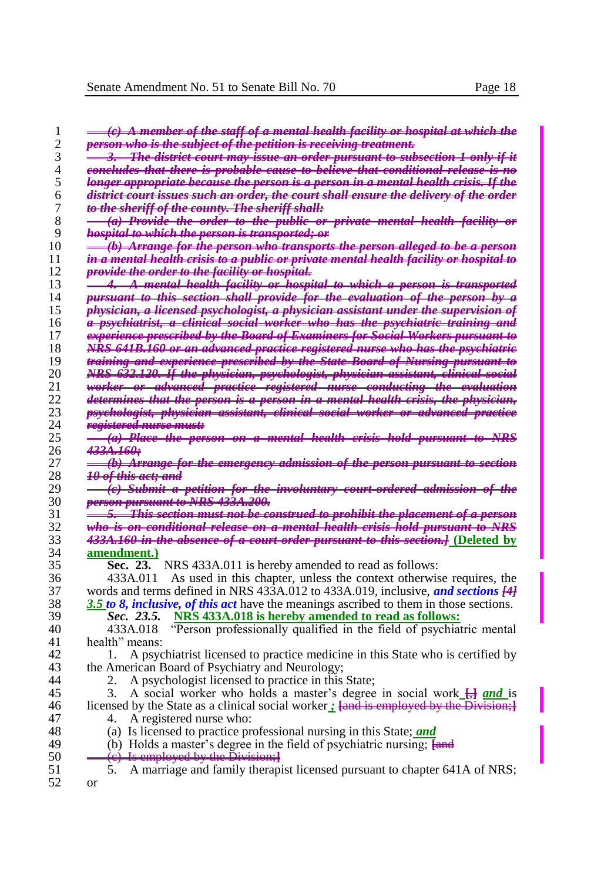~~(c) A member of the staff of a mental health facility or hospital at which the person who is the subject of the petition is receiving treatment.~~

~~3. The district court may issue an order pursuant to subsection 1 only if it concludes that there is probable cause to believe that conditional release is no longer appropriate because the person is a person in a mental health crisis. If the district court issues such an order, the court shall ensure the delivery of the order to the sheriff of the county. The sheriff shall:~~

~~(a) Provide the order to the public or private mental health facility or hospital to which the person is transported; or~~

~~(b) Arrange for the person who transports the person alleged to be a person in a mental health crisis to a public or private mental health facility or hospital to provide the order to the facility or hospital.~~

~~4. A mental health facility or hospital to which a person is transported pursuant to this section shall provide for the evaluation of the person by a physician, a licensed psychologist, a physician assistant under the supervision of a psychiatrist, a clinical social worker who has the psychiatric training and experience prescribed by the Board of Examiners for Social Workers pursuant to NRS 641B.160 or an advanced practice registered nurse who has the psychiatric training and experience prescribed by the State Board of Nursing pursuant to NRS 632.120. If the physician, psychologist, physician assistant, clinical social worker or advanced practice registered nurse conducting the evaluation determines that the person is a person in a mental health crisis, the physician, psychologist, physician assistant, clinical social worker or advanced practice registered nurse must:~~

~~(a) Place the person on a mental health crisis hold pursuant to NRS 433A.160;~~

~~(b) Arrange for the emergency admission of the person pursuant to section 10 of this act; and~~

~~(c) Submit a petition for the involuntary court-ordered admission of the person pursuant to NRS 433A.200.~~

~~5. This section must not be construed to prohibit the placement of a person who is on conditional release on a mental health crisis hold pursuant to NRS 433A.160 in the absence of a court order pursuant to this section.]~~ **(Deleted by amendment.)**

**Sec. 23.** NRS 433A.011 is hereby amended to read as follows:

433A.011 As used in this chapter, unless the context otherwise requires, the words and terms defined in NRS 433A.012 to 433A.019, inclusive, ***and sections [4] 3.5 to 8, inclusive, of this act*** have the meanings ascribed to them in those sections.

***Sec. 23.5.*** **NRS 433A.018 is hereby amended to read as follows:**

433A.018 "Person professionally qualified in the field of psychiatric mental health" means:

1. A psychiatrist licensed to practice medicine in this State who is certified by the American Board of Psychiatry and Neurology;

2. A psychologist licensed to practice in this State;

3. A social worker who holds a master's degree in social work [,] ***and*** is licensed by the State as a clinical social worker ***;*** [and is employed by the Division;]

4. A registered nurse who:

(a) Is licensed to practice professional nursing in this State; ***and***

(b) Holds a master's degree in the field of psychiatric nursing; [and

(c) Is employed by the Division;]

5. A marriage and family therapist licensed pursuant to chapter 641A of NRS; or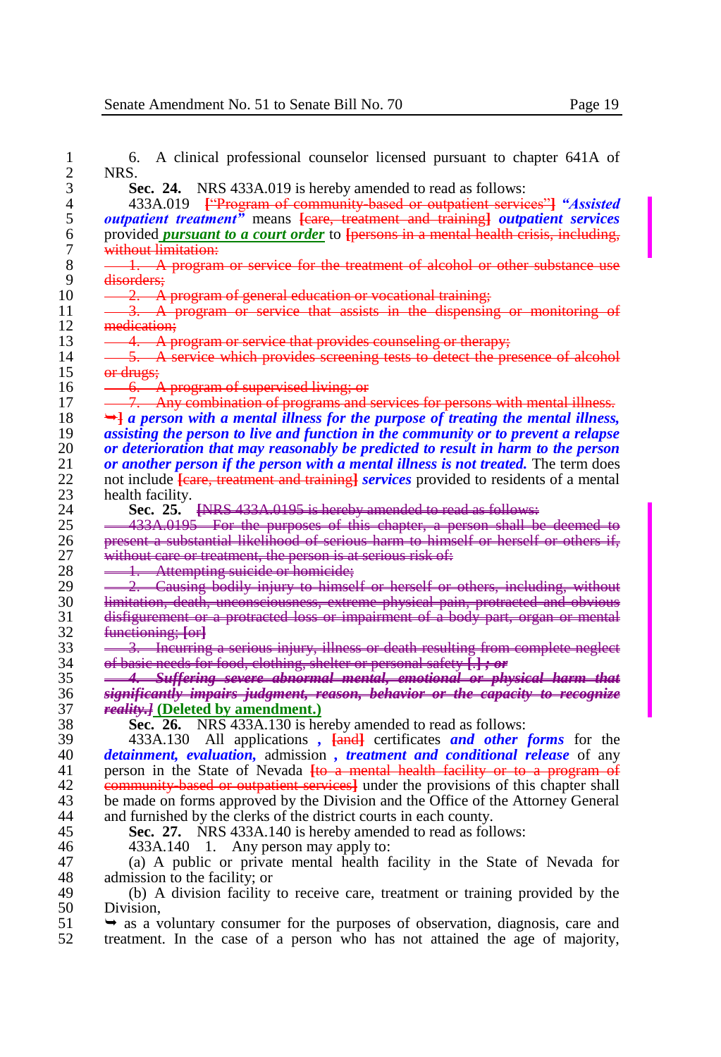6. A clinical professional counselor licensed pursuant to chapter 641A of NRS.

**Sec. 24.** NRS 433A.019 is hereby amended to read as follows:

433A.019 ~~["Program of community-based or outpatient services"]~~ ***"Assisted outpatient treatment"*** means ~~[care, treatment and training]~~ ***outpatient services*** provided ***pursuant to a court order*** to ~~[persons in a mental health crisis, including, without limitation:~~

~~1. A program or service for the treatment of alcohol or other substance use disorders;~~

~~2. A program of general education or vocational training;~~

~~3. A program or service that assists in the dispensing or monitoring of medication;~~

~~4. A program or service that provides counseling or therapy;~~

~~5. A service which provides screening tests to detect the presence of alcohol or drugs;~~

~~6. A program of supervised living; or~~

~~7. Any combination of programs and services for persons with mental illness.~~

~~➥]~~ ***a person with a mental illness for the purpose of treating the mental illness, assisting the person to live and function in the community or to prevent a relapse or deterioration that may reasonably be predicted to result in harm to the person or another person if the person with a mental illness is not treated.*** The term does not include ~~[care, treatment and training]~~ ***services*** provided to residents of a mental health facility.

**Sec. 25.** ~~[NRS 433A.0195 is hereby amended to read as follows:~~

~~433A.0195 For the purposes of this chapter, a person shall be deemed to present a substantial likelihood of serious harm to himself or herself or others if, without care or treatment, the person is at serious risk of:~~

~~1. Attempting suicide or homicide;~~

~~2. Causing bodily injury to himself or herself or others, including, without limitation, death, unconsciousness, extreme physical pain, protracted and obvious disfigurement or a protracted loss or impairment of a body part, organ or mental functioning; [or]~~

~~3. Incurring a serious injury, illness or death resulting from complete neglect of basic needs for food, clothing, shelter or personal safety [.] ; or~~

~~4. Suffering severe abnormal mental, emotional or physical harm that significantly impairs judgment, reason, behavior or the capacity to recognize reality.]~~ **(Deleted by amendment.)**

**Sec. 26.** NRS 433A.130 is hereby amended to read as follows:

433A.130 All applications ***,*** ~~[and]~~ certificates ***and other forms*** for the ***detainment, evaluation,*** admission ***, treatment and conditional release*** of any person in the State of Nevada ~~[to a mental health facility or to a program of community-based or outpatient services]~~ under the provisions of this chapter shall be made on forms approved by the Division and the Office of the Attorney General and furnished by the clerks of the district courts in each county.

**Sec. 27.** NRS 433A.140 is hereby amended to read as follows:

433A.140 1. Any person may apply to:

(a) A public or private mental health facility in the State of Nevada for admission to the facility; or

(b) A division facility to receive care, treatment or training provided by the Division,

➥ as a voluntary consumer for the purposes of observation, diagnosis, care and treatment. In the case of a person who has not attained the age of majority,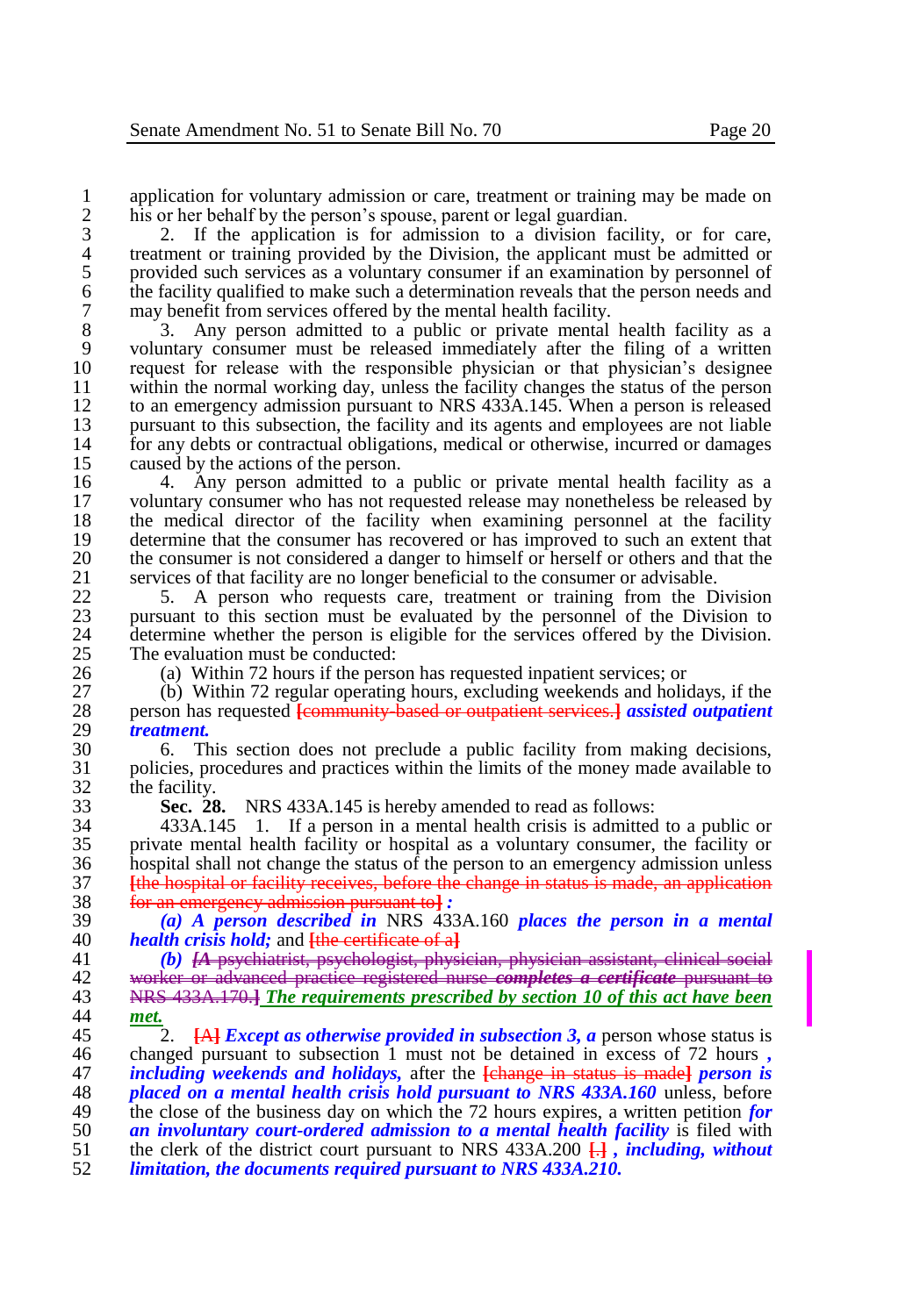application for voluntary admission or care, treatment or training may be made on his or her behalf by the person's spouse, parent or legal guardian.

2. If the application is for admission to a division facility, or for care, treatment or training provided by the Division, the applicant must be admitted or provided such services as a voluntary consumer if an examination by personnel of the facility qualified to make such a determination reveals that the person needs and may benefit from services offered by the mental health facility.

3. Any person admitted to a public or private mental health facility as a voluntary consumer must be released immediately after the filing of a written request for release with the responsible physician or that physician's designee within the normal working day, unless the facility changes the status of the person to an emergency admission pursuant to NRS 433A.145. When a person is released pursuant to this subsection, the facility and its agents and employees are not liable for any debts or contractual obligations, medical or otherwise, incurred or damages caused by the actions of the person.

4. Any person admitted to a public or private mental health facility as a voluntary consumer who has not requested release may nonetheless be released by the medical director of the facility when examining personnel at the facility determine that the consumer has recovered or has improved to such an extent that the consumer is not considered a danger to himself or herself or others and that the services of that facility are no longer beneficial to the consumer or advisable.

5. A person who requests care, treatment or training from the Division pursuant to this section must be evaluated by the personnel of the Division to determine whether the person is eligible for the services offered by the Division. The evaluation must be conducted:

(a) Within 72 hours if the person has requested inpatient services; or

(b) Within 72 regular operating hours, excluding weekends and holidays, if the person has requested ~~[community-based or outpatient services.]~~ ***assisted outpatient treatment.***

6. This section does not preclude a public facility from making decisions, policies, procedures and practices within the limits of the money made available to the facility.

**Sec. 28.** NRS 433A.145 is hereby amended to read as follows:

433A.145 1. If a person in a mental health crisis is admitted to a public or private mental health facility or hospital as a voluntary consumer, the facility or hospital shall not change the status of the person to an emergency admission unless ~~[the hospital or facility receives, before the change in status is made, an application for an emergency admission pursuant to]~~ ***:***

***(a) A person described in*** NRS 433A.160 ***places the person in a mental health crisis hold;*** and ~~[the certificate of a]~~

***(b)*** ~~[A psychiatrist, psychologist, physician, physician assistant, clinical social worker or advanced practice registered nurse *completes a certificate* pursuant to NRS 433A.170.]~~ ***The requirements prescribed by section 10 of this act have been met.***

2. ~~[A]~~ ***Except as otherwise provided in subsection 3, a*** person whose status is changed pursuant to subsection 1 must not be detained in excess of 72 hours ***, including weekends and holidays,*** after the ~~[change in status is made]~~ ***person is placed on a mental health crisis hold pursuant to NRS 433A.160*** unless, before the close of the business day on which the 72 hours expires, a written petition ***for an involuntary court-ordered admission to a mental health facility*** is filed with the clerk of the district court pursuant to NRS 433A.200 ~~[.]~~ ***, including, without limitation, the documents required pursuant to NRS 433A.210.***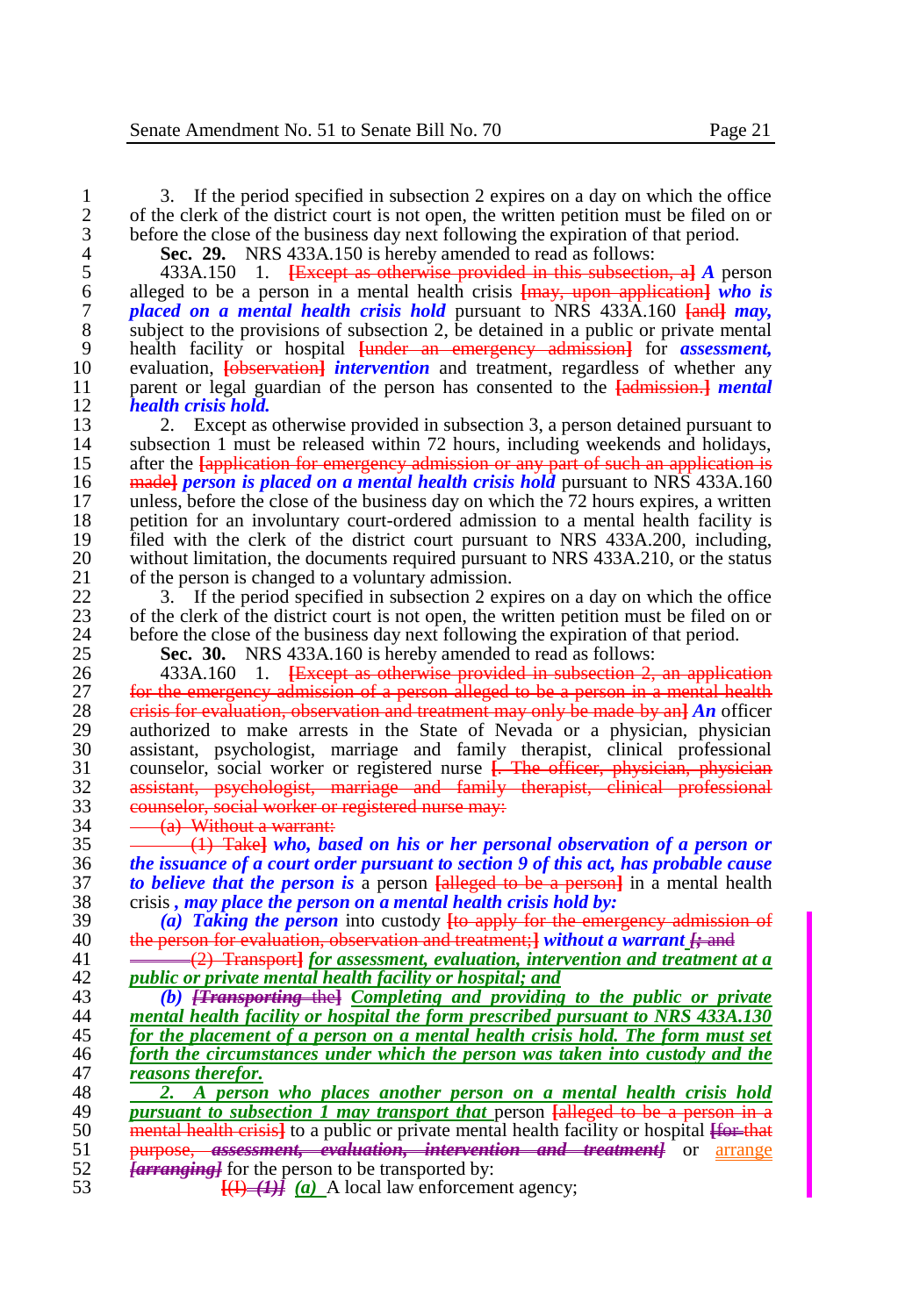3. If the period specified in subsection 2 expires on a day on which the office of the clerk of the district court is not open, the written petition must be filed on or before the close of the business day next following the expiration of that period.

**Sec. 29.** NRS 433A.150 is hereby amended to read as follows:

433A.150 1. ~~[Except as otherwise provided in this subsection, a]~~ ***A*** person alleged to be a person in a mental health crisis ~~[may, upon application]~~ ***who is placed on a mental health crisis hold*** pursuant to NRS 433A.160 ~~[and]~~ ***may,*** subject to the provisions of subsection 2, be detained in a public or private mental health facility or hospital ~~[under an emergency admission]~~ for ***assessment,*** evaluation, ~~[observation]~~ ***intervention*** and treatment, regardless of whether any parent or legal guardian of the person has consented to the ~~[admission.]~~ ***mental health crisis hold.***

2. Except as otherwise provided in subsection 3, a person detained pursuant to subsection 1 must be released within 72 hours, including weekends and holidays, after the ~~[application for emergency admission or any part of such an application is made]~~ ***person is placed on a mental health crisis hold*** pursuant to NRS 433A.160 unless, before the close of the business day on which the 72 hours expires, a written petition for an involuntary court-ordered admission to a mental health facility is filed with the clerk of the district court pursuant to NRS 433A.200, including, without limitation, the documents required pursuant to NRS 433A.210, or the status of the person is changed to a voluntary admission.

3. If the period specified in subsection 2 expires on a day on which the office of the clerk of the district court is not open, the written petition must be filed on or before the close of the business day next following the expiration of that period.

**Sec. 30.** NRS 433A.160 is hereby amended to read as follows:

433A.160 1. ~~[Except as otherwise provided in subsection 2, an application for the emergency admission of a person alleged to be a person in a mental health crisis for evaluation, observation and treatment may only be made by an]~~ ***An*** officer authorized to make arrests in the State of Nevada or a physician, physician assistant, psychologist, marriage and family therapist, clinical professional counselor, social worker or registered nurse ~~[. The officer, physician, physician assistant, psychologist, marriage and family therapist, clinical professional counselor, social worker or registered nurse may:~~

~~(a) Without a warrant:~~

~~(1) Take]~~ ***who, based on his or her personal observation of a person or the issuance of a court order pursuant to section 9 of this act, has probable cause to believe that the person is*** a person ~~[alleged to be a person]~~ in a mental health crisis ***, may place the person on a mental health crisis hold by:***

***(a) Taking the person*** into custody ~~[to apply for the emergency admission of the person for evaluation, observation and treatment;]~~ ***without a warrant*** ~~[; and~~

~~(2) Transport]~~ ***for assessment, evaluation, intervention and treatment at a public or private mental health facility or hospital; and***

***(b)*** ~~[*Transporting* the]~~ ***Completing and providing to the public or private mental health facility or hospital the form prescribed pursuant to NRS 433A.130 for the placement of a person on a mental health crisis hold. The form must set forth the circumstances under which the person was taken into custody and the reasons therefor.***

***2. A person who places another person on a mental health crisis hold pursuant to subsection 1 may transport that*** person ~~[alleged to be a person in a mental health crisis]~~ to a public or private mental health facility or hospital ~~[for that purpose, *assessment, evaluation, intervention and treatment*]~~ or arrange ~~[*arranging*]~~ for the person to be transported by:

~~[(I) *(1)*]~~ ***(a)*** A local law enforcement agency;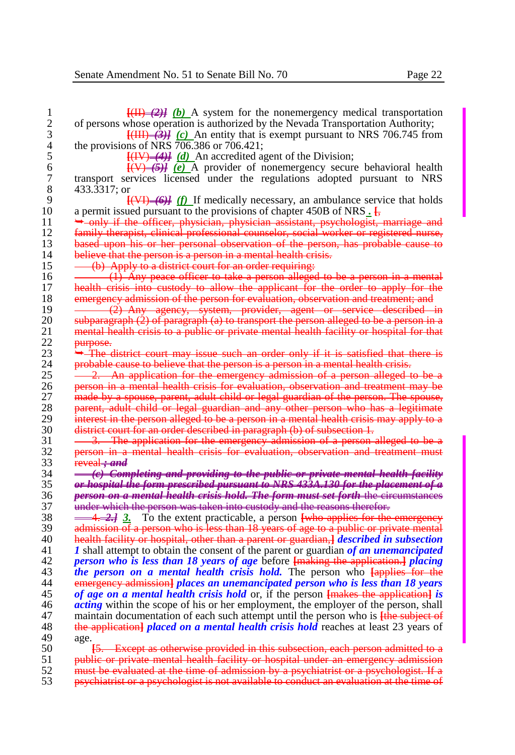[(II) *(2)]* ***(b)*** A system for the nonemergency medical transportation of persons whose operation is authorized by the Nevada Transportation Authority;

[(III) *(3)]* ***(c)*** An entity that is exempt pursuant to NRS 706.745 from the provisions of NRS 706.386 or 706.421;

[(IV) *(4)]* ***(d)*** An accredited agent of the Division;

[(V) *(5)]* ***(e)*** A provider of nonemergency secure behavioral health transport services licensed under the regulations adopted pursuant to NRS 433.3317; or

[(VI) *(6)]* ***(f)*** If medically necessary, an ambulance service that holds a permit issued pursuant to the provisions of chapter 450B of NRS ***.*** [,

➥ only if the officer, physician, physician assistant, psychologist, marriage and family therapist, clinical professional counselor, social worker or registered nurse, based upon his or her personal observation of the person, has probable cause to believe that the person is a person in a mental health crisis.

(b) Apply to a district court for an order requiring:

(1) Any peace officer to take a person alleged to be a person in a mental health crisis into custody to allow the applicant for the order to apply for the emergency admission of the person for evaluation, observation and treatment; and

(2) Any agency, system, provider, agent or service described in subparagraph (2) of paragraph (a) to transport the person alleged to be a person in a mental health crisis to a public or private mental health facility or hospital for that purpose.

➥ The district court may issue such an order only if it is satisfied that there is probable cause to believe that the person is a person in a mental health crisis.

2. An application for the emergency admission of a person alleged to be a person in a mental health crisis for evaluation, observation and treatment may be made by a spouse, parent, adult child or legal guardian of the person. The spouse, parent, adult child or legal guardian and any other person who has a legitimate interest in the person alleged to be a person in a mental health crisis may apply to a district court for an order described in paragraph (b) of subsection 1.

3. The application for the emergency admission of a person alleged to be a person in a mental health crisis for evaluation, observation and treatment must reveal *; and*

*(c) Completing and providing to the public or private mental health facility or hospital the form prescribed pursuant to NRS 433A.130 for the placement of a person on a mental health crisis hold. The form must set forth* the circumstances under which the person was taken into custody and the reasons therefor.

4. *2.]* ***3.*** To the extent practicable, a person [who applies for the emergency admission of a person who is less than 18 years of age to a public or private mental health facility or hospital, other than a parent or guardian,] ***described in subsection 1*** shall attempt to obtain the consent of the parent or guardian ***of an unemancipated person who is less than 18 years of age*** before [making the application.] ***placing the person on a mental health crisis hold.*** The person who [applies for the emergency admission] ***places an unemancipated person who is less than 18 years of age on a mental health crisis hold*** or, if the person [makes the application] ***is acting*** within the scope of his or her employment, the employer of the person, shall maintain documentation of each such attempt until the person who is [the subject of the application] ***placed on a mental health crisis hold*** reaches at least 23 years of age.

[5. Except as otherwise provided in this subsection, each person admitted to a public or private mental health facility or hospital under an emergency admission must be evaluated at the time of admission by a psychiatrist or a psychologist. If a psychiatrist or a psychologist is not available to conduct an evaluation at the time of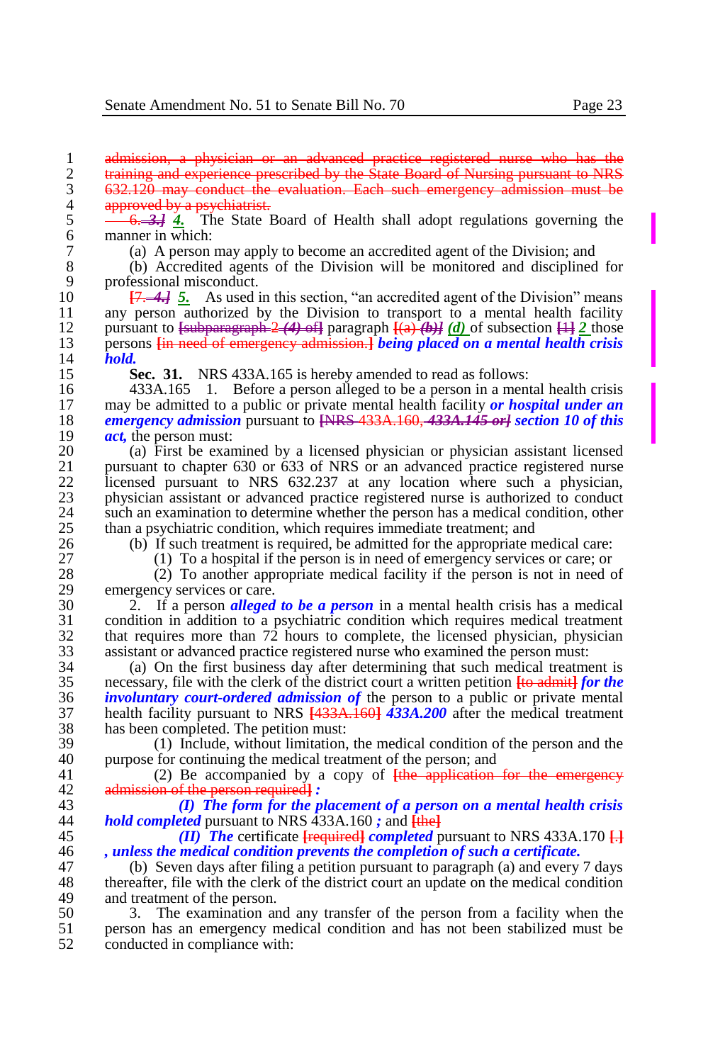~~admission, a physician or an advanced practice registered nurse who has the training and experience prescribed by the State Board of Nursing pursuant to NRS 632.120 may conduct the evaluation. Each such emergency admission must be approved by a psychiatrist.~~

~~6.~~ ~~*3.*~~ ***4.*** The State Board of Health shall adopt regulations governing the manner in which:

(a) A person may apply to become an accredited agent of the Division; and

(b) Accredited agents of the Division will be monitored and disciplined for professional misconduct.

[~~7.~~ ~~*4.*~~] ***5.*** As used in this section, "an accredited agent of the Division" means any person authorized by the Division to transport to a mental health facility pursuant to [~~subparagraph 2~~ ~~*(4)*~~ ~~of~~] paragraph [~~(a)~~ ~~*(b)*~~] ***(d)*** of subsection [~~1~~] ***2*** those persons [~~in need of emergency admission.~~] ***being placed on a mental health crisis hold.***

**Sec. 31.** NRS 433A.165 is hereby amended to read as follows:

433A.165 1. Before a person alleged to be a person in a mental health crisis may be admitted to a public or private mental health facility ***or hospital under an emergency admission*** pursuant to [~~NRS 433A.160,~~ ~~*433A.145 or*~~] ***section 10 of this act,*** the person must:

(a) First be examined by a licensed physician or physician assistant licensed pursuant to chapter 630 or 633 of NRS or an advanced practice registered nurse licensed pursuant to NRS 632.237 at any location where such a physician, physician assistant or advanced practice registered nurse is authorized to conduct such an examination to determine whether the person has a medical condition, other than a psychiatric condition, which requires immediate treatment; and

(b) If such treatment is required, be admitted for the appropriate medical care:

(1) To a hospital if the person is in need of emergency services or care; or

(2) To another appropriate medical facility if the person is not in need of emergency services or care.

2. If a person ***alleged to be a person*** in a mental health crisis has a medical condition in addition to a psychiatric condition which requires medical treatment that requires more than 72 hours to complete, the licensed physician, physician assistant or advanced practice registered nurse who examined the person must:

(a) On the first business day after determining that such medical treatment is necessary, file with the clerk of the district court a written petition [~~to admit~~] ***for the involuntary court-ordered admission of*** the person to a public or private mental health facility pursuant to NRS [~~433A.160~~] ***433A.200*** after the medical treatment has been completed. The petition must:

(1) Include, without limitation, the medical condition of the person and the purpose for continuing the medical treatment of the person; and

(2) Be accompanied by a copy of [~~the application for the emergency admission of the person required~~] ***:***

***(I) The form for the placement of a person on a mental health crisis hold completed*** pursuant to NRS 433A.160 ***;*** and [~~the~~]

***(II) The*** certificate [~~required~~] ***completed*** pursuant to NRS 433A.170 [~~.~~] ***, unless the medical condition prevents the completion of such a certificate.***

(b) Seven days after filing a petition pursuant to paragraph (a) and every 7 days thereafter, file with the clerk of the district court an update on the medical condition and treatment of the person.

3. The examination and any transfer of the person from a facility when the person has an emergency medical condition and has not been stabilized must be conducted in compliance with: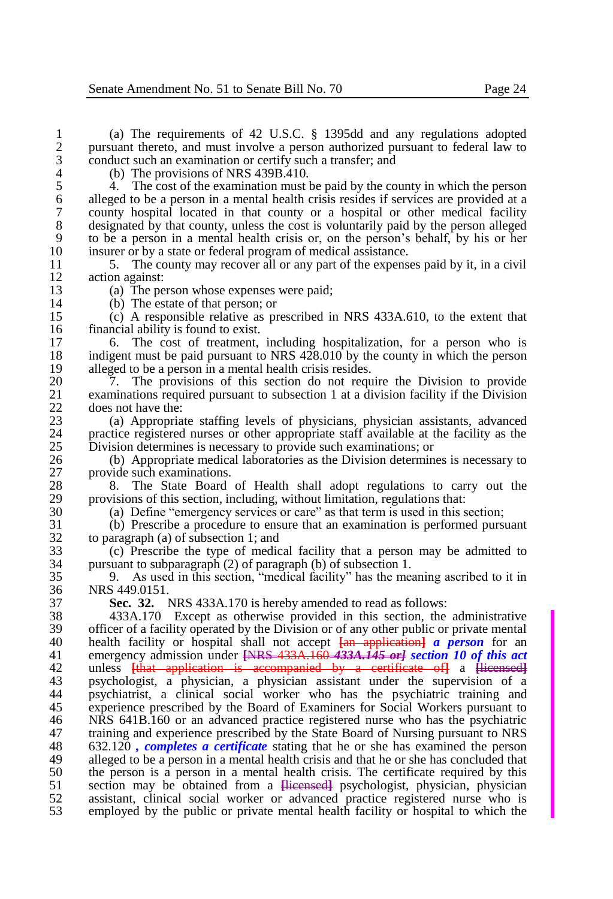(a) The requirements of 42 U.S.C. § 1395dd and any regulations adopted pursuant thereto, and must involve a person authorized pursuant to federal law to conduct such an examination or certify such a transfer; and

(b) The provisions of NRS 439B.410.

4. The cost of the examination must be paid by the county in which the person alleged to be a person in a mental health crisis resides if services are provided at a county hospital located in that county or a hospital or other medical facility designated by that county, unless the cost is voluntarily paid by the person alleged to be a person in a mental health crisis or, on the person's behalf, by his or her insurer or by a state or federal program of medical assistance.

5. The county may recover all or any part of the expenses paid by it, in a civil action against:

(a) The person whose expenses were paid;

(b) The estate of that person; or

(c) A responsible relative as prescribed in NRS 433A.610, to the extent that financial ability is found to exist.

6. The cost of treatment, including hospitalization, for a person who is indigent must be paid pursuant to NRS 428.010 by the county in which the person alleged to be a person in a mental health crisis resides.

7. The provisions of this section do not require the Division to provide examinations required pursuant to subsection 1 at a division facility if the Division does not have the:

(a) Appropriate staffing levels of physicians, physician assistants, advanced practice registered nurses or other appropriate staff available at the facility as the Division determines is necessary to provide such examinations; or

(b) Appropriate medical laboratories as the Division determines is necessary to provide such examinations.

8. The State Board of Health shall adopt regulations to carry out the provisions of this section, including, without limitation, regulations that:

(a) Define "emergency services or care" as that term is used in this section;

(b) Prescribe a procedure to ensure that an examination is performed pursuant to paragraph (a) of subsection 1; and

(c) Prescribe the type of medical facility that a person may be admitted to pursuant to subparagraph (2) of paragraph (b) of subsection 1.

9. As used in this section, "medical facility" has the meaning ascribed to it in NRS 449.0151.

**Sec. 32.** NRS 433A.170 is hereby amended to read as follows:

433A.170 Except as otherwise provided in this section, the administrative officer of a facility operated by the Division or of any other public or private mental health facility or hospital shall not accept [an application] ***a person*** for an emergency admission under [NRS 433A.160 *433A.145 or*] ***section 10 of this act*** unless [that application is accompanied by a certificate of] a [licensed] psychologist, a physician, a physician assistant under the supervision of a psychiatrist, a clinical social worker who has the psychiatric training and experience prescribed by the Board of Examiners for Social Workers pursuant to NRS 641B.160 or an advanced practice registered nurse who has the psychiatric training and experience prescribed by the State Board of Nursing pursuant to NRS 632.120 ***, completes a certificate*** stating that he or she has examined the person alleged to be a person in a mental health crisis and that he or she has concluded that the person is a person in a mental health crisis. The certificate required by this section may be obtained from a [licensed] psychologist, physician, physician assistant, clinical social worker or advanced practice registered nurse who is employed by the public or private mental health facility or hospital to which the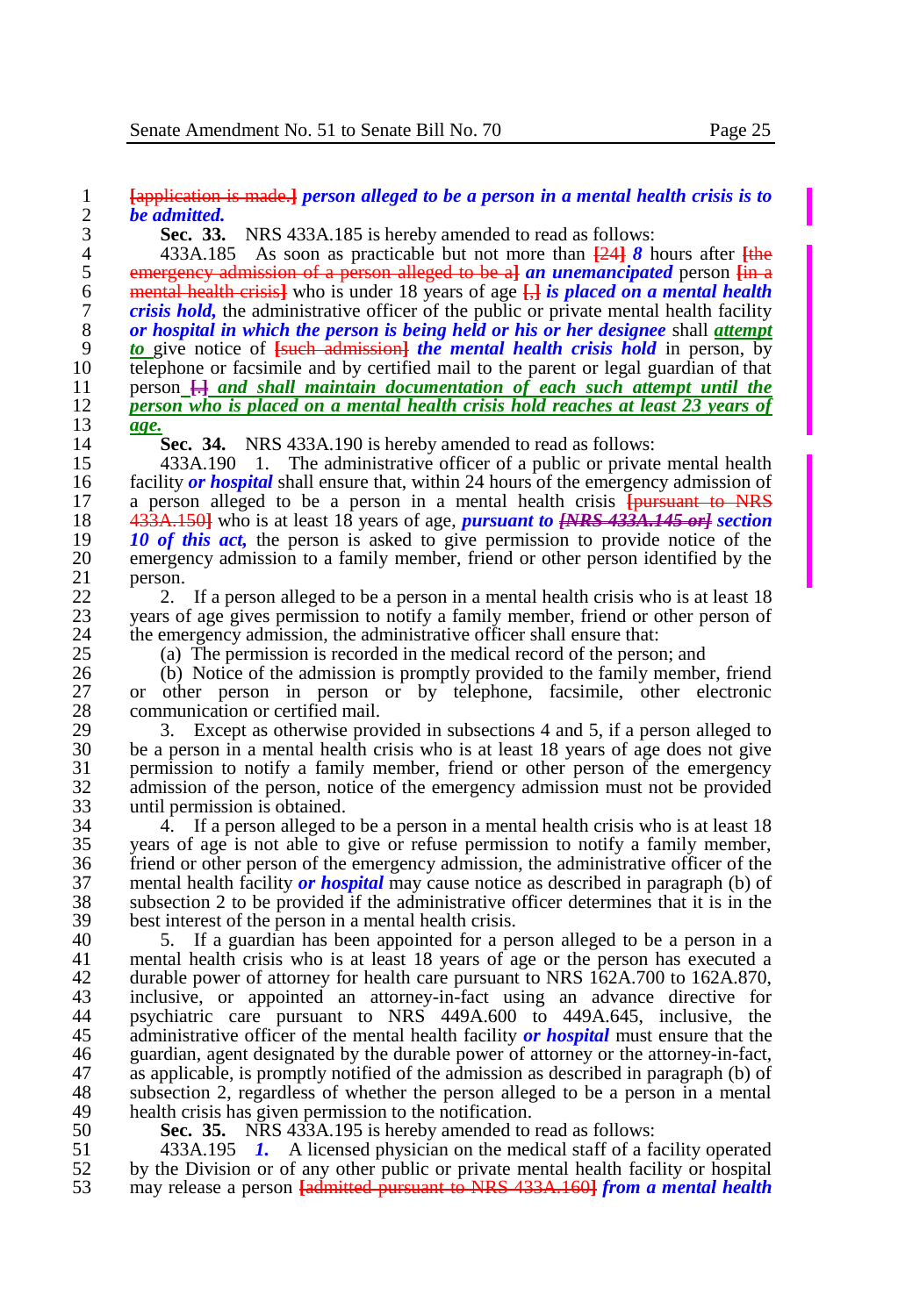[application is made.] ***person alleged to be a person in a mental health crisis is to be admitted.***

**Sec. 33.** NRS 433A.185 is hereby amended to read as follows:

433A.185 As soon as practicable but not more than [24] ***8*** hours after [the emergency admission of a person alleged to be a] ***an unemancipated*** person [in a mental health crisis] who is under 18 years of age [,] ***is placed on a mental health crisis hold,*** the administrative officer of the public or private mental health facility ***or hospital in which the person is being held or his or her designee*** shall ***attempt to*** give notice of [such admission] ***the mental health crisis hold*** in person, by telephone or facsimile and by certified mail to the parent or legal guardian of that person [.] ***and shall maintain documentation of each such attempt until the person who is placed on a mental health crisis hold reaches at least 23 years of age.***

**Sec. 34.** NRS 433A.190 is hereby amended to read as follows:

433A.190 1. The administrative officer of a public or private mental health facility ***or hospital*** shall ensure that, within 24 hours of the emergency admission of a person alleged to be a person in a mental health crisis [pursuant to NRS 433A.150] who is at least 18 years of age, ***pursuant to [NRS 433A.145 or] section 10 of this act,*** the person is asked to give permission to provide notice of the emergency admission to a family member, friend or other person identified by the person.

2. If a person alleged to be a person in a mental health crisis who is at least 18 years of age gives permission to notify a family member, friend or other person of the emergency admission, the administrative officer shall ensure that:

(a) The permission is recorded in the medical record of the person; and

(b) Notice of the admission is promptly provided to the family member, friend or other person in person or by telephone, facsimile, other electronic communication or certified mail.

3. Except as otherwise provided in subsections 4 and 5, if a person alleged to be a person in a mental health crisis who is at least 18 years of age does not give permission to notify a family member, friend or other person of the emergency admission of the person, notice of the emergency admission must not be provided until permission is obtained.

4. If a person alleged to be a person in a mental health crisis who is at least 18 years of age is not able to give or refuse permission to notify a family member, friend or other person of the emergency admission, the administrative officer of the mental health facility ***or hospital*** may cause notice as described in paragraph (b) of subsection 2 to be provided if the administrative officer determines that it is in the best interest of the person in a mental health crisis.

5. If a guardian has been appointed for a person alleged to be a person in a mental health crisis who is at least 18 years of age or the person has executed a durable power of attorney for health care pursuant to NRS 162A.700 to 162A.870, inclusive, or appointed an attorney-in-fact using an advance directive for psychiatric care pursuant to NRS 449A.600 to 449A.645, inclusive, the administrative officer of the mental health facility ***or hospital*** must ensure that the guardian, agent designated by the durable power of attorney or the attorney-in-fact, as applicable, is promptly notified of the admission as described in paragraph (b) of subsection 2, regardless of whether the person alleged to be a person in a mental health crisis has given permission to the notification.

**Sec. 35.** NRS 433A.195 is hereby amended to read as follows:

433A.195 ***1.*** A licensed physician on the medical staff of a facility operated by the Division or of any other public or private mental health facility or hospital may release a person [admitted pursuant to NRS 433A.160] ***from a mental health***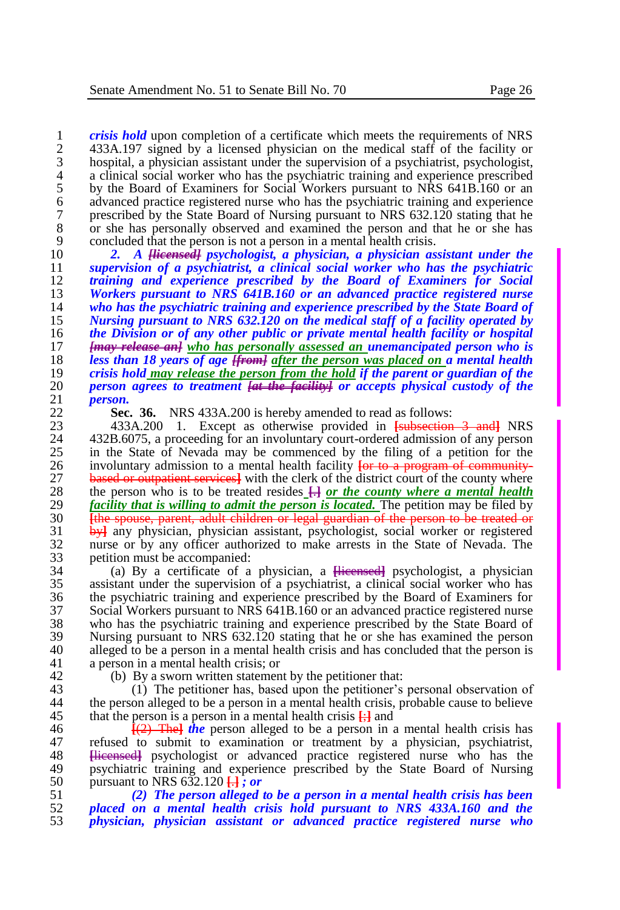***crisis hold*** upon completion of a certificate which meets the requirements of NRS 433A.197 signed by a licensed physician on the medical staff of the facility or hospital, a physician assistant under the supervision of a psychiatrist, psychologist, a clinical social worker who has the psychiatric training and experience prescribed by the Board of Examiners for Social Workers pursuant to NRS 641B.160 or an advanced practice registered nurse who has the psychiatric training and experience prescribed by the State Board of Nursing pursuant to NRS 632.120 stating that he or she has personally observed and examined the person and that he or she has concluded that the person is not a person in a mental health crisis.

***2. A [licensed] psychologist, a physician, a physician assistant under the supervision of a psychiatrist, a clinical social worker who has the psychiatric training and experience prescribed by the Board of Examiners for Social Workers pursuant to NRS 641B.160 or an advanced practice registered nurse who has the psychiatric training and experience prescribed by the State Board of Nursing pursuant to NRS 632.120 on the medical staff of a facility operated by the Division or of any other public or private mental health facility or hospital [may release an]*** who has personally assessed an ***unemancipated person who is less than 18 years of age [from]*** after the person was placed on ***a mental health crisis hold*** may release the person from the hold ***if the parent or guardian of the person agrees to treatment [at the facility] or accepts physical custody of the person.***

**Sec. 36.** NRS 433A.200 is hereby amended to read as follows:

433A.200 1. Except as otherwise provided in [subsection 3 and] NRS 432B.6075, a proceeding for an involuntary court-ordered admission of any person in the State of Nevada may be commenced by the filing of a petition for the involuntary admission to a mental health facility [or to a program of community-based or outpatient services] with the clerk of the district court of the county where the person who is to be treated resides [.] ***or the county where a mental health facility that is willing to admit the person is located.*** The petition may be filed by [the spouse, parent, adult children or legal guardian of the person to be treated or by] any physician, physician assistant, psychologist, social worker or registered nurse or by any officer authorized to make arrests in the State of Nevada. The petition must be accompanied:

(a) By a certificate of a physician, a [licensed] psychologist, a physician assistant under the supervision of a psychiatrist, a clinical social worker who has the psychiatric training and experience prescribed by the Board of Examiners for Social Workers pursuant to NRS 641B.160 or an advanced practice registered nurse who has the psychiatric training and experience prescribed by the State Board of Nursing pursuant to NRS 632.120 stating that he or she has examined the person alleged to be a person in a mental health crisis and has concluded that the person is a person in a mental health crisis; or

(b) By a sworn written statement by the petitioner that:

(1) The petitioner has, based upon the petitioner's personal observation of the person alleged to be a person in a mental health crisis, probable cause to believe that the person is a person in a mental health crisis [;] and

[(2) The] ***the*** person alleged to be a person in a mental health crisis has refused to submit to examination or treatment by a physician, psychiatrist, [licensed] psychologist or advanced practice registered nurse who has the psychiatric training and experience prescribed by the State Board of Nursing pursuant to NRS 632.120 [.] ***; or***

***(2) The person alleged to be a person in a mental health crisis has been placed on a mental health crisis hold pursuant to NRS 433A.160 and the physician, physician assistant or advanced practice registered nurse who***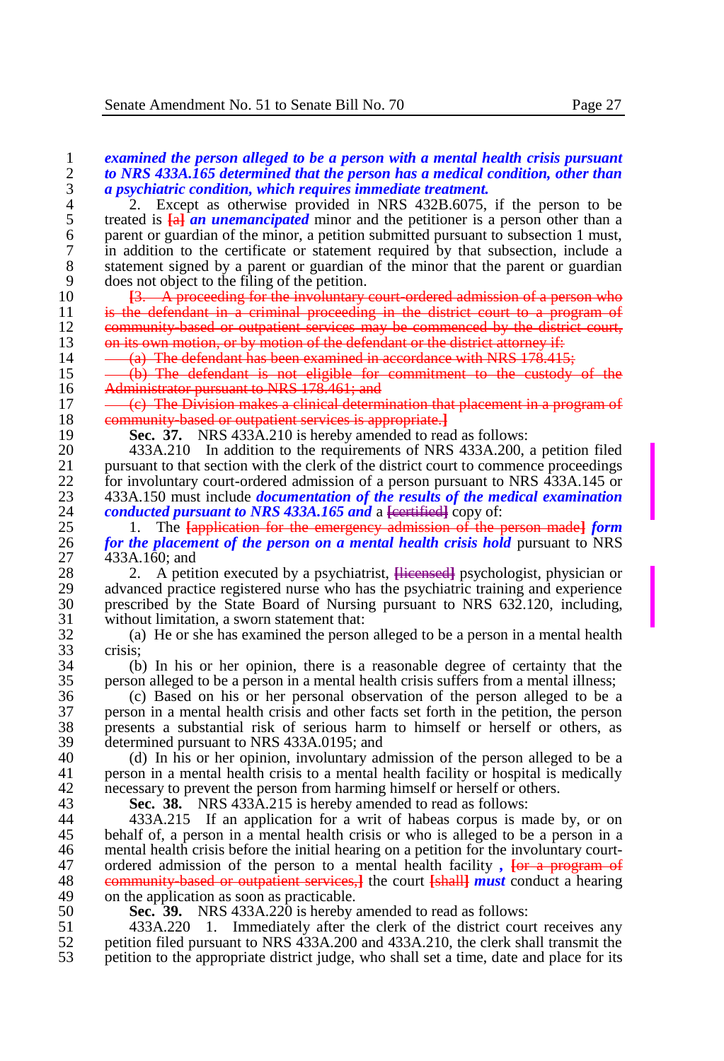***examined the person alleged to be a person with a mental health crisis pursuant to NRS 433A.165 determined that the person has a medical condition, other than a psychiatric condition, which requires immediate treatment.***

2. Except as otherwise provided in NRS 432B.6075, if the person to be treated is [a] ***an unemancipated*** minor and the petitioner is a person other than a parent or guardian of the minor, a petition submitted pursuant to subsection 1 must, in addition to the certificate or statement required by that subsection, include a statement signed by a parent or guardian of the minor that the parent or guardian does not object to the filing of the petition.

~~[3. A proceeding for the involuntary court-ordered admission of a person who is the defendant in a criminal proceeding in the district court to a program of community-based or outpatient services may be commenced by the district court, on its own motion, or by motion of the defendant or the district attorney if:~~

~~(a) The defendant has been examined in accordance with NRS 178.415;~~

~~(b) The defendant is not eligible for commitment to the custody of the Administrator pursuant to NRS 178.461; and~~

~~(c) The Division makes a clinical determination that placement in a program of community-based or outpatient services is appropriate.]~~

**Sec. 37.** NRS 433A.210 is hereby amended to read as follows:

433A.210 In addition to the requirements of NRS 433A.200, a petition filed pursuant to that section with the clerk of the district court to commence proceedings for involuntary court-ordered admission of a person pursuant to NRS 433A.145 or 433A.150 must include ***documentation of the results of the medical examination conducted pursuant to NRS 433A.165 and*** a [certified] copy of:

1. The [application for the emergency admission of the person made] ***form for the placement of the person on a mental health crisis hold*** pursuant to NRS 433A.160; and

2. A petition executed by a psychiatrist, [licensed] psychologist, physician or advanced practice registered nurse who has the psychiatric training and experience prescribed by the State Board of Nursing pursuant to NRS 632.120, including, without limitation, a sworn statement that:

(a) He or she has examined the person alleged to be a person in a mental health crisis;

(b) In his or her opinion, there is a reasonable degree of certainty that the person alleged to be a person in a mental health crisis suffers from a mental illness;

(c) Based on his or her personal observation of the person alleged to be a person in a mental health crisis and other facts set forth in the petition, the person presents a substantial risk of serious harm to himself or herself or others, as determined pursuant to NRS 433A.0195; and

(d) In his or her opinion, involuntary admission of the person alleged to be a person in a mental health crisis to a mental health facility or hospital is medically necessary to prevent the person from harming himself or herself or others.

**Sec. 38.** NRS 433A.215 is hereby amended to read as follows:

433A.215 If an application for a writ of habeas corpus is made by, or on behalf of, a person in a mental health crisis or who is alleged to be a person in a mental health crisis before the initial hearing on a petition for the involuntary court-ordered admission of the person to a mental health facility ***,*** ~~[or a program of community-based or outpatient services,]~~ the court [shall] ***must*** conduct a hearing on the application as soon as practicable.

**Sec. 39.** NRS 433A.220 is hereby amended to read as follows:

433A.220 1. Immediately after the clerk of the district court receives any petition filed pursuant to NRS 433A.200 and 433A.210, the clerk shall transmit the petition to the appropriate district judge, who shall set a time, date and place for its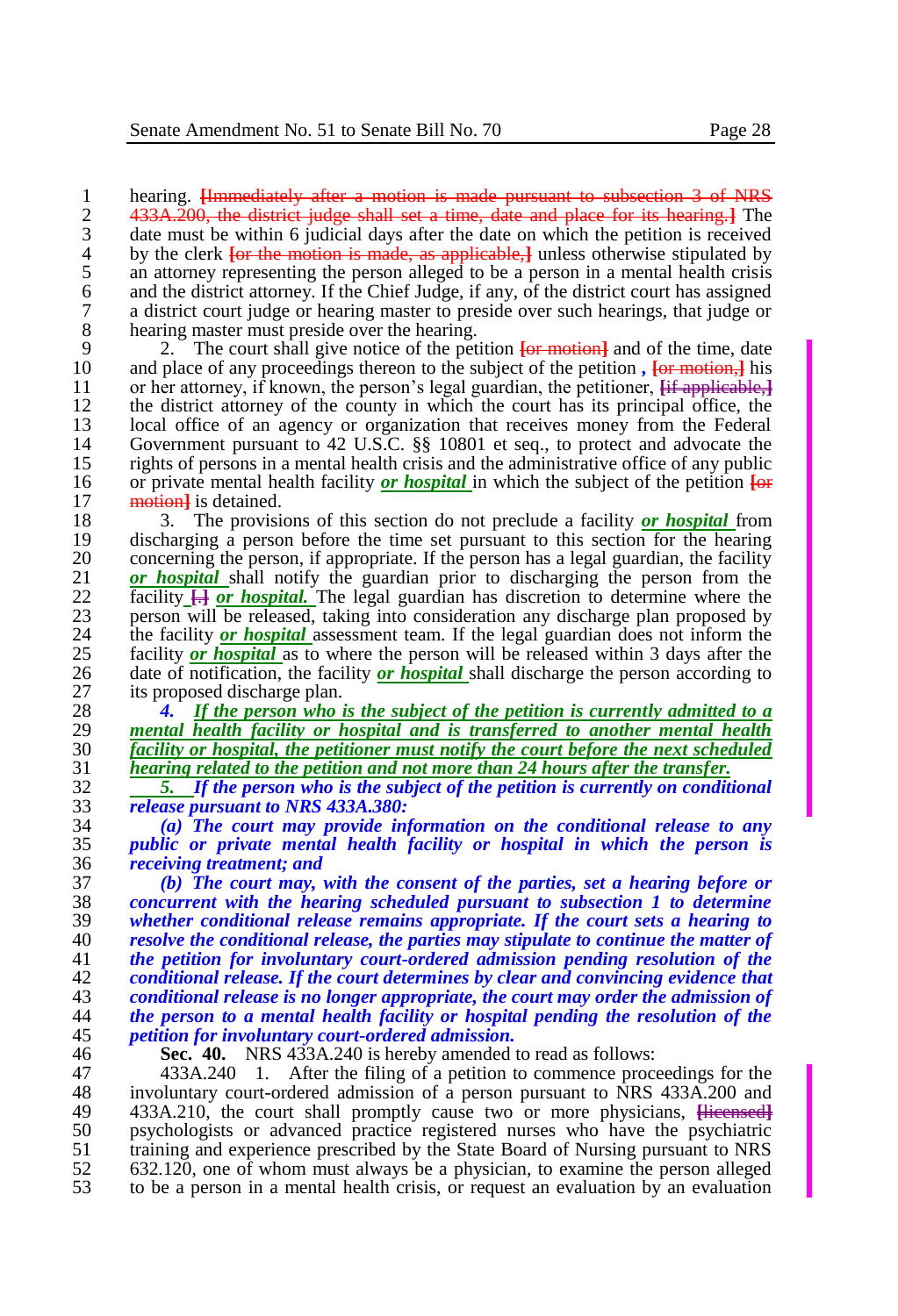hearing. [Immediately after a motion is made pursuant to subsection 3 of NRS 433A.200, the district judge shall set a time, date and place for its hearing.] The date must be within 6 judicial days after the date on which the petition is received by the clerk [or the motion is made, as applicable,] unless otherwise stipulated by an attorney representing the person alleged to be a person in a mental health crisis and the district attorney. If the Chief Judge, if any, of the district court has assigned a district court judge or hearing master to preside over such hearings, that judge or hearing master must preside over the hearing.

2. The court shall give notice of the petition [or motion] and of the time, date and place of any proceedings thereon to the subject of the petition *,* [or motion,] his or her attorney, if known, the person's legal guardian, the petitioner, [if applicable,] the district attorney of the county in which the court has its principal office, the local office of an agency or organization that receives money from the Federal Government pursuant to 42 U.S.C. §§ 10801 et seq., to protect and advocate the rights of persons in a mental health crisis and the administrative office of any public or private mental health facility ***or hospital*** in which the subject of the petition [or motion] is detained.

3. The provisions of this section do not preclude a facility ***or hospital*** from discharging a person before the time set pursuant to this section for the hearing concerning the person, if appropriate. If the person has a legal guardian, the facility ***or hospital*** shall notify the guardian prior to discharging the person from the facility [.] ***or hospital.*** The legal guardian has discretion to determine where the person will be released, taking into consideration any discharge plan proposed by the facility ***or hospital*** assessment team. If the legal guardian does not inform the facility ***or hospital*** as to where the person will be released within 3 days after the date of notification, the facility ***or hospital*** shall discharge the person according to its proposed discharge plan.

***4. If the person who is the subject of the petition is currently admitted to a mental health facility or hospital and is transferred to another mental health facility or hospital, the petitioner must notify the court before the next scheduled hearing related to the petition and not more than 24 hours after the transfer.***

***5. If the person who is the subject of the petition is currently on conditional release pursuant to NRS 433A.380:***

***(a) The court may provide information on the conditional release to any public or private mental health facility or hospital in which the person is receiving treatment; and***

***(b) The court may, with the consent of the parties, set a hearing before or concurrent with the hearing scheduled pursuant to subsection 1 to determine whether conditional release remains appropriate. If the court sets a hearing to resolve the conditional release, the parties may stipulate to continue the matter of the petition for involuntary court-ordered admission pending resolution of the conditional release. If the court determines by clear and convincing evidence that conditional release is no longer appropriate, the court may order the admission of the person to a mental health facility or hospital pending the resolution of the petition for involuntary court-ordered admission.***

**Sec. 40.** NRS 433A.240 is hereby amended to read as follows:

433A.240 1. After the filing of a petition to commence proceedings for the involuntary court-ordered admission of a person pursuant to NRS 433A.200 and 433A.210, the court shall promptly cause two or more physicians, [licensed] psychologists or advanced practice registered nurses who have the psychiatric training and experience prescribed by the State Board of Nursing pursuant to NRS 632.120, one of whom must always be a physician, to examine the person alleged to be a person in a mental health crisis, or request an evaluation by an evaluation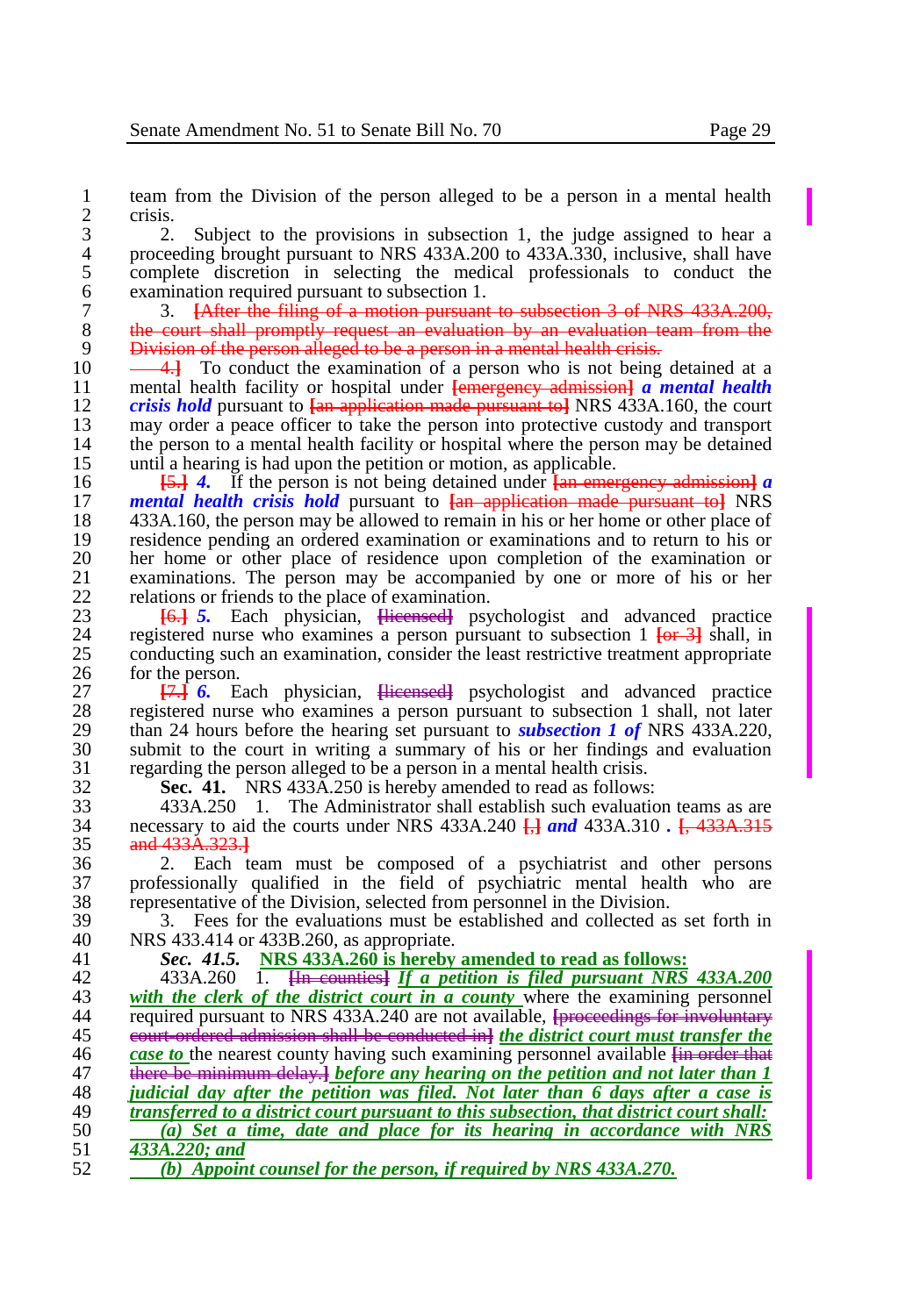team from the Division of the person alleged to be a person in a mental health crisis.

2. Subject to the provisions in subsection 1, the judge assigned to hear a proceeding brought pursuant to NRS 433A.200 to 433A.330, inclusive, shall have complete discretion in selecting the medical professionals to conduct the examination required pursuant to subsection 1.

3. ~~[After the filing of a motion pursuant to subsection 3 of NRS 433A.200, the court shall promptly request an evaluation by an evaluation team from the Division of the person alleged to be a person in a mental health crisis.~~

~~4.]~~ To conduct the examination of a person who is not being detained at a mental health facility or hospital under ~~[emergency admission]~~ ***a mental health crisis hold*** pursuant to ~~[an application made pursuant to]~~ NRS 433A.160, the court may order a peace officer to take the person into protective custody and transport the person to a mental health facility or hospital where the person may be detained until a hearing is had upon the petition or motion, as applicable.

~~[5.]~~ ***4.*** If the person is not being detained under ~~[an emergency admission]~~ ***a mental health crisis hold*** pursuant to ~~[an application made pursuant to]~~ NRS 433A.160, the person may be allowed to remain in his or her home or other place of residence pending an ordered examination or examinations and to return to his or her home or other place of residence upon completion of the examination or examinations. The person may be accompanied by one or more of his or her relations or friends to the place of examination.

~~[6.]~~ ***5.*** Each physician, ~~[licensed]~~ psychologist and advanced practice registered nurse who examines a person pursuant to subsection 1 ~~[or 3]~~ shall, in conducting such an examination, consider the least restrictive treatment appropriate for the person.

~~[7.]~~ ***6.*** Each physician, ~~[licensed]~~ psychologist and advanced practice registered nurse who examines a person pursuant to subsection 1 shall, not later than 24 hours before the hearing set pursuant to ***subsection 1 of*** NRS 433A.220, submit to the court in writing a summary of his or her findings and evaluation regarding the person alleged to be a person in a mental health crisis.

**Sec. 41.** NRS 433A.250 is hereby amended to read as follows:

433A.250 1. The Administrator shall establish such evaluation teams as are necessary to aid the courts under NRS 433A.240 ~~[,]~~ ***and*** 433A.310 ***.*** ~~[, 433A.315 and 433A.323.]~~

2. Each team must be composed of a psychiatrist and other persons professionally qualified in the field of psychiatric mental health who are representative of the Division, selected from personnel in the Division.

3. Fees for the evaluations must be established and collected as set forth in NRS 433.414 or 433B.260, as appropriate.

***Sec. 41.5.*** NRS 433A.260 is hereby amended to read as follows:

433A.260 1. ~~[In counties]~~ ***If a petition is filed pursuant NRS 433A.200 with the clerk of the district court in a county*** where the examining personnel required pursuant to NRS 433A.240 are not available, ~~[proceedings for involuntary court-ordered admission shall be conducted in]~~ ***the district court must transfer the case to*** the nearest county having such examining personnel available ~~[in order that there be minimum delay.]~~ ***before any hearing on the petition and not later than 1 judicial day after the petition was filed. Not later than 6 days after a case is transferred to a district court pursuant to this subsection, that district court shall:***

***(a) Set a time, date and place for its hearing in accordance with NRS 433A.220; and***

***(b) Appoint counsel for the person, if required by NRS 433A.270.***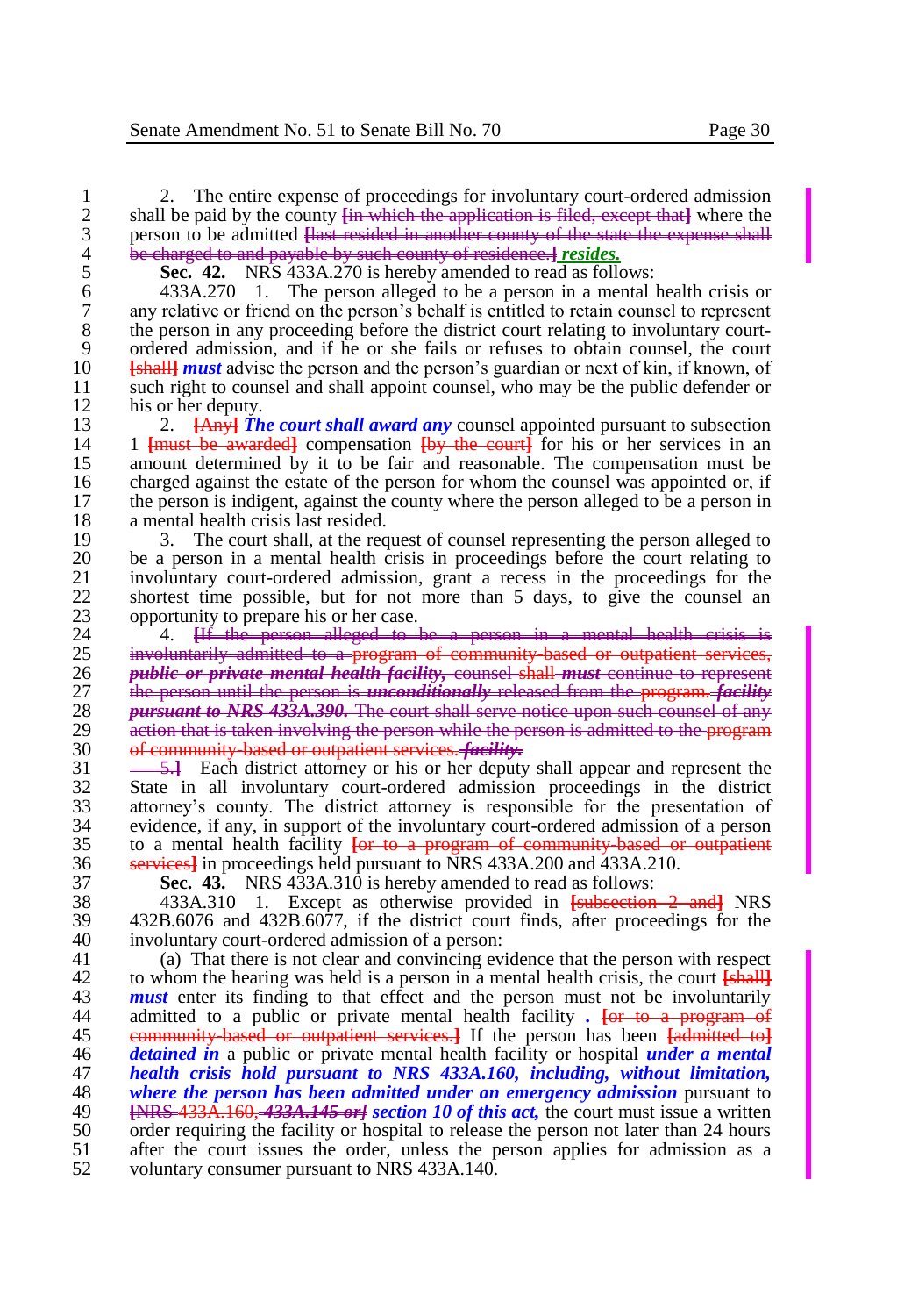2. The entire expense of proceedings for involuntary court-ordered admission shall be paid by the county [in which the application is filed, except that] where the person to be admitted [last resided in another county of the state the expense shall be charged to and payable by such county of residence.] ***resides.***

**Sec. 42.** NRS 433A.270 is hereby amended to read as follows:

433A.270 1. The person alleged to be a person in a mental health crisis or any relative or friend on the person's behalf is entitled to retain counsel to represent the person in any proceeding before the district court relating to involuntary court-ordered admission, and if he or she fails or refuses to obtain counsel, the court [shall] ***must*** advise the person and the person's guardian or next of kin, if known, of such right to counsel and shall appoint counsel, who may be the public defender or his or her deputy.

2. [Any] ***The court shall award any*** counsel appointed pursuant to subsection 1 [must be awarded] compensation [by the court] for his or her services in an amount determined by it to be fair and reasonable. The compensation must be charged against the estate of the person for whom the counsel was appointed or, if the person is indigent, against the county where the person alleged to be a person in a mental health crisis last resided.

3. The court shall, at the request of counsel representing the person alleged to be a person in a mental health crisis in proceedings before the court relating to involuntary court-ordered admission, grant a recess in the proceedings for the shortest time possible, but for not more than 5 days, to give the counsel an opportunity to prepare his or her case.

4. [If the person alleged to be a person in a mental health crisis is involuntarily admitted to a program of community-based or outpatient services, ***public or private mental health facility,*** counsel shall ***must*** continue to represent the person until the person is ***unconditionally*** released from the program. ***facility pursuant to NRS 433A.390.*** The court shall serve notice upon such counsel of any action that is taken involving the person while the person is admitted to the program of community-based or outpatient services. ***facility.***

5.] Each district attorney or his or her deputy shall appear and represent the State in all involuntary court-ordered admission proceedings in the district attorney's county. The district attorney is responsible for the presentation of evidence, if any, in support of the involuntary court-ordered admission of a person to a mental health facility [or to a program of community-based or outpatient services] in proceedings held pursuant to NRS 433A.200 and 433A.210.

**Sec. 43.** NRS 433A.310 is hereby amended to read as follows:

433A.310 1. Except as otherwise provided in [subsection 2 and] NRS 432B.6076 and 432B.6077, if the district court finds, after proceedings for the involuntary court-ordered admission of a person:

(a) That there is not clear and convincing evidence that the person with respect to whom the hearing was held is a person in a mental health crisis, the court [shall] ***must*** enter its finding to that effect and the person must not be involuntarily admitted to a public or private mental health facility ***.*** [or to a program of community-based or outpatient services.] If the person has been [admitted to] ***detained in*** a public or private mental health facility or hospital ***under a mental health crisis hold pursuant to NRS 433A.160, including, without limitation, where the person has been admitted under an emergency admission*** pursuant to [NRS 433A.160, ***433A.145 or***] ***section 10 of this act,*** the court must issue a written order requiring the facility or hospital to release the person not later than 24 hours after the court issues the order, unless the person applies for admission as a voluntary consumer pursuant to NRS 433A.140.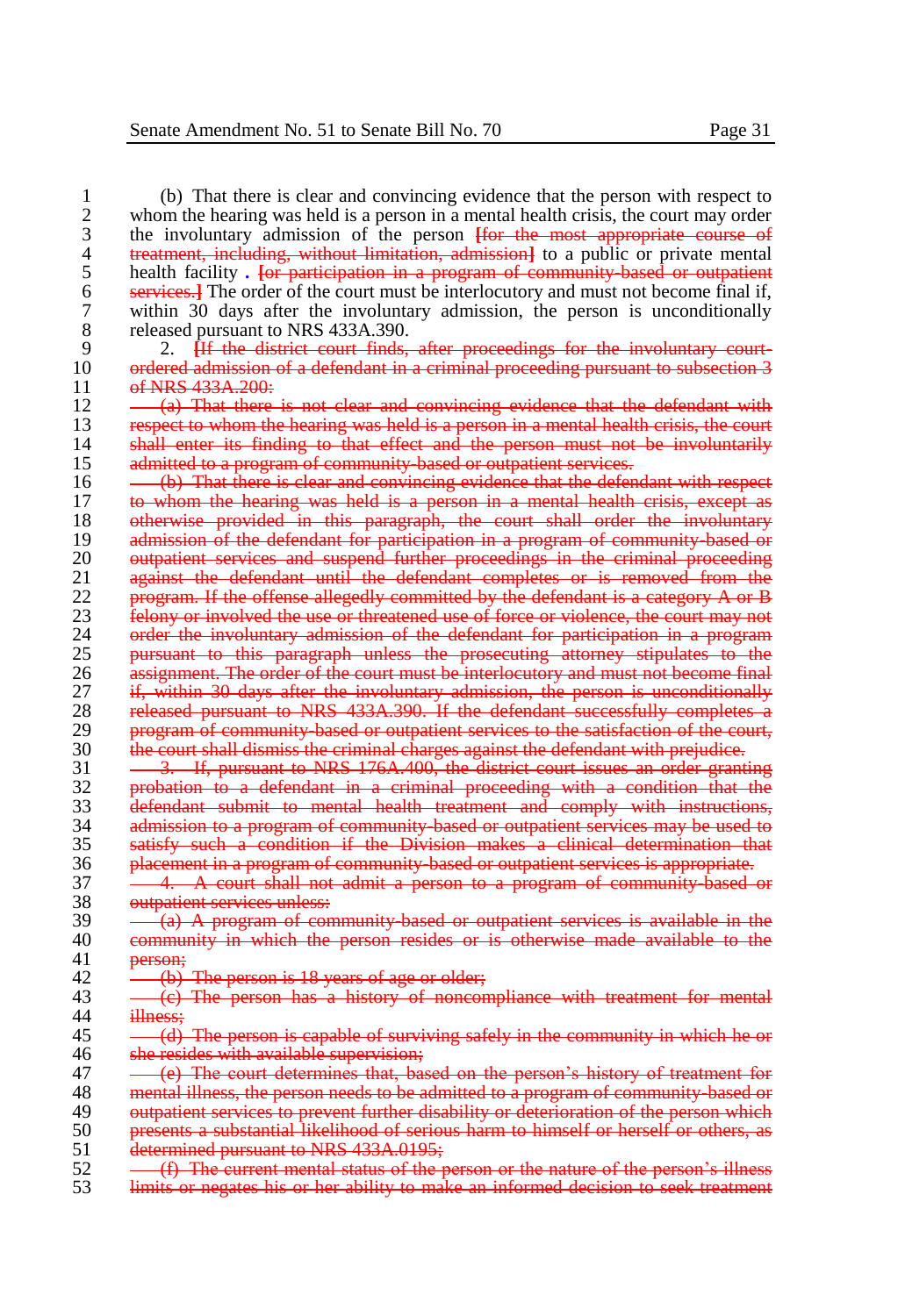(b) That there is clear and convincing evidence that the person with respect to whom the hearing was held is a person in a mental health crisis, the court may order the involuntary admission of the person ~~[for the most appropriate course of treatment, including, without limitation, admission]~~ to a public or private mental health facility **.** ~~[or participation in a program of community-based or outpatient services.]~~ The order of the court must be interlocutory and must not become final if, within 30 days after the involuntary admission, the person is unconditionally released pursuant to NRS 433A.390.

2. ~~[If the district court finds, after proceedings for the involuntary court-ordered admission of a defendant in a criminal proceeding pursuant to subsection 3 of NRS 433A.200:~~

~~(a) That there is not clear and convincing evidence that the defendant with respect to whom the hearing was held is a person in a mental health crisis, the court shall enter its finding to that effect and the person must not be involuntarily admitted to a program of community-based or outpatient services.~~

~~(b) That there is clear and convincing evidence that the defendant with respect to whom the hearing was held is a person in a mental health crisis, except as otherwise provided in this paragraph, the court shall order the involuntary admission of the defendant for participation in a program of community-based or outpatient services and suspend further proceedings in the criminal proceeding against the defendant until the defendant completes or is removed from the program. If the offense allegedly committed by the defendant is a category A or B felony or involved the use or threatened use of force or violence, the court may not order the involuntary admission of the defendant for participation in a program pursuant to this paragraph unless the prosecuting attorney stipulates to the assignment. The order of the court must be interlocutory and must not become final if, within 30 days after the involuntary admission, the person is unconditionally released pursuant to NRS 433A.390. If the defendant successfully completes a program of community-based or outpatient services to the satisfaction of the court, the court shall dismiss the criminal charges against the defendant with prejudice.~~

~~3. If, pursuant to NRS 176A.400, the district court issues an order granting probation to a defendant in a criminal proceeding with a condition that the defendant submit to mental health treatment and comply with instructions, admission to a program of community-based or outpatient services may be used to satisfy such a condition if the Division makes a clinical determination that placement in a program of community-based or outpatient services is appropriate.~~

~~4. A court shall not admit a person to a program of community-based or outpatient services unless:~~

~~(a) A program of community-based or outpatient services is available in the community in which the person resides or is otherwise made available to the person;~~

~~(b) The person is 18 years of age or older;~~

~~(c) The person has a history of noncompliance with treatment for mental illness;~~

~~(d) The person is capable of surviving safely in the community in which he or she resides with available supervision;~~

~~(e) The court determines that, based on the person's history of treatment for mental illness, the person needs to be admitted to a program of community-based or outpatient services to prevent further disability or deterioration of the person which presents a substantial likelihood of serious harm to himself or herself or others, as determined pursuant to NRS 433A.0195;~~

~~(f) The current mental status of the person or the nature of the person's illness limits or negates his or her ability to make an informed decision to seek treatment~~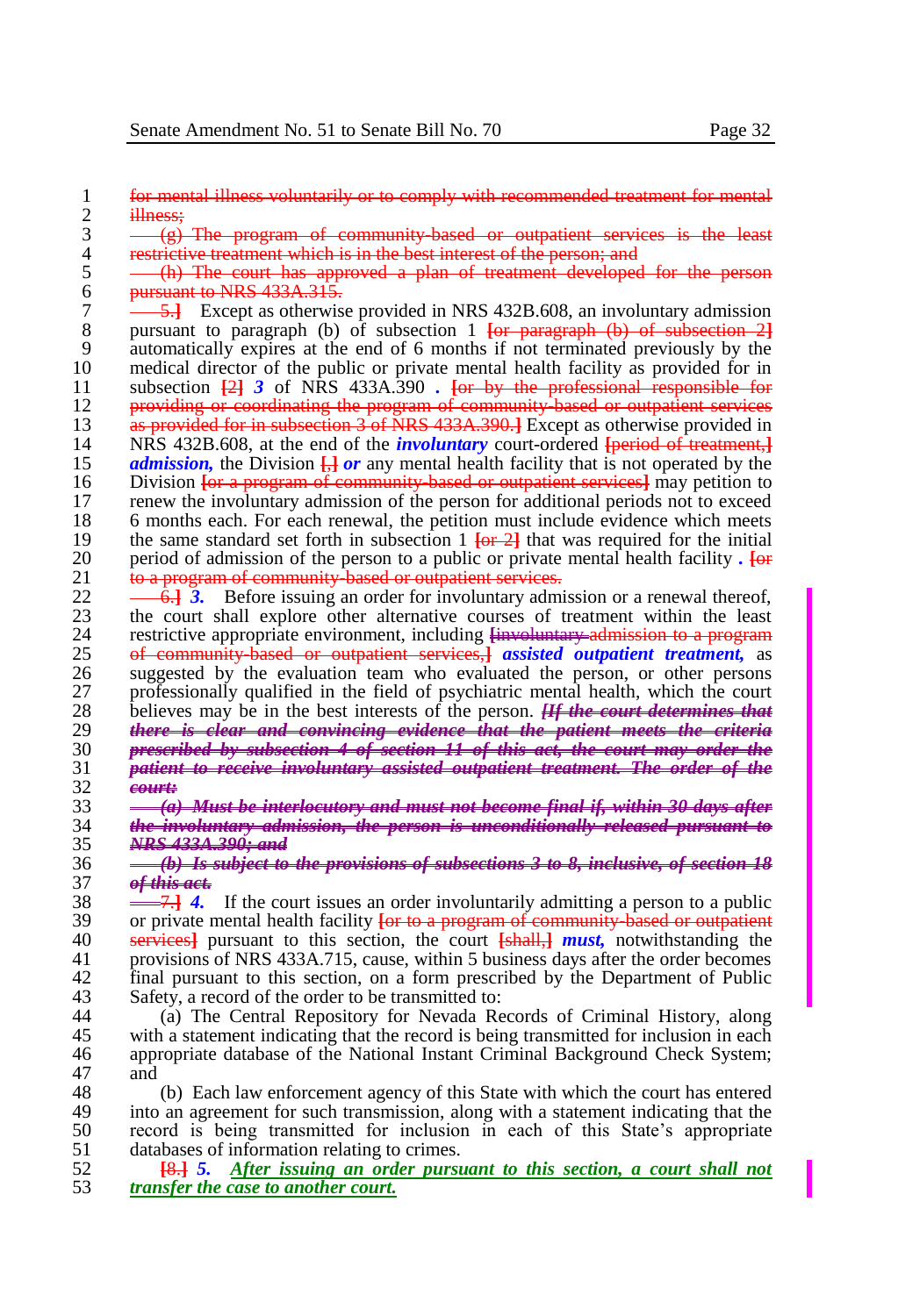~~for mental illness voluntarily or to comply with recommended treatment for mental illness;~~

~~(g) The program of community-based or outpatient services is the least restrictive treatment which is in the best interest of the person; and~~

~~(h) The court has approved a plan of treatment developed for the person pursuant to NRS 433A.315.~~

~~5.]~~ Except as otherwise provided in NRS 432B.608, an involuntary admission pursuant to paragraph (b) of subsection 1 ~~[or paragraph (b) of subsection 2]~~ automatically expires at the end of 6 months if not terminated previously by the medical director of the public or private mental health facility as provided for in subsection ~~[2]~~ ***3*** of NRS 433A.390 **.** ~~[or by the professional responsible for providing or coordinating the program of community-based or outpatient services as provided for in subsection 3 of NRS 433A.390.]~~ Except as otherwise provided in NRS 432B.608, at the ***involuntary*** court-ordered ~~[period of treatment,]~~ ***admission,*** the Division ~~[,]~~ ***or*** any mental health facility that is not operated by the Division ~~[or a program of community-based or outpatient services]~~ may petition to renew the involuntary admission of the person for additional periods not to exceed 6 months each. For each renewal, the petition must include evidence which meets the same standard set forth in subsection 1 ~~[or 2]~~ that was required for the initial period of admission of the person to a public or private mental health facility **.** ~~[or to a program of community-based or outpatient services.~~

~~6.]~~ ***3.*** Before issuing an order for involuntary admission or a renewal thereof, the court shall explore other alternative courses of treatment within the least restrictive appropriate environment, including ~~[involuntary admission to a program of community-based or outpatient services,]~~ ***assisted outpatient treatment,*** as suggested by the evaluation team who evaluated the person, or other persons professionally qualified in the field of psychiatric mental health, which the court believes may be in the best interests of the person. ~~***[If the court determines that there is clear and convincing evidence that the patient meets the criteria prescribed by subsection 4 of section 11 of this act, the court may order the patient to receive involuntary assisted outpatient treatment. The order of the court:***~~

~~***(a) Must be interlocutory and must not become final if, within 30 days after the involuntary admission, the person is unconditionally released pursuant to NRS 433A.390; and***~~

~~***(b) Is subject to the provisions of subsections 3 to 8, inclusive, of section 18 of this act.***~~

~~7.]~~ ***4.*** If the court issues an order involuntarily admitting a person to a public or private mental health facility ~~[or to a program of community-based or outpatient services]~~ pursuant to this section, the court ~~[shall,]~~ ***must,*** notwithstanding the provisions of NRS 433A.715, cause, within 5 business days after the order becomes final pursuant to this section, on a form prescribed by the Department of Public Safety, a record of the order to be transmitted to:

(a) The Central Repository for Nevada Records of Criminal History, along with a statement indicating that the record is being transmitted for inclusion in each appropriate database of the National Instant Criminal Background Check System; and

(b) Each law enforcement agency of this State with which the court has entered into an agreement for such transmission, along with a statement indicating that the record is being transmitted for inclusion in each of this State's appropriate databases of information relating to crimes.

~~[8.]~~ ***5.*** *<u>After issuing an order pursuant to this section, a court shall not transfer the case to another court.</u>*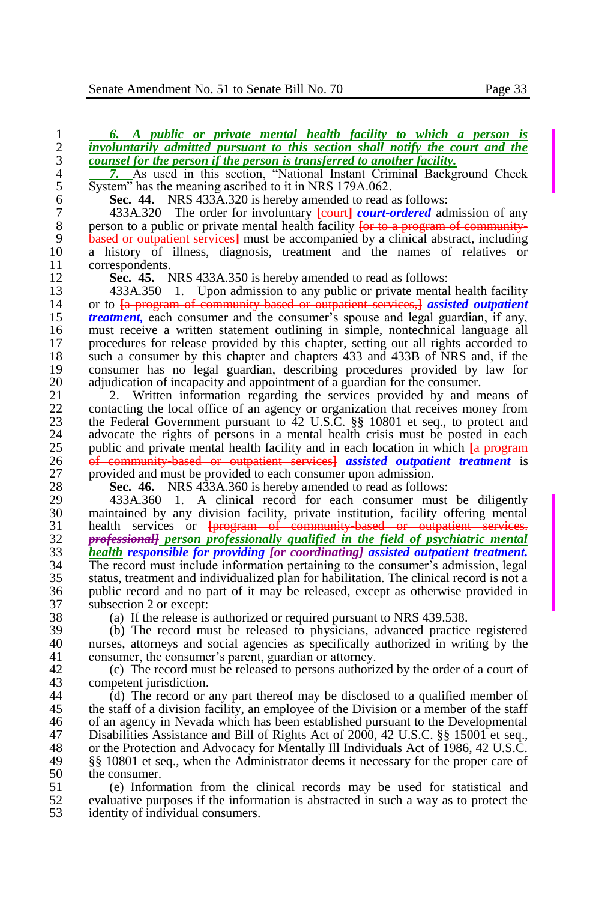*6. A public or private mental health facility to which a person is involuntarily admitted pursuant to this section shall notify the court and the counsel for the person if the person is transferred to another facility.*

*7.* As used in this section, "National Instant Criminal Background Check System" has the meaning ascribed to it in NRS 179A.062.

**Sec. 44.** NRS 433A.320 is hereby amended to read as follows:

433A.320 The order for involuntary ~~[court]~~ ***court-ordered*** admission of any person to a public or private mental health facility ~~[or to a program of community-based or outpatient services]~~ must be accompanied by a clinical abstract, including a history of illness, diagnosis, treatment and the names of relatives or correspondents.

**Sec. 45.** NRS 433A.350 is hereby amended to read as follows:

433A.350 1. Upon admission to any public or private mental health facility or to ~~[a program of community-based or outpatient services,]~~ ***assisted outpatient treatment,*** each consumer and the consumer's spouse and legal guardian, if any, must receive a written statement outlining in simple, nontechnical language all procedures for release provided by this chapter, setting out all rights accorded to such a consumer by this chapter and chapters 433 and 433B of NRS and, if the consumer has no legal guardian, describing procedures provided by law for adjudication of incapacity and appointment of a guardian for the consumer.

2. Written information regarding the services provided by and means of contacting the local office of an agency or organization that receives money from the Federal Government pursuant to 42 U.S.C. §§ 10801 et seq., to protect and advocate the rights of persons in a mental health crisis must be posted in each public and private mental health facility and in each location in which ~~[a program of community-based or outpatient services]~~ ***assisted outpatient treatment*** is provided and must be provided to each consumer upon admission.

**Sec. 46.** NRS 433A.360 is hereby amended to read as follows:

433A.360 1. A clinical record for each consumer must be diligently maintained by any division facility, private institution, facility offering mental health services or ~~[program of community-based or outpatient services.~~ ~~*professional]*~~ *person professionally qualified in the field of psychiatric mental health* ***responsible for providing*** ~~***[or coordinating]***~~ ***assisted outpatient treatment.*** The record must include information pertaining to the consumer's admission, legal status, treatment and individualized plan for habilitation. The clinical record is not a public record and no part of it may be released, except as otherwise provided in subsection 2 or except:

(a) If the release is authorized or required pursuant to NRS 439.538.

(b) The record must be released to physicians, advanced practice registered nurses, attorneys and social agencies as specifically authorized in writing by the consumer, the consumer's parent, guardian or attorney.

(c) The record must be released to persons authorized by the order of a court of competent jurisdiction.

(d) The record or any part thereof may be disclosed to a qualified member of the staff of a division facility, an employee of the Division or a member of the staff of an agency in Nevada which has been established pursuant to the Developmental Disabilities Assistance and Bill of Rights Act of 2000, 42 U.S.C. §§ 15001 et seq., or the Protection and Advocacy for Mentally Ill Individuals Act of 1986, 42 U.S.C. §§ 10801 et seq., when the Administrator deems it necessary for the proper care of the consumer.

(e) Information from the clinical records may be used for statistical and evaluative purposes if the information is abstracted in such a way as to protect the identity of individual consumers.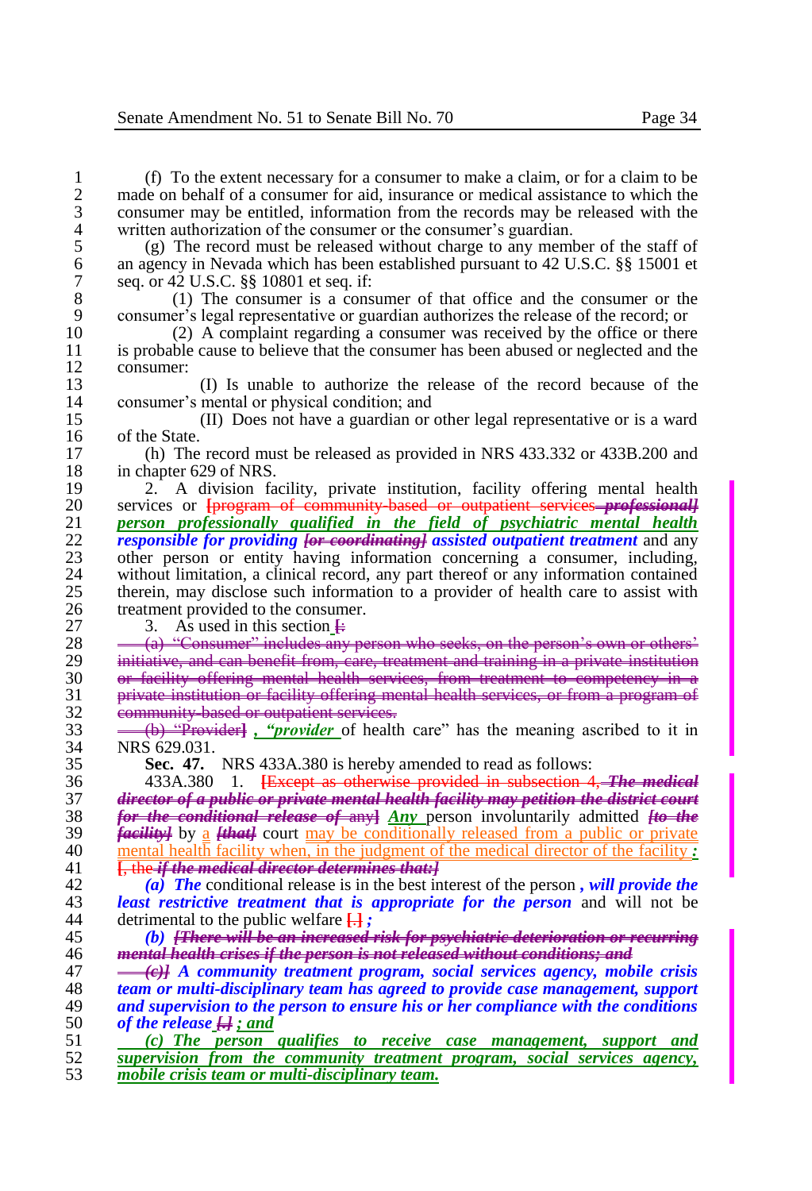(f) To the extent necessary for a consumer to make a claim, or for a claim to be made on behalf of a consumer for aid, insurance or medical assistance to which the consumer may be entitled, information from the records may be released with the written authorization of the consumer or the consumer's guardian.

(g) The record must be released without charge to any member of the staff of an agency in Nevada which has been established pursuant to 42 U.S.C. §§ 15001 et seq. or 42 U.S.C. §§ 10801 et seq. if:

(1) The consumer is a consumer of that office and the consumer or the consumer's legal representative or guardian authorizes the release of the record; or

(2) A complaint regarding a consumer was received by the office or there is probable cause to believe that the consumer has been abused or neglected and the consumer:

(I) Is unable to authorize the release of the record because of the consumer's mental or physical condition; and

(II) Does not have a guardian or other legal representative or is a ward of the State.

(h) The record must be released as provided in NRS 433.332 or 433B.200 and in chapter 629 of NRS.

2. A division facility, private institution, facility offering mental health services or ~~[program of community-based or outpatient services~~ ***~~professional]~~*** ***person professionally qualified in the field of psychiatric mental health responsible for providing ~~[or coordinating]~~ assisted outpatient treatment*** and any other person or entity having information concerning a consumer, including, without limitation, a clinical record, any part thereof or any information contained therein, may disclose such information to a provider of health care to assist with treatment provided to the consumer.

3. As used in this section ~~[:~~

~~(a) "Consumer" includes any person who seeks, on the person's own or others' initiative, and can benefit from, care, treatment and training in a private institution or facility offering mental health services, from treatment to competency in a private institution or facility offering mental health services, or from a program of community-based or outpatient services.~~

~~(b) "Provider]~~ ***, "provider*** of health care" has the meaning ascribed to it in NRS 629.031.

**Sec. 47.** NRS 433A.380 is hereby amended to read as follows:

433A.380 1. ~~[Except as otherwise provided in subsection 4,~~ ***~~The medical director of a public or private mental health facility may petition the district court for the conditional release of~~*** ~~any]~~ ***Any*** person involuntarily admitted ***~~[to the facility]~~*** by a ***~~[that]~~*** court may be conditionally released from a public or private mental health facility when, in the judgment of the medical director of the facility ***:***

~~[, the~~ ***~~if the medical director determines that:]~~***

***(a) The*** conditional release is in the best interest of the person ***, will provide the least restrictive treatment that is appropriate for the person*** and will not be detrimental to the public welfare ~~[.]~~ ***;***

***(b) ~~[There will be an increased risk for psychiatric deterioration or recurring mental health crises if the person is not released without conditions; and~~***

***~~(c)]~~ A community treatment program, social services agency, mobile crisis team or multi-disciplinary team has agreed to provide case management, support and supervision to the person to ensure his or her compliance with the conditions of the release ~~[.]~~ ; and***

***(c) The person qualifies to receive case management, support and supervision from the community treatment program, social services agency, mobile crisis team or multi-disciplinary team.***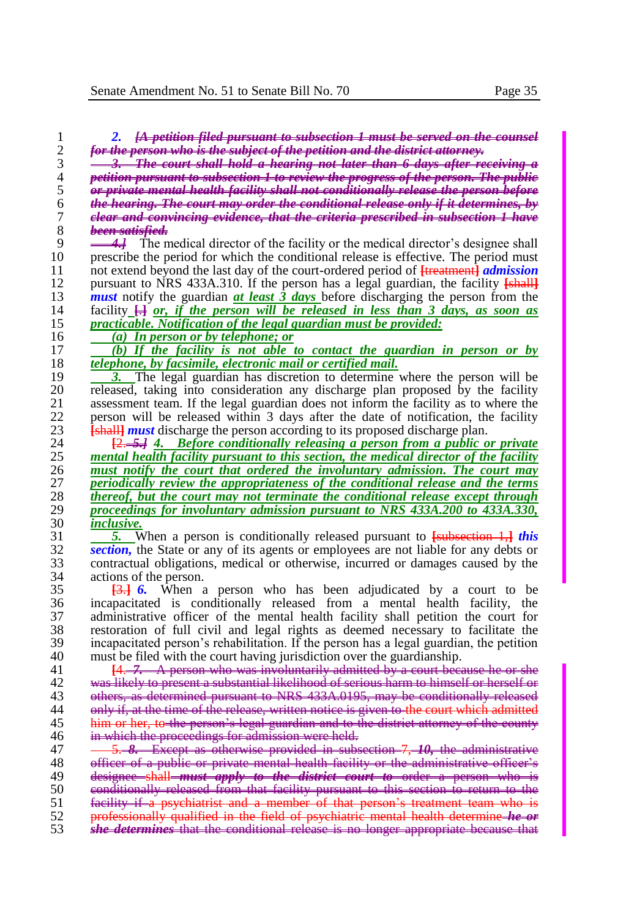**2.** ~~***[A petition filed pursuant to subsection 1 must be served on the counsel for the person who is the subject of the petition and the district attorney.***~~

~~***3. The court shall hold a hearing not later than 6 days after receiving a petition pursuant to subsection 1 to review the progress of the person. The public or private mental health facility shall not conditionally release the person before the hearing. The court may order the conditional release only if it determines, by clear and convincing evidence, that the criteria prescribed in subsection 1 have been satisfied.***~~

~~***4.]***~~ The medical director of the facility or the medical director's designee shall prescribe the period for which the conditional release is effective. The period must not extend beyond the last day of the court-ordered period of [treatment] ***admission*** pursuant to NRS 433A.310. If the person has a legal guardian, the facility [shall] ***must*** notify the guardian ***at least 3 days*** before discharging the person from the facility [.] ***or, if the person will be released in less than 3 days, as soon as practicable. Notification of the legal guardian must be provided:***

***(a) In person or by telephone; or***

***(b) If the facility is not able to contact the guardian in person or by telephone, by facsimile, electronic mail or certified mail.***

***3.*** The legal guardian has discretion to determine where the person will be released, taking into consideration any discharge plan proposed by the facility assessment team. If the legal guardian does not inform the facility as to where the person will be released within 3 days after the date of notification, the facility [shall] ***must*** discharge the person according to its proposed discharge plan.

[2. ~~***5.]***~~ ***4. Before conditionally releasing a person from a public or private mental health facility pursuant to this section, the medical director of the facility must notify the court that ordered the involuntary admission. The court may periodically review the appropriateness of the conditional release and the terms thereof, but the court may not terminate the conditional release except through proceedings for involuntary admission pursuant to NRS 433A.200 to 433A.330, inclusive.***

***5.*** When a person is conditionally released pursuant to [subsection 1,] ***this section,*** the State or any of its agents or employees are not liable for any debts or contractual obligations, medical or otherwise, incurred or damages caused by the actions of the person.

[3.] ***6.*** When a person who has been adjudicated by a court to be incapacitated is conditionally released from a mental health facility, the administrative officer of the mental health facility shall petition the court for restoration of full civil and legal rights as deemed necessary to facilitate the incapacitated person's rehabilitation. If the person has a legal guardian, the petition must be filed with the court having jurisdiction over the guardianship.

~~[4. ***7.*** A person who was involuntarily admitted by a court because he or she was likely to present a substantial likelihood of serious harm to himself or herself or others, as determined pursuant to NRS 433A.0195, may be conditionally released only if, at the time of the release, written notice is given to the court which admitted him or her, to the person's legal guardian and to the district attorney of the county in which the proceedings for admission were held.~~

~~5. ***8.*** Except as otherwise provided in subsection 7, ***10,*** the administrative officer of a public or private mental health facility or the administrative officer's designee shall ***must apply to the district court to*** order a person who is conditionally released from that facility pursuant to this section to return to the facility if a psychiatrist and a member of that person's treatment team who is professionally qualified in the field of psychiatric mental health determine ***he or she determines*** that the conditional release is no longer appropriate because that~~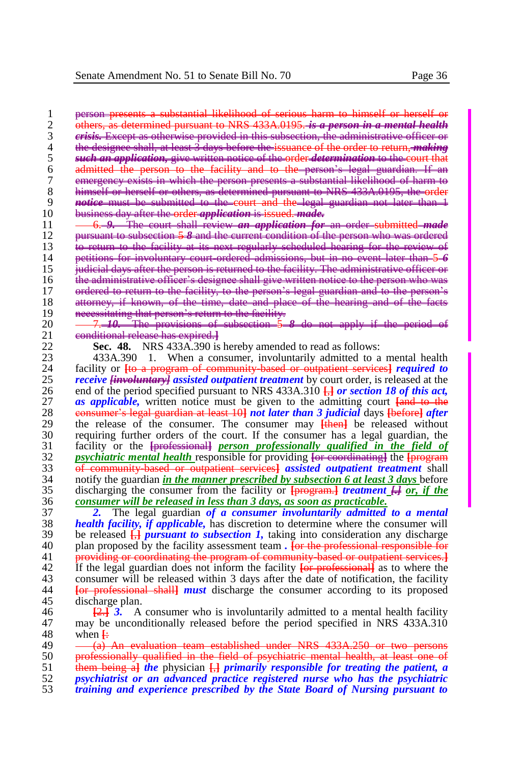~~person presents a substantial likelihood of serious harm to himself or herself or others, as determined pursuant to NRS 433A.0195.~~ ~~***is a person in a mental health crisis.***~~ ~~Except as otherwise provided in this subsection, the administrative officer or the designee shall, at least 3 days before the issuance of the order to return,~~ ~~***making such an application,***~~ ~~give written notice of the order~~ ~~***determination***~~ ~~to the court that admitted the person to the facility and to the person's legal guardian. If an emergency exists in which the person presents a substantial likelihood of harm to himself or herself or others, as determined pursuant to NRS 433A.0195, the order~~ ~~***notice***~~ ~~must be submitted to the court and the legal guardian not later than 1 business day after the order~~ ~~***application***~~ ~~is issued.~~ ~~***made.***~~

~~6.~~ ~~***9.***~~ ~~The court shall review~~ ~~***an application for***~~ ~~an order submitted~~ ~~***made***~~ ~~pursuant to subsection 5~~ ~~***8***~~ ~~and the current condition of the person who was ordered to return to the facility at its next regularly scheduled hearing for the review of petitions for involuntary court-ordered admissions, but in no event later than 5~~ ~~***6***~~ ~~judicial days after the person is returned to the facility. The administrative officer or the administrative officer's designee shall give written notice to the person who was ordered to return to the facility, to the person's legal guardian and to the person's attorney, if known, of the time, date and place of the hearing and of the facts necessitating that person's return to the facility.~~

~~7.~~ ~~***10.***~~ ~~The provisions of subsection 5~~ ~~***8***~~ ~~do not apply if the period of conditional release has expired.]~~

**Sec. 48.** NRS 433A.390 is hereby amended to read as follows:

433A.390 1. When a consumer, involuntarily admitted to a mental health facility or ~~[to a program of community-based or outpatient services]~~ ***required to receive*** ~~***[involuntary]***~~ ***assisted outpatient treatment*** by court order, is released at the end of the period specified pursuant to NRS 433A.310 ~~[,]~~ ***or section 18 of this act, as applicable,*** written notice must be given to the admitting court ~~[and to the consumer's legal guardian at least 10]~~ ***not later than 3 judicial*** days ~~[before]~~ ***after*** the release of the consumer. The consumer may ~~[then]~~ be released without requiring further orders of the court. If the consumer has a legal guardian, the facility or the ~~[professional]~~ ***person professionally qualified in the field of psychiatric mental health*** responsible for providing ~~[or coordinating]~~ the ~~[program of community-based or outpatient services]~~ ***assisted outpatient treatment*** shall notify the guardian ***in the manner prescribed by subsection 6 at least 3 days*** before discharging the consumer from the facility or ~~[program.]~~ ***treatment*** ~~[.]~~ ***or, if the consumer will be released in less than 3 days, as soon as practicable.***

***2.*** The legal guardian ***of a consumer involuntarily admitted to a mental health facility, if applicable,*** has discretion to determine where the consumer will be released ~~[,]~~ ***pursuant to subsection 1,*** taking into consideration any discharge plan proposed by the facility assessment team ***.*** ~~[or the professional responsible for providing or coordinating the program of community-based or outpatient services.]~~ If the legal guardian does not inform the facility ~~[or professional]~~ as to where the consumer will be released within 3 days after the date of notification, the facility ~~[or professional shall]~~ ***must*** discharge the consumer according to its proposed discharge plan.

~~[2.]~~ ***3.*** A consumer who is involuntarily admitted to a mental health facility may be unconditionally released before the period specified in NRS 433A.310 when ~~[:~~

~~(a) An evaluation team established under NRS 433A.250 or two persons professionally qualified in the field of psychiatric mental health, at least one of them being a]~~ ***the*** physician ~~[,]~~ ***primarily responsible for treating the patient, a psychiatrist or an advanced practice registered nurse who has the psychiatric training and experience prescribed by the State Board of Nursing pursuant to***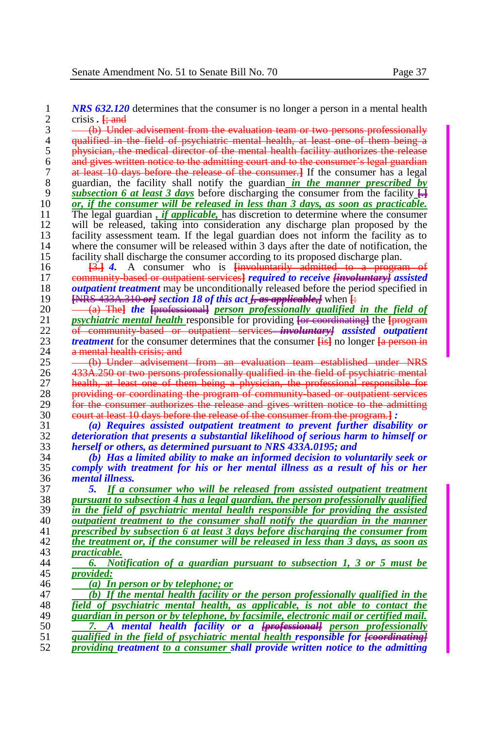*NRS 632.120* determines that the consumer is no longer a person in a mental health crisis *.* [; and

(b) Under advisement from the evaluation team or two persons professionally qualified in the field of psychiatric mental health, at least one of them being a physician, the medical director of the mental health facility authorizes the release and gives written notice to the admitting court and to the consumer's legal guardian at least 10 days before the release of the consumer.] If the consumer has a legal guardian, the facility shall notify the guardian *in the manner prescribed by subsection 6 at least 3 days* before discharging the consumer from the facility [.] *or, if the consumer will be released in less than 3 days, as soon as practicable.* The legal guardian *, if applicable,* has discretion to determine where the consumer will be released, taking into consideration any discharge plan proposed by the facility assessment team. If the legal guardian does not inform the facility as to where the consumer will be released within 3 days after the date of notification, the facility shall discharge the consumer according to its proposed discharge plan.

[3.] *4.* A consumer who is [involuntarily admitted to a program of community-based or outpatient services] *required to receive [involuntary] assisted outpatient treatment* may be unconditionally released before the period specified in [NRS 433A.310 *or]* *section 18 of this act [, as applicable,]* when [:

(a) The] *the* [professional] *person professionally qualified in the field of psychiatric mental health* responsible for providing [or coordinating] the [program of community-based or outpatient services *involuntary]* *assisted outpatient treatment* for the consumer determines that the consumer [is] no longer [a person in a mental health crisis; and

(b) Under advisement from an evaluation team established under NRS 433A.250 or two persons professionally qualified in the field of psychiatric mental health, at least one of them being a physician, the professional responsible for providing or coordinating the program of community-based or outpatient services for the consumer authorizes the release and gives written notice to the admitting court at least 10 days before the release of the consumer from the program.] *:*

*(a) Requires assisted outpatient treatment to prevent further disability or deterioration that presents a substantial likelihood of serious harm to himself or herself or others, as determined pursuant to NRS 433A.0195; and*

*(b) Has a limited ability to make an informed decision to voluntarily seek or comply with treatment for his or her mental illness as a result of his or her mental illness.*

*5. If a consumer who will be released from assisted outpatient treatment pursuant to subsection 4 has a legal guardian, the person professionally qualified in the field of psychiatric mental health responsible for providing the assisted outpatient treatment to the consumer shall notify the guardian in the manner prescribed by subsection 6 at least 3 days before discharging the consumer from the treatment or, if the consumer will be released in less than 3 days, as soon as practicable.*

*6. Notification of a guardian pursuant to subsection 1, 3 or 5 must be provided:*

*(a) In person or by telephone; or*

*(b) If the mental health facility or the person professionally qualified in the field of psychiatric mental health, as applicable, is not able to contact the guardian in person or by telephone, by facsimile, electronic mail or certified mail.*

*7. A mental health facility or a [professional] person professionally qualified in the field of psychiatric mental health responsible for [coordinating] providing treatment to a consumer shall provide written notice to the admitting*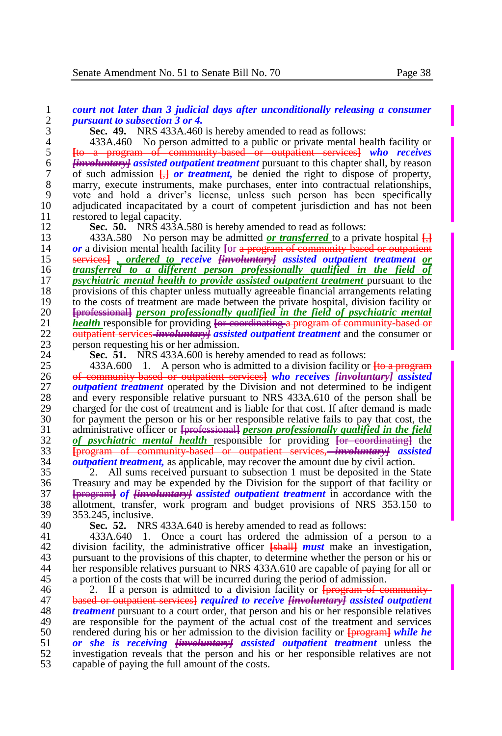*court not later than 3 judicial days after unconditionally releasing a consumer pursuant to subsection 3 or 4.*

**Sec. 49.** NRS 433A.460 is hereby amended to read as follows:

433A.460 No person admitted to a public or private mental health facility or [to a program of community-based or outpatient services] *who receives [involuntary] assisted outpatient treatment* pursuant to this chapter shall, by reason of such admission [,] *or treatment,* be denied the right to dispose of property, marry, execute instruments, make purchases, enter into contractual relationships, vote and hold a driver's license, unless such person has been specifically adjudicated incapacitated by a court of competent jurisdiction and has not been restored to legal capacity.

**Sec. 50.** NRS 433A.580 is hereby amended to read as follows:

433A.580 No person may be admitted *or transferred* to a private hospital [,] *or* a division mental health facility [or a program of community-based or outpatient services] *, ordered to receive [involuntary] assisted outpatient treatment or transferred to a different person professionally qualified in the field of psychiatric mental health to provide assisted outpatient treatment* pursuant to the provisions of this chapter unless mutually agreeable financial arrangements relating to the costs of treatment are made between the private hospital, division facility or [professional] *person professionally qualified in the field of psychiatric mental health* responsible for providing [or coordinating a program of community-based or outpatient services *involuntary]* *assisted outpatient treatment* and the consumer or person requesting his or her admission.

**Sec. 51.** NRS 433A.600 is hereby amended to read as follows:

433A.600 1. A person who is admitted to a division facility or [to a program of community-based or outpatient services] *who receives [involuntary] assisted outpatient treatment* operated by the Division and not determined to be indigent and every responsible relative pursuant to NRS 433A.610 of the person shall be charged for the cost of treatment and is liable for that cost. If after demand is made for payment the person or his or her responsible relative fails to pay that cost, the administrative officer or [professional] *person professionally qualified in the field of psychiatric mental health* responsible for providing [or coordinating] the [program of community-based or outpatient services, *involuntary]* *assisted outpatient treatment,* as applicable, may recover the amount due by civil action.

2. All sums received pursuant to subsection 1 must be deposited in the State Treasury and may be expended by the Division for the support of that facility or [program] *of [involuntary] assisted outpatient treatment* in accordance with the allotment, transfer, work program and budget provisions of NRS 353.150 to 353.245, inclusive.

**Sec. 52.** NRS 433A.640 is hereby amended to read as follows:

433A.640 1. Once a court has ordered the admission of a person to a division facility, the administrative officer [shall] *must* make an investigation, pursuant to the provisions of this chapter, to determine whether the person or his or her responsible relatives pursuant to NRS 433A.610 are capable of paying for all or a portion of the costs that will be incurred during the period of admission.

2. If a person is admitted to a division facility or [program of community-based or outpatient services] *required to receive [involuntary] assisted outpatient treatment* pursuant to a court order, that person and his or her responsible relatives are responsible for the payment of the actual cost of the treatment and services rendered during his or her admission to the division facility or [program] *while he or she is receiving [involuntary] assisted outpatient treatment* unless the investigation reveals that the person and his or her responsible relatives are not capable of paying the full amount of the costs.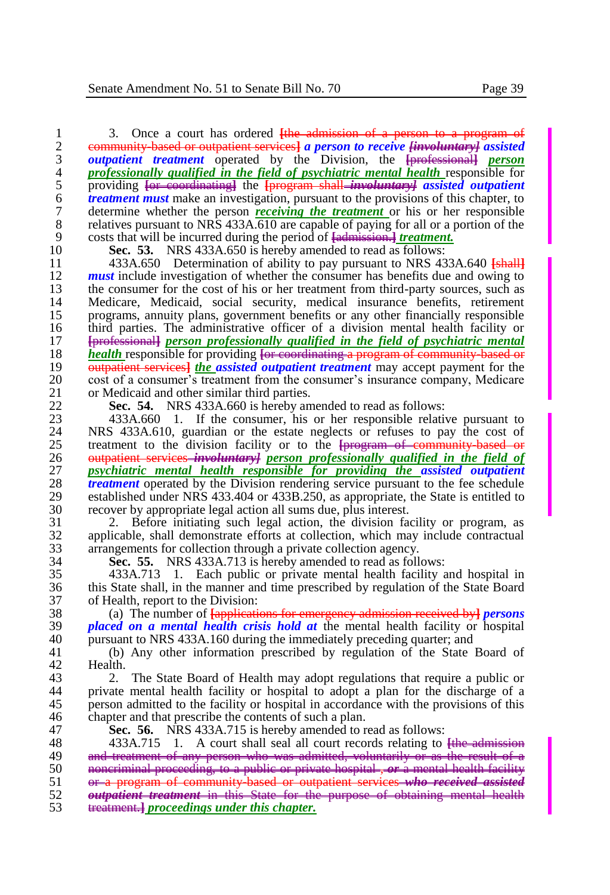3. Once a court has ordered ~~[the admission of a person to a program of community-based or outpatient services]~~ ***a person to receive*** ***~~[involuntary]~~*** ***assisted outpatient treatment*** operated by the Division, the ~~[professional]~~ <u>***person professionally qualified in the field of psychiatric mental health***</u> responsible for providing ~~[or coordinating]~~ the ~~[program shall~~ ***~~involuntary]~~*** ***assisted outpatient treatment must*** make an investigation, pursuant to the provisions of this chapter, to determine whether the person <u>***receiving the treatment***</u> or his or her responsible relatives pursuant to NRS 433A.610 are capable of paying for all or a portion of the costs that will be incurred during the period of ~~[admission.]~~ <u>***treatment.***</u>

**Sec. 53.** NRS 433A.650 is hereby amended to read as follows:

433A.650 Determination of ability to pay pursuant to NRS 433A.640 ~~[shall]~~ ***must*** include investigation of whether the consumer has benefits due and owing to the consumer for the cost of his or her treatment from third-party sources, such as Medicare, Medicaid, social security, medical insurance benefits, retirement programs, annuity plans, government benefits or any other financially responsible third parties. The administrative officer of a division mental health facility or ~~[professional]~~ <u>***person professionally qualified in the field of psychiatric mental health***</u> responsible for ~~[or coordinating a program of community-based or outpatient services]~~ <u>***the***</u> ***assisted outpatient treatment*** may accept payment for the cost of a consumer's treatment from the consumer's insurance company, Medicare or Medicaid and other similar third parties.

**Sec. 54.** NRS 433A.660 is hereby amended to read as follows:

433A.660 1. If the consumer, his or her responsible relative pursuant to NRS 433A.610, guardian or the estate neglects or refuses to pay the cost of treatment to the division facility or to the ~~[program of community-based or outpatient services~~ ***~~involuntary]~~*** <u>***person professionally qualified in the field of psychiatric mental health responsible for providing the***</u> ***assisted outpatient treatment*** operated by the Division rendering service pursuant to the fee schedule established under NRS 433.404 or 433B.250, as appropriate, the State is entitled to recover by appropriate legal action all sums due, plus interest.

2. Before initiating such legal action, the division facility or program, as applicable, shall demonstrate efforts at collection, which may include contractual arrangements for collection through a private collection agency.

**Sec. 55.** NRS 433A.713 is hereby amended to read as follows:

433A.713 1. Each public or private mental health facility and hospital in this State shall, in the manner and time prescribed by regulation of the State Board of Health, report to the Division:

(a) The number of ~~[applications for emergency admission received by]~~ ***persons placed on a mental health crisis hold at*** the mental health facility or hospital pursuant to NRS 433A.160 during the immediately preceding quarter; and

(b) Any other information prescribed by regulation of the State Board of Health.

2. The State Board of Health may adopt regulations that require a public or private mental health facility or hospital to adopt a plan for the discharge of a person admitted to the facility or hospital in accordance with the provisions of this chapter and that prescribe the contents of such a plan.

**Sec. 56.** NRS 433A.715 is hereby amended to read as follows:

433A.715 1. A court shall seal all court records relating to ~~[the admission and treatment of any person who was admitted, voluntarily or as the result of a noncriminal proceeding, to a public or private hospital~~ ***~~, or~~*** ~~a mental health facility or a program of community-based or outpatient services~~ ***~~who received assisted outpatient treatment~~*** ~~in this State for the purpose of obtaining mental health treatment.]~~ <u>***proceedings under this chapter.***</u>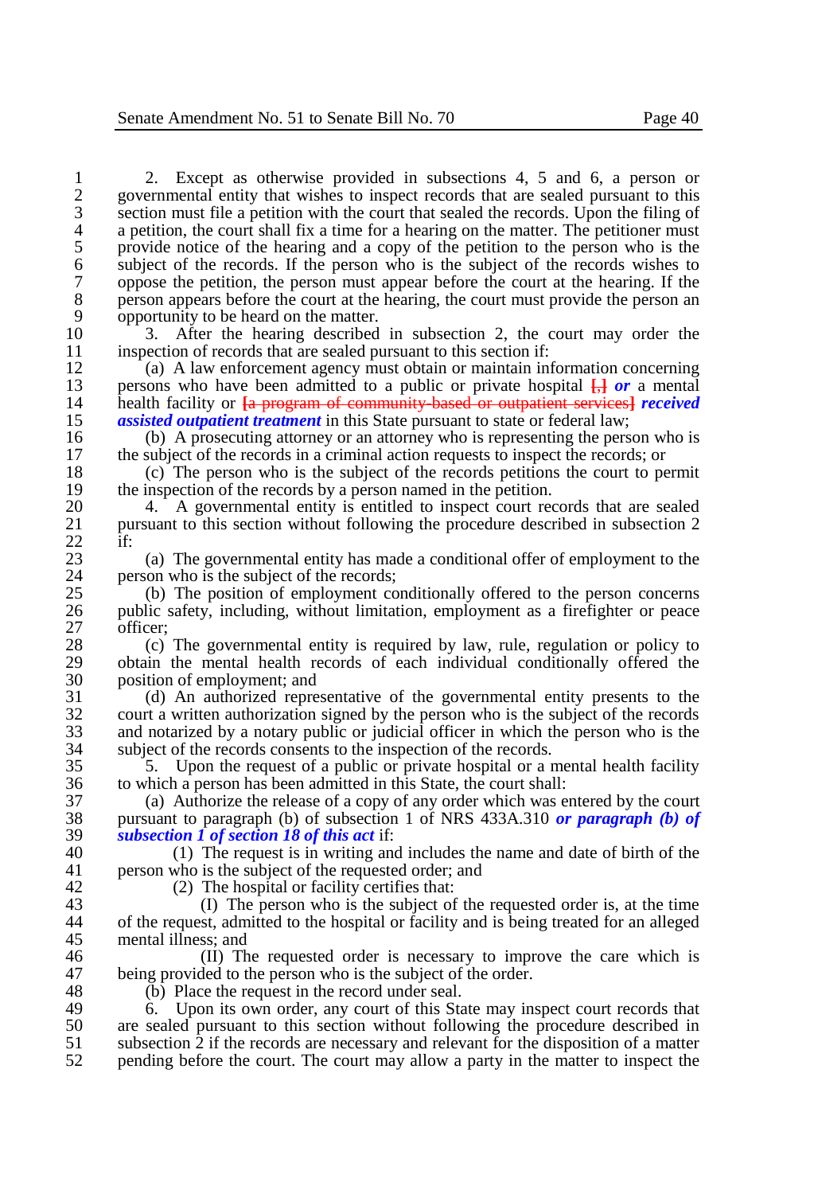2. Except as otherwise provided in subsections 4, 5 and 6, a person or governmental entity that wishes to inspect records that are sealed pursuant to this section must file a petition with the court that sealed the records. Upon the filing of a petition, the court shall fix a time for a hearing on the matter. The petitioner must provide notice of the hearing and a copy of the petition to the person who is the subject of the records. If the person who is the subject of the records wishes to oppose the petition, the person must appear before the court at the hearing. If the person appears before the court at the hearing, the court must provide the person an opportunity to be heard on the matter.

3. After the hearing described in subsection 2, the court may order the inspection of records that are sealed pursuant to this section if:

(a) A law enforcement agency must obtain or maintain information concerning persons who have been admitted to a public or private hospital [,] ***or*** a mental health facility or ~~[a program of community-based or outpatient services]~~ ***received assisted outpatient treatment*** in this State pursuant to state or federal law;

(b) A prosecuting attorney or an attorney who is representing the person who is the subject of the records in a criminal action requests to inspect the records; or

(c) The person who is the subject of the records petitions the court to permit the inspection of the records by a person named in the petition.

4. A governmental entity is entitled to inspect court records that are sealed pursuant to this section without following the procedure described in subsection 2 if:

(a) The governmental entity has made a conditional offer of employment to the person who is the subject of the records;

(b) The position of employment conditionally offered to the person concerns public safety, including, without limitation, employment as a firefighter or peace officer;

(c) The governmental entity is required by law, rule, regulation or policy to obtain the mental health records of each individual conditionally offered the position of employment; and

(d) An authorized representative of the governmental entity presents to the court a written authorization signed by the person who is the subject of the records and notarized by a notary public or judicial officer in which the person who is the subject of the records consents to the inspection of the records.

5. Upon the request of a public or private hospital or a mental health facility to which a person has been admitted in this State, the court shall:

(a) Authorize the release of a copy of any order which was entered by the court pursuant to paragraph (b) of subsection 1 of NRS 433A.310 ***or paragraph (b) of subsection 1 of section 18 of this act*** if:

(1) The request is in writing and includes the name and date of birth of the person who is the subject of the requested order; and

(2) The hospital or facility certifies that:

(I) The person who is the subject of the requested order is, at the time of the request, admitted to the hospital or facility and is being treated for an alleged mental illness; and

(II) The requested order is necessary to improve the care which is being provided to the person who is the subject of the order.

(b) Place the request in the record under seal.

6. Upon its own order, any court of this State may inspect court records that are sealed pursuant to this section without following the procedure described in subsection 2 if the records are necessary and relevant for the disposition of a matter pending before the court. The court may allow a party in the matter to inspect the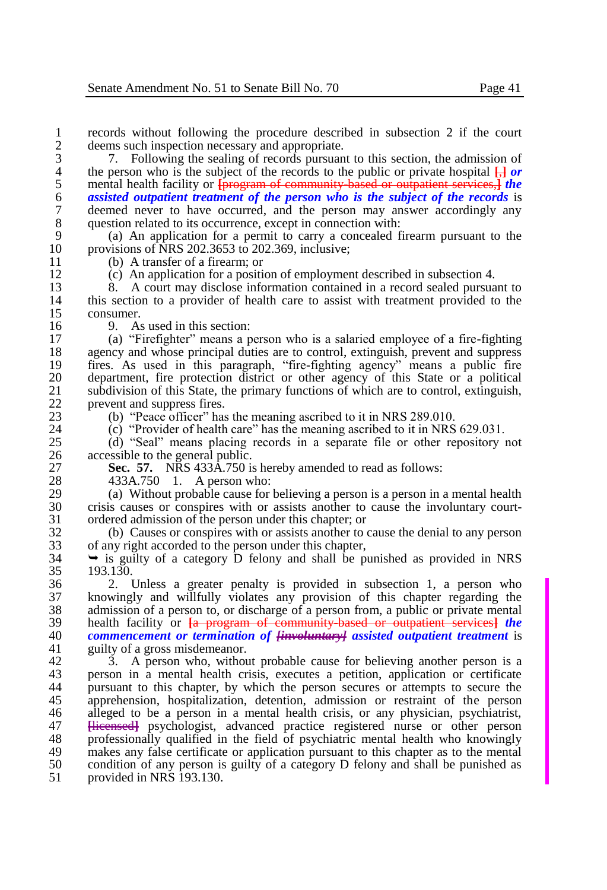records without following the procedure described in subsection 2 if the court deems such inspection necessary and appropriate.

7. Following the sealing of records pursuant to this section, the admission of the person who is the subject of the records to the public or private hospital [,] ***or*** mental health facility or [program of community-based or outpatient services,] ***the assisted outpatient treatment of the person who is the subject of the records*** is deemed never to have occurred, and the person may answer accordingly any question related to its occurrence, except in connection with:

(a) An application for a permit to carry a concealed firearm pursuant to the provisions of NRS 202.3653 to 202.369, inclusive;

(b) A transfer of a firearm; or

(c) An application for a position of employment described in subsection 4.

8. A court may disclose information contained in a record sealed pursuant to this section to a provider of health care to assist with treatment provided to the consumer.

9. As used in this section:

(a) "Firefighter" means a person who is a salaried employee of a fire-fighting agency and whose principal duties are to control, extinguish, prevent and suppress fires. As used in this paragraph, "fire-fighting agency" means a public fire department, fire protection district or other agency of this State or a political subdivision of this State, the primary functions of which are to control, extinguish, prevent and suppress fires.

(b) "Peace officer" has the meaning ascribed to it in NRS 289.010.

(c) "Provider of health care" has the meaning ascribed to it in NRS 629.031.

(d) "Seal" means placing records in a separate file or other repository not accessible to the general public.

**Sec. 57.** NRS 433A.750 is hereby amended to read as follows:

433A.750 1. A person who:

(a) Without probable cause for believing a person is a person in a mental health crisis causes or conspires with or assists another to cause the involuntary court-ordered admission of the person under this chapter; or

(b) Causes or conspires with or assists another to cause the denial to any person of any right accorded to the person under this chapter,

➥ is guilty of a category D felony and shall be punished as provided in NRS 193.130.

2. Unless a greater penalty is provided in subsection 1, a person who knowingly and willfully violates any provision of this chapter regarding the admission of a person to, or discharge of a person from, a public or private mental health facility or [a program of community-based or outpatient services] ***the commencement or termination of [involuntary] assisted outpatient treatment*** is guilty of a gross misdemeanor.

3. A person who, without probable cause for believing another person is a person in a mental health crisis, executes a petition, application or certificate pursuant to this chapter, by which the person secures or attempts to secure the apprehension, hospitalization, detention, admission or restraint of the person alleged to be a person in a mental health crisis, or any physician, psychiatrist, [licensed] psychologist, advanced practice registered nurse or other person professionally qualified in the field of psychiatric mental health who knowingly makes any false certificate or application pursuant to this chapter as to the mental condition of any person is guilty of a category D felony and shall be punished as provided in NRS 193.130.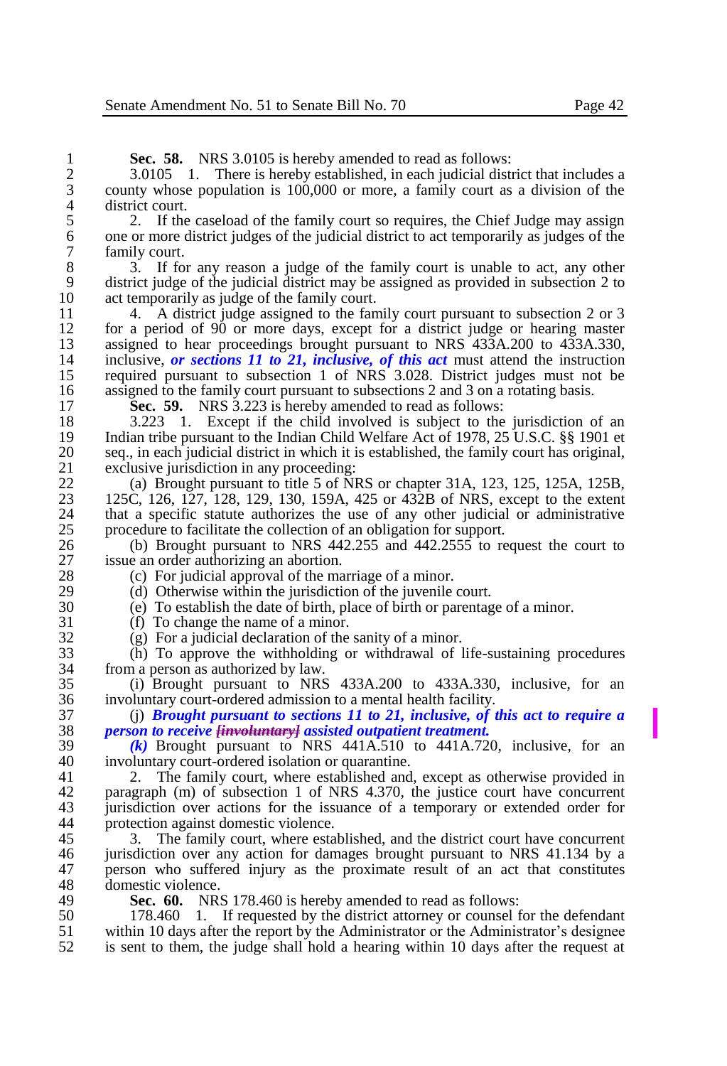**Sec. 58.** NRS 3.0105 is hereby amended to read as follows:

3.0105 1. There is hereby established, in each judicial district that includes a county whose population is 100,000 or more, a family court as a division of the district court.

2. If the caseload of the family court so requires, the Chief Judge may assign one or more district judges of the judicial district to act temporarily as judges of the family court.

3. If for any reason a judge of the family court is unable to act, any other district judge of the judicial district may be assigned as provided in subsection 2 to act temporarily as judge of the family court.

4. A district judge assigned to the family court pursuant to subsection 2 or 3 for a period of 90 or more days, except for a district judge or hearing master assigned to hear proceedings brought pursuant to NRS 433A.200 to 433A.330, inclusive, ***or sections 11 to 21, inclusive, of this act*** must attend the instruction required pursuant to subsection 1 of NRS 3.028. District judges must not be assigned to the family court pursuant to subsections 2 and 3 on a rotating basis.

**Sec. 59.** NRS 3.223 is hereby amended to read as follows:

3.223 1. Except if the child involved is subject to the jurisdiction of an Indian tribe pursuant to the Indian Child Welfare Act of 1978, 25 U.S.C. §§ 1901 et seq., in each judicial district in which it is established, the family court has original, exclusive jurisdiction in any proceeding:

(a) Brought pursuant to title 5 of NRS or chapter 31A, 123, 125, 125A, 125B, 125C, 126, 127, 128, 129, 130, 159A, 425 or 432B of NRS, except to the extent that a specific statute authorizes the use of any other judicial or administrative procedure to facilitate the collection of an obligation for support.

(b) Brought pursuant to NRS 442.255 and 442.2555 to request the court to issue an order authorizing an abortion.

(c) For judicial approval of the marriage of a minor.

(d) Otherwise within the jurisdiction of the juvenile court.

(e) To establish the date of birth, place of birth or parentage of a minor.

(f) To change the name of a minor.

(g) For a judicial declaration of the sanity of a minor.

(h) To approve the withholding or withdrawal of life-sustaining procedures from a person as authorized by law.

(i) Brought pursuant to NRS 433A.200 to 433A.330, inclusive, for an involuntary court-ordered admission to a mental health facility.

(j) ***Brought pursuant to sections 11 to 21, inclusive, of this act to require a person to receive*** ~~***[involuntary]***~~ ***assisted outpatient treatment.***

***(k)*** Brought pursuant to NRS 441A.510 to 441A.720, inclusive, for an involuntary court-ordered isolation or quarantine.

2. The family court, where established and, except as otherwise provided in paragraph (m) of subsection 1 of NRS 4.370, the justice court have concurrent jurisdiction over actions for the issuance of a temporary or extended order for protection against domestic violence.

3. The family court, where established, and the district court have concurrent jurisdiction over any action for damages brought pursuant to NRS 41.134 by a person who suffered injury as the proximate result of an act that constitutes domestic violence.

**Sec. 60.** NRS 178.460 is hereby amended to read as follows:

178.460 1. If requested by the district attorney or counsel for the defendant within 10 days after the report by the Administrator or the Administrator's designee is sent to them, the judge shall hold a hearing within 10 days after the request at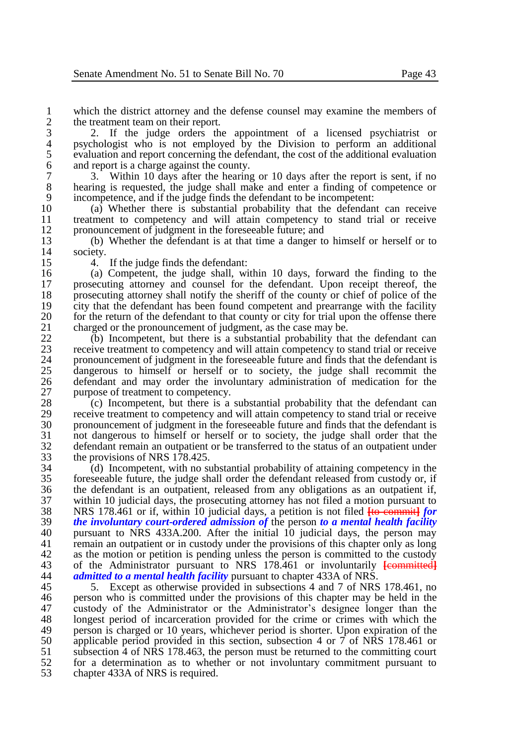which the district attorney and the defense counsel may examine the members of the treatment team on their report.

2. If the judge orders the appointment of a licensed psychiatrist or psychologist who is not employed by the Division to perform an additional evaluation and report concerning the defendant, the cost of the additional evaluation and report is a charge against the county.

3. Within 10 days after the hearing or 10 days after the report is sent, if no hearing is requested, the judge shall make and enter a finding of competence or incompetence, and if the judge finds the defendant to be incompetent:

(a) Whether there is substantial probability that the defendant can receive treatment to competency and will attain competency to stand trial or receive pronouncement of judgment in the foreseeable future; and

(b) Whether the defendant is at that time a danger to himself or herself or to society.

4. If the judge finds the defendant:

(a) Competent, the judge shall, within 10 days, forward the finding to the prosecuting attorney and counsel for the defendant. Upon receipt thereof, the prosecuting attorney shall notify the sheriff of the county or chief of police of the city that the defendant has been found competent and prearrange with the facility for the return of the defendant to that county or city for trial upon the offense there charged or the pronouncement of judgment, as the case may be.

(b) Incompetent, but there is a substantial probability that the defendant can receive treatment to competency and will attain competency to stand trial or receive pronouncement of judgment in the foreseeable future and finds that the defendant is dangerous to himself or herself or to society, the judge shall recommit the defendant and may order the involuntary administration of medication for the purpose of treatment to competency.

(c) Incompetent, but there is a substantial probability that the defendant can receive treatment to competency and will attain competency to stand trial or receive pronouncement of judgment in the foreseeable future and finds that the defendant is not dangerous to himself or herself or to society, the judge shall order that the defendant remain an outpatient or be transferred to the status of an outpatient under the provisions of NRS 178.425.

(d) Incompetent, with no substantial probability of attaining competency in the foreseeable future, the judge shall order the defendant released from custody or, if the defendant is an outpatient, released from any obligations as an outpatient if, within 10 judicial days, the prosecuting attorney has not filed a motion pursuant to NRS 178.461 or if, within 10 judicial days, a petition is not filed [to commit] ***for the involuntary court-ordered admission of*** the person ***to a mental health facility*** pursuant to NRS 433A.200. After the initial 10 judicial days, the person may remain an outpatient or in custody under the provisions of this chapter only as long as the motion or petition is pending unless the person is committed to the custody of the Administrator pursuant to NRS 178.461 or involuntarily [committed] ***admitted to a mental health facility*** pursuant to chapter 433A of NRS.

5. Except as otherwise provided in subsections 4 and 7 of NRS 178.461, no person who is committed under the provisions of this chapter may be held in the custody of the Administrator or the Administrator's designee longer than the longest period of incarceration provided for the crime or crimes with which the person is charged or 10 years, whichever period is shorter. Upon expiration of the applicable period provided in this section, subsection 4 or 7 of NRS 178.461 or subsection 4 of NRS 178.463, the person must be returned to the committing court for a determination as to whether or not involuntary commitment pursuant to chapter 433A of NRS is required.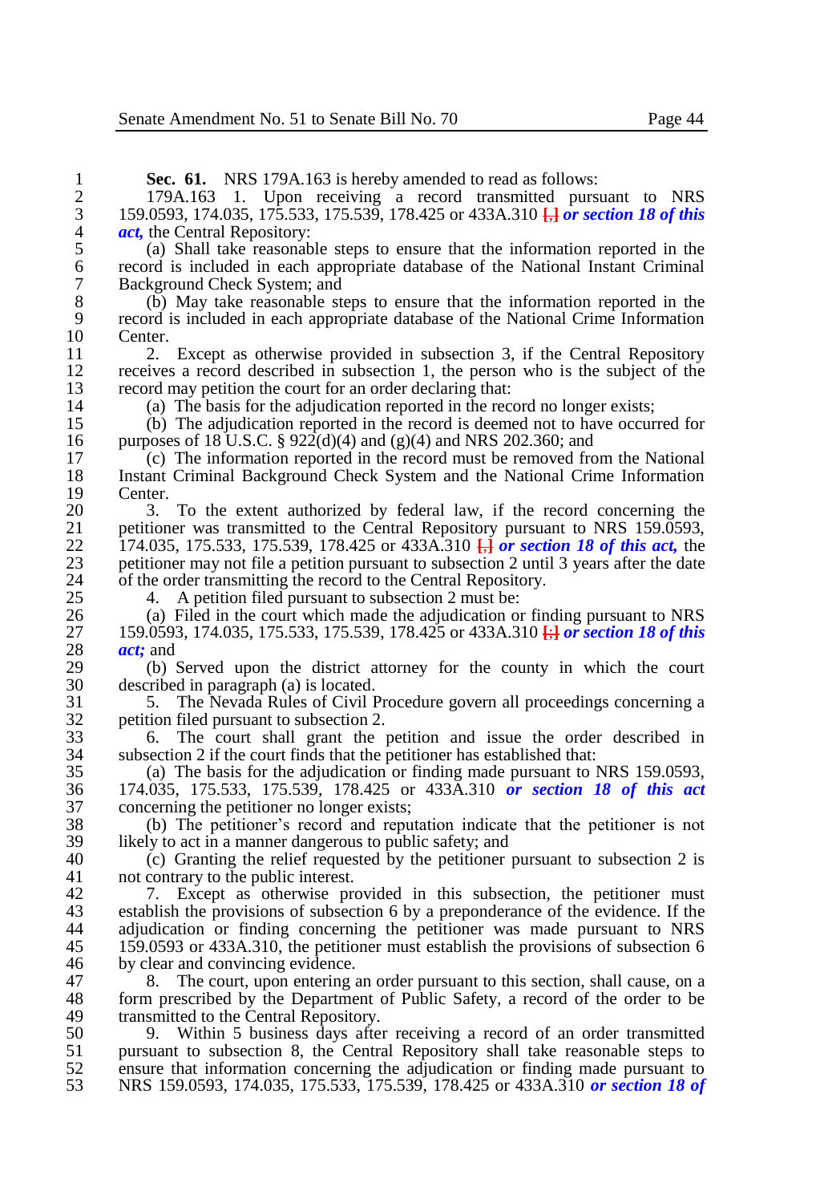**Sec. 61.** NRS 179A.163 is hereby amended to read as follows:

179A.163 1. Upon receiving a record transmitted pursuant to NRS 159.0593, 174.035, 175.533, 175.539, 178.425 or 433A.310 [.] ***or section 18 of this act,*** the Central Repository:

(a) Shall take reasonable steps to ensure that the information reported in the record is included in each appropriate database of the National Instant Criminal Background Check System; and

(b) May take reasonable steps to ensure that the information reported in the record is included in each appropriate database of the National Crime Information Center.

2. Except as otherwise provided in subsection 3, if the Central Repository receives a record described in subsection 1, the person who is the subject of the record may petition the court for an order declaring that:

(a) The basis for the adjudication reported in the record no longer exists;

(b) The adjudication reported in the record is deemed not to have occurred for purposes of 18 U.S.C. § 922(d)(4) and (g)(4) and NRS 202.360; and

(c) The information reported in the record must be removed from the National Instant Criminal Background Check System and the National Crime Information Center.

3. To the extent authorized by federal law, if the record concerning the petitioner was transmitted to the Central Repository pursuant to NRS 159.0593, 174.035, 175.533, 175.539, 178.425 or 433A.310 [,] ***or section 18 of this act,*** the petitioner may not file a petition pursuant to subsection 2 until 3 years after the date of the order transmitting the record to the Central Repository.

4. A petition filed pursuant to subsection 2 must be:

(a) Filed in the court which made the adjudication or finding pursuant to NRS 159.0593, 174.035, 175.533, 175.539, 178.425 or 433A.310 [;] ***or section 18 of this act;*** and

(b) Served upon the district attorney for the county in which the court described in paragraph (a) is located.

5. The Nevada Rules of Civil Procedure govern all proceedings concerning a petition filed pursuant to subsection 2.

6. The court shall grant the petition and issue the order described in subsection 2 if the court finds that the petitioner has established that:

(a) The basis for the adjudication or finding made pursuant to NRS 159.0593, 174.035, 175.533, 175.539, 178.425 or 433A.310 ***or section 18 of this act*** concerning the petitioner no longer exists;

(b) The petitioner's record and reputation indicate that the petitioner is not likely to act in a manner dangerous to public safety; and

(c) Granting the relief requested by the petitioner pursuant to subsection 2 is not contrary to the public interest.

7. Except as otherwise provided in this subsection, the petitioner must establish the provisions of subsection 6 by a preponderance of the evidence. If the adjudication or finding concerning the petitioner was made pursuant to NRS 159.0593 or 433A.310, the petitioner must establish the provisions of subsection 6 by clear and convincing evidence.

8. The court, upon entering an order pursuant to this section, shall cause, on a form prescribed by the Department of Public Safety, a record of the order to be transmitted to the Central Repository.

9. Within 5 business days after receiving a record of an order transmitted pursuant to subsection 8, the Central Repository shall take reasonable steps to ensure that information concerning the adjudication or finding made pursuant to NRS 159.0593, 174.035, 175.533, 175.539, 178.425 or 433A.310 ***or section 18 of***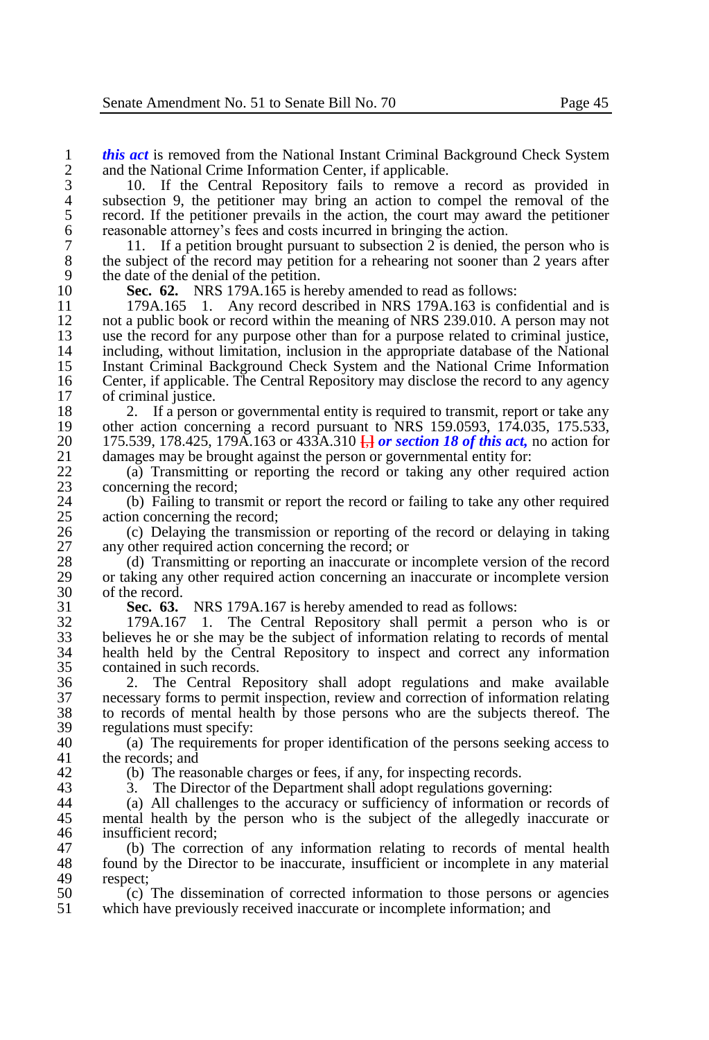***this act*** is removed from the National Instant Criminal Background Check System and the National Crime Information Center, if applicable.

10. If the Central Repository fails to remove a record as provided in subsection 9, the petitioner may bring an action to compel the removal of the record. If the petitioner prevails in the action, the court may award the petitioner reasonable attorney's fees and costs incurred in bringing the action.

11. If a petition brought pursuant to subsection 2 is denied, the person who is the subject of the record may petition for a rehearing not sooner than 2 years after the date of the denial of the petition.

**Sec. 62.** NRS 179A.165 is hereby amended to read as follows:

179A.165 1. Any record described in NRS 179A.163 is confidential and is not a public book or record within the meaning of NRS 239.010. A person may not use the record for any purpose other than for a purpose related to criminal justice, including, without limitation, inclusion in the appropriate database of the National Instant Criminal Background Check System and the National Crime Information Center, if applicable. The Central Repository may disclose the record to any agency of criminal justice.

2. If a person or governmental entity is required to transmit, report or take any other action concerning a record pursuant to NRS 159.0593, 174.035, 175.533, 175.539, 178.425, 179A.163 or 433A.310 [,] ***or section 18 of this act,*** no action for damages may be brought against the person or governmental entity for:

(a) Transmitting or reporting the record or taking any other required action concerning the record;

(b) Failing to transmit or report the record or failing to take any other required action concerning the record;

(c) Delaying the transmission or reporting of the record or delaying in taking any other required action concerning the record; or

(d) Transmitting or reporting an inaccurate or incomplete version of the record or taking any other required action concerning an inaccurate or incomplete version of the record.

**Sec. 63.** NRS 179A.167 is hereby amended to read as follows:

179A.167 1. The Central Repository shall permit a person who is or believes he or she may be the subject of information relating to records of mental health held by the Central Repository to inspect and correct any information contained in such records.

2. The Central Repository shall adopt regulations and make available necessary forms to permit inspection, review and correction of information relating to records of mental health by those persons who are the subjects thereof. The regulations must specify:

(a) The requirements for proper identification of the persons seeking access to the records; and

(b) The reasonable charges or fees, if any, for inspecting records.

3. The Director of the Department shall adopt regulations governing:

(a) All challenges to the accuracy or sufficiency of information or records of mental health by the person who is the subject of the allegedly inaccurate or insufficient record;

(b) The correction of any information relating to records of mental health found by the Director to be inaccurate, insufficient or incomplete in any material respect;

(c) The dissemination of corrected information to those persons or agencies which have previously received inaccurate or incomplete information; and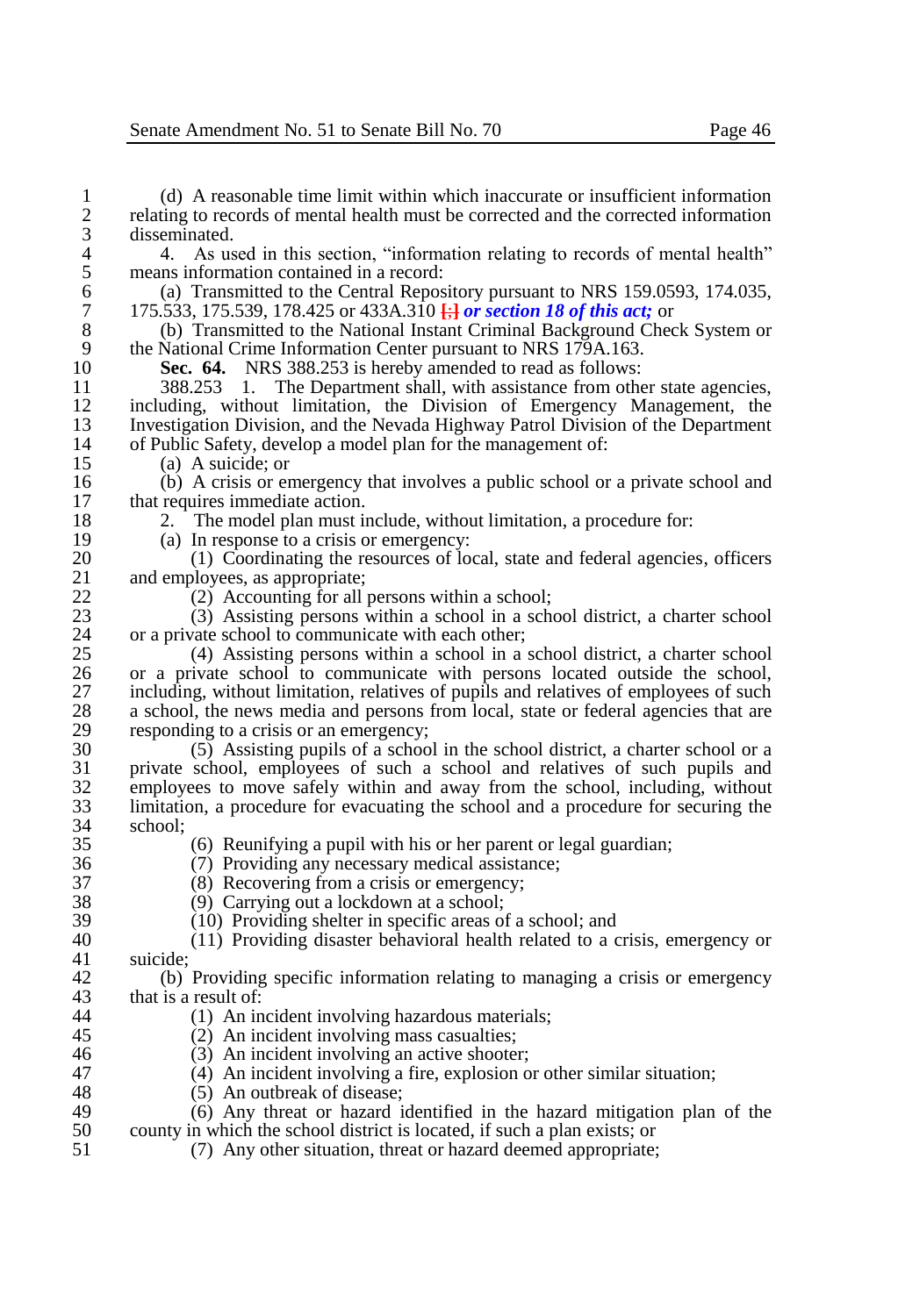(d) A reasonable time limit within which inaccurate or insufficient information relating to records of mental health must be corrected and the corrected information disseminated.

4. As used in this section, "information relating to records of mental health" means information contained in a record:

(a) Transmitted to the Central Repository pursuant to NRS 159.0593, 174.035, 175.533, 175.539, 178.425 or 433A.310 [;] ***or section 18 of this act;*** or

(b) Transmitted to the National Instant Criminal Background Check System or the National Crime Information Center pursuant to NRS 179A.163.

**Sec. 64.** NRS 388.253 is hereby amended to read as follows:

388.253 1. The Department shall, with assistance from other state agencies, including, without limitation, the Division of Emergency Management, the Investigation Division, and the Nevada Highway Patrol Division of the Department of Public Safety, develop a model plan for the management of:

(a) A suicide; or

(b) A crisis or emergency that involves a public school or a private school and that requires immediate action.

2. The model plan must include, without limitation, a procedure for:

(a) In response to a crisis or emergency:

(1) Coordinating the resources of local, state and federal agencies, officers and employees, as appropriate;

(2) Accounting for all persons within a school;

(3) Assisting persons within a school in a school district, a charter school or a private school to communicate with each other;

(4) Assisting persons within a school in a school district, a charter school or a private school to communicate with persons located outside the school, including, without limitation, relatives of pupils and relatives of employees of such a school, the news media and persons from local, state or federal agencies that are responding to a crisis or an emergency;

(5) Assisting pupils of a school in the school district, a charter school or a private school, employees of such a school and relatives of such pupils and employees to move safely within and away from the school, including, without limitation, a procedure for evacuating the school and a procedure for securing the school;

(6) Reunifying a pupil with his or her parent or legal guardian;

(7) Providing any necessary medical assistance;

(8) Recovering from a crisis or emergency;

(9) Carrying out a lockdown at a school;

(10) Providing shelter in specific areas of a school; and

(11) Providing disaster behavioral health related to a crisis, emergency or suicide;

(b) Providing specific information relating to managing a crisis or emergency that is a result of:

(1) An incident involving hazardous materials;

(2) An incident involving mass casualties;

(3) An incident involving an active shooter;

(4) An incident involving a fire, explosion or other similar situation;

(5) An outbreak of disease;

(6) Any threat or hazard identified in the hazard mitigation plan of the county in which the school district is located, if such a plan exists; or

(7) Any other situation, threat or hazard deemed appropriate;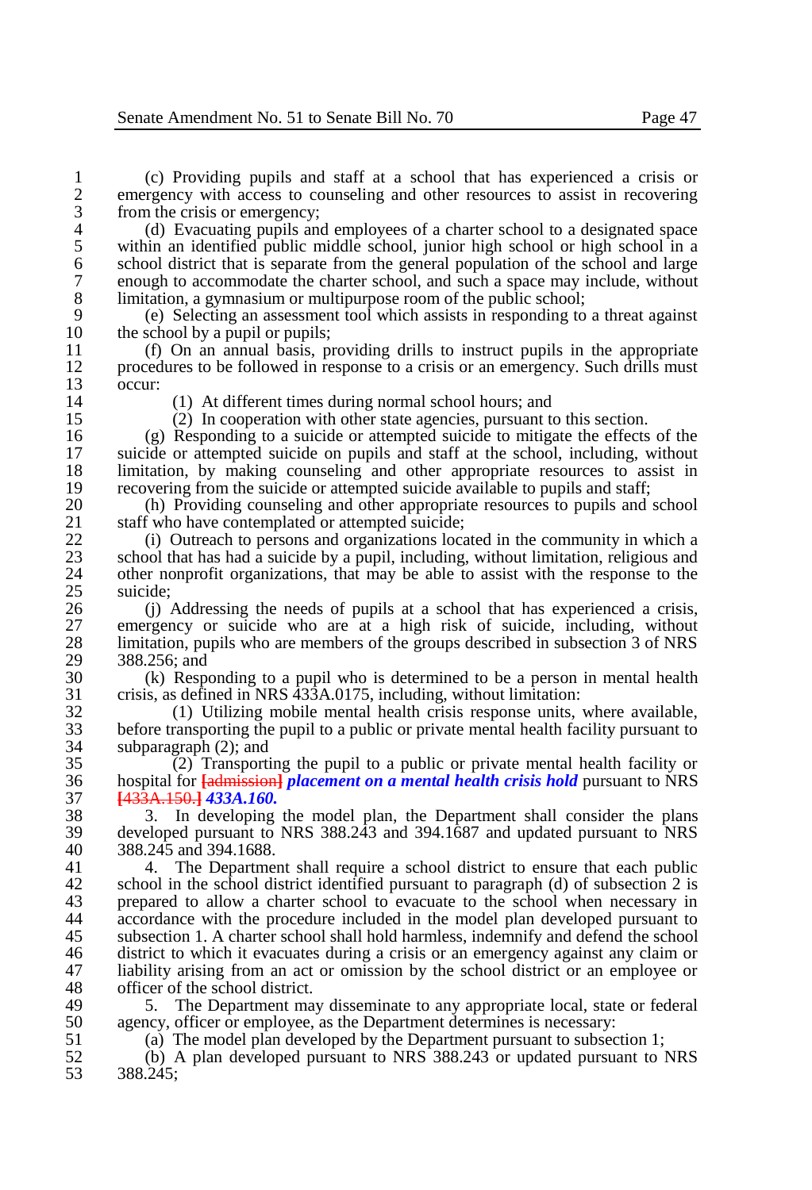(c) Providing pupils and staff at a school that has experienced a crisis or emergency with access to counseling and other resources to assist in recovering from the crisis or emergency;

(d) Evacuating pupils and employees of a charter school to a designated space within an identified public middle school, junior high school or high school in a school district that is separate from the general population of the school and large enough to accommodate the charter school, and such a space may include, without limitation, a gymnasium or multipurpose room of the public school;

(e) Selecting an assessment tool which assists in responding to a threat against the school by a pupil or pupils;

(f) On an annual basis, providing drills to instruct pupils in the appropriate procedures to be followed in response to a crisis or an emergency. Such drills must occur:

(1) At different times during normal school hours; and

(2) In cooperation with other state agencies, pursuant to this section.

(g) Responding to a suicide or attempted suicide to mitigate the effects of the suicide or attempted suicide on pupils and staff at the school, including, without limitation, by making counseling and other appropriate resources to assist in recovering from the suicide or attempted suicide available to pupils and staff;

(h) Providing counseling and other appropriate resources to pupils and school staff who have contemplated or attempted suicide;

(i) Outreach to persons and organizations located in the community in which a school that has had a suicide by a pupil, including, without limitation, religious and other nonprofit organizations, that may be able to assist with the response to the suicide;

(j) Addressing the needs of pupils at a school that has experienced a crisis, emergency or suicide who are at a high risk of suicide, including, without limitation, pupils who are members of the groups described in subsection 3 of NRS 388.256; and

(k) Responding to a pupil who is determined to be a person in mental health crisis, as defined in NRS 433A.0175, including, without limitation:

(1) Utilizing mobile mental health crisis response units, where available, before transporting the pupil to a public or private mental health facility pursuant to subparagraph (2); and

(2) Transporting the pupil to a public or private mental health facility or hospital for [admission] ***placement on a mental health crisis hold*** pursuant to NRS [433A.150.] ***433A.160.***

3. In developing the model plan, the Department shall consider the plans developed pursuant to NRS 388.243 and 394.1687 and updated pursuant to NRS 388.245 and 394.1688.

4. The Department shall require a school district to ensure that each public school in the school district identified pursuant to paragraph (d) of subsection 2 is prepared to allow a charter school to evacuate to the school when necessary in accordance with the procedure included in the model plan developed pursuant to subsection 1. A charter school shall hold harmless, indemnify and defend the school district to which it evacuates during a crisis or an emergency against any claim or liability arising from an act or omission by the school district or an employee or officer of the school district.

5. The Department may disseminate to any appropriate local, state or federal agency, officer or employee, as the Department determines is necessary:

(a) The model plan developed by the Department pursuant to subsection 1;

(b) A plan developed pursuant to NRS 388.243 or updated pursuant to NRS 388.245;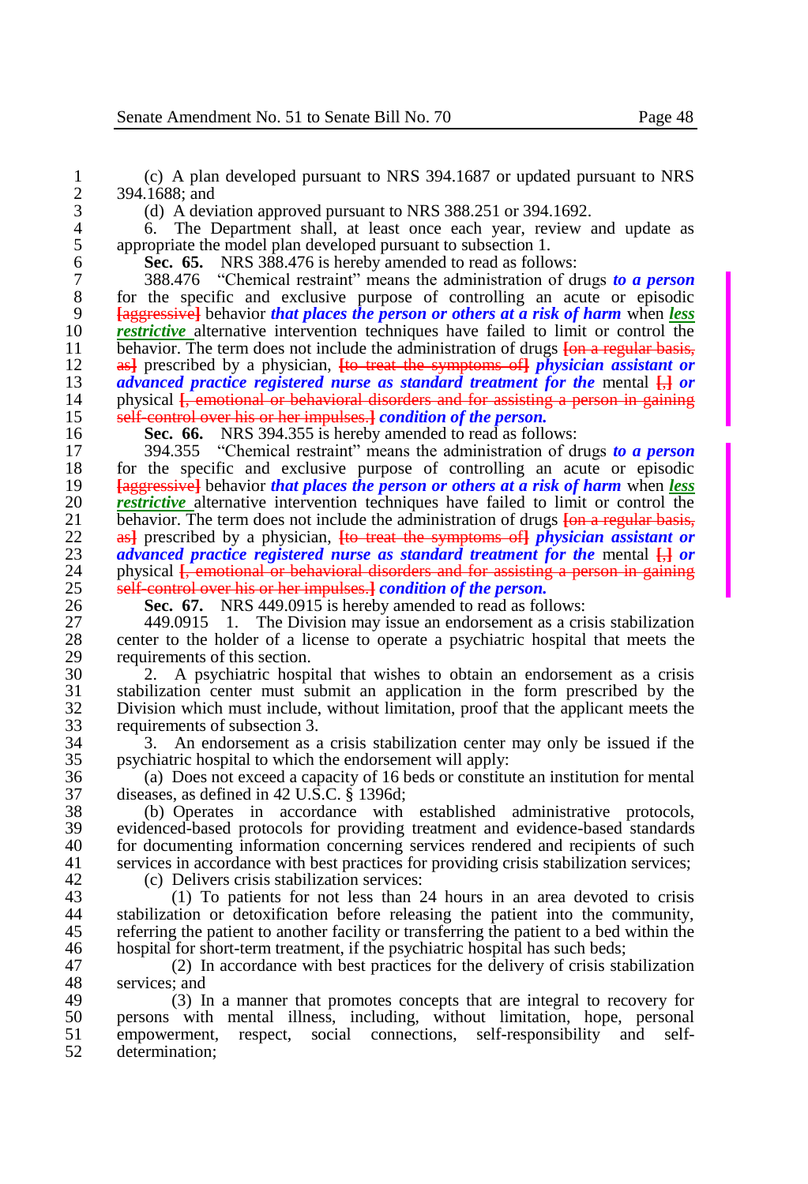(c) A plan developed pursuant to NRS 394.1687 or updated pursuant to NRS 394.1688; and

(d) A deviation approved pursuant to NRS 388.251 or 394.1692.

6. The Department shall, at least once each year, review and update as appropriate the model plan developed pursuant to subsection 1.

**Sec. 65.** NRS 388.476 is hereby amended to read as follows:

388.476 "Chemical restraint" means the administration of drugs ***to a person*** for the specific and exclusive purpose of controlling an acute or episodic [aggressive] behavior ***that places the person or others at a risk of harm*** when ***less restrictive*** alternative intervention techniques have failed to limit or control the behavior. The term does not include the administration of drugs [on a regular basis, as] prescribed by a physician, [to treat the symptoms of] ***physician assistant or advanced practice registered nurse as standard treatment for the*** mental [,] ***or*** physical [, emotional or behavioral disorders and for assisting a person in gaining self-control over his or her impulses.] ***condition of the person.***

**Sec. 66.** NRS 394.355 is hereby amended to read as follows:

394.355 "Chemical restraint" means the administration of drugs ***to a person*** for the specific and exclusive purpose of controlling an acute or episodic [aggressive] behavior ***that places the person or others at a risk of harm*** when ***less restrictive*** alternative intervention techniques have failed to limit or control the behavior. The term does not include the administration of drugs [on a regular basis, as] prescribed by a physician, [to treat the symptoms of] ***physician assistant or advanced practice registered nurse as standard treatment for the*** mental [,] ***or*** physical [, emotional or behavioral disorders and for assisting a person in gaining self-control over his or her impulses.] ***condition of the person.***

**Sec. 67.** NRS 449.0915 is hereby amended to read as follows:

449.0915 1. The Division may issue an endorsement as a crisis stabilization center to the holder of a license to operate a psychiatric hospital that meets the requirements of this section.

2. A psychiatric hospital that wishes to obtain an endorsement as a crisis stabilization center must submit an application in the form prescribed by the Division which must include, without limitation, proof that the applicant meets the requirements of subsection 3.

3. An endorsement as a crisis stabilization center may only be issued if the psychiatric hospital to which the endorsement will apply:

(a) Does not exceed a capacity of 16 beds or constitute an institution for mental diseases, as defined in 42 U.S.C. § 1396d;

(b) Operates in accordance with established administrative protocols, evidenced-based protocols for providing treatment and evidence-based standards for documenting information concerning services rendered and recipients of such services in accordance with best practices for providing crisis stabilization services;

(c) Delivers crisis stabilization services:

(1) To patients for not less than 24 hours in an area devoted to crisis stabilization or detoxification before releasing the patient into the community, referring the patient to another facility or transferring the patient to a bed within the hospital for short-term treatment, if the psychiatric hospital has such beds;

(2) In accordance with best practices for the delivery of crisis stabilization services; and

(3) In a manner that promotes concepts that are integral to recovery for persons with mental illness, including, without limitation, hope, personal empowerment, respect, social connections, self-responsibility and self-determination;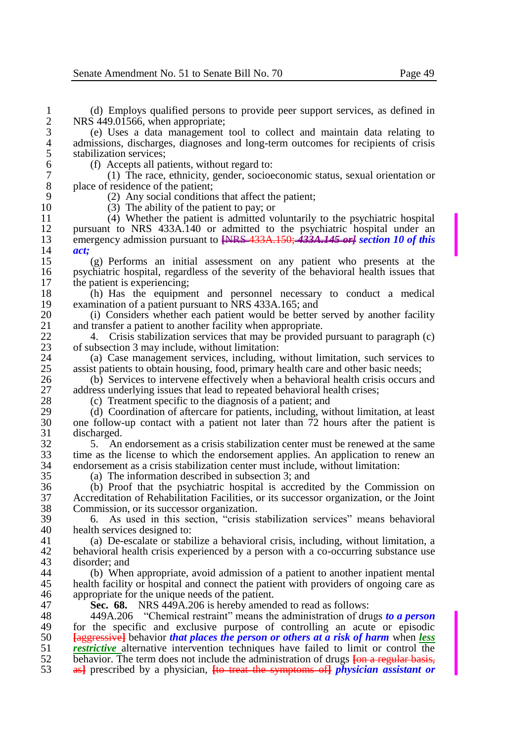(d) Employs qualified persons to provide peer support services, as defined in NRS 449.01566, when appropriate;

(e) Uses a data management tool to collect and maintain data relating to admissions, discharges, diagnoses and long-term outcomes for recipients of crisis stabilization services;

(f) Accepts all patients, without regard to:

(1) The race, ethnicity, gender, socioeconomic status, sexual orientation or place of residence of the patient;

(2) Any social conditions that affect the patient;

(3) The ability of the patient to pay; or

(4) Whether the patient is admitted voluntarily to the psychiatric hospital pursuant to NRS 433A.140 or admitted to the psychiatric hospital under an emergency admission pursuant to [~~NRS 433A.150;~~ ***~~433A.145 or~~***] ***section 10 of this act;***

(g) Performs an initial assessment on any patient who presents at the psychiatric hospital, regardless of the severity of the behavioral health issues that the patient is experiencing;

(h) Has the equipment and personnel necessary to conduct a medical examination of a patient pursuant to NRS 433A.165; and

(i) Considers whether each patient would be better served by another facility and transfer a patient to another facility when appropriate.

4. Crisis stabilization services that may be provided pursuant to paragraph (c) of subsection 3 may include, without limitation:

(a) Case management services, including, without limitation, such services to assist patients to obtain housing, food, primary health care and other basic needs;

(b) Services to intervene effectively when a behavioral health crisis occurs and address underlying issues that lead to repeated behavioral health crises;

(c) Treatment specific to the diagnosis of a patient; and

(d) Coordination of aftercare for patients, including, without limitation, at least one follow-up contact with a patient not later than 72 hours after the patient is discharged.

5. An endorsement as a crisis stabilization center must be renewed at the same time as the license to which the endorsement applies. An application to renew an endorsement as a crisis stabilization center must include, without limitation:

(a) The information described in subsection 3; and

(b) Proof that the psychiatric hospital is accredited by the Commission on Accreditation of Rehabilitation Facilities, or its successor organization, or the Joint Commission, or its successor organization.

6. As used in this section, "crisis stabilization services" means behavioral health services designed to:

(a) De-escalate or stabilize a behavioral crisis, including, without limitation, a behavioral health crisis experienced by a person with a co-occurring substance use disorder; and

(b) When appropriate, avoid admission of a patient to another inpatient mental health facility or hospital and connect the patient with providers of ongoing care as appropriate for the unique needs of the patient.

**Sec. 68.** NRS 449A.206 is hereby amended to read as follows:

449A.206 "Chemical restraint" means the administration of drugs ***to a person*** for the specific and exclusive purpose of controlling an acute or episodic [~~aggressive~~] behavior ***that places the person or others at a risk of harm*** when ***less restrictive*** alternative intervention techniques have failed to limit or control the behavior. The term does not include the administration of drugs [~~on a regular basis, as~~] prescribed by a physician, [~~to treat the symptoms of~~] ***physician assistant or***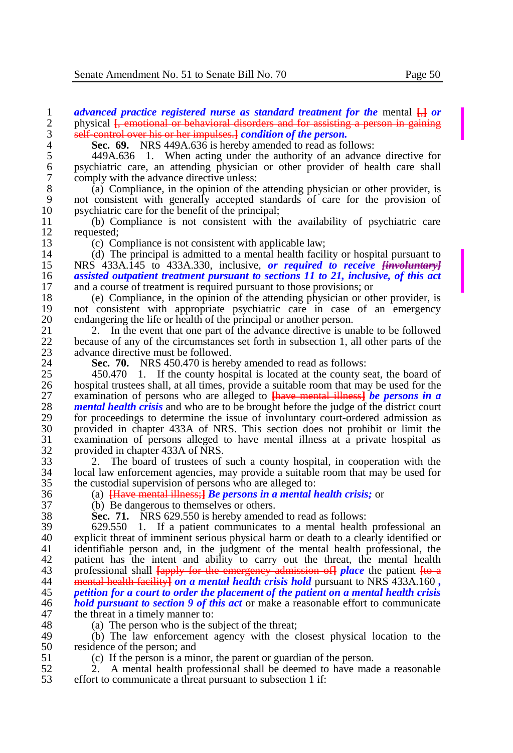***advanced practice registered nurse as standard treatment for the*** mental [,] ***or*** physical [, emotional or behavioral disorders and for assisting a person in gaining self-control over his or her impulses.] ***condition of the person.***

**Sec. 69.** NRS 449A.636 is hereby amended to read as follows:

449A.636 1. When acting under the authority of an advance directive for psychiatric care, an attending physician or other provider of health care shall comply with the advance directive unless:

(a) Compliance, in the opinion of the attending physician or other provider, is not consistent with generally accepted standards of care for the provision of psychiatric care for the benefit of the principal;

(b) Compliance is not consistent with the availability of psychiatric care requested;

(c) Compliance is not consistent with applicable law;

(d) The principal is admitted to a mental health facility or hospital pursuant to NRS 433A.145 to 433A.330, inclusive, ***or required to receive [involuntary] assisted outpatient treatment pursuant to sections 11 to 21, inclusive, of this act*** and a course of treatment is required pursuant to those provisions; or

(e) Compliance, in the opinion of the attending physician or other provider, is not consistent with appropriate psychiatric care in case of an emergency endangering the life or health of the principal or another person.

2. In the event that one part of the advance directive is unable to be followed because of any of the circumstances set forth in subsection 1, all other parts of the advance directive must be followed.

**Sec. 70.** NRS 450.470 is hereby amended to read as follows:

450.470 1. If the county hospital is located at the county seat, the board of hospital trustees shall, at all times, provide a suitable room that may be used for the examination of persons who are alleged to [have mental illness] ***be persons in a mental health crisis*** and who are to be brought before the judge of the district court for proceedings to determine the issue of involuntary court-ordered admission as provided in chapter 433A of NRS. This section does not prohibit or limit the examination of persons alleged to have mental illness at a private hospital as provided in chapter 433A of NRS.

2. The board of trustees of such a county hospital, in cooperation with the local law enforcement agencies, may provide a suitable room that may be used for the custodial supervision of persons who are alleged to:

(a) [Have mental illness;] ***Be persons in a mental health crisis;*** or

(b) Be dangerous to themselves or others.

**Sec. 71.** NRS 629.550 is hereby amended to read as follows:

629.550 1. If a patient communicates to a mental health professional an explicit threat of imminent serious physical harm or death to a clearly identified or identifiable person and, in the judgment of the mental health professional, the patient has the intent and ability to carry out the threat, the mental health professional shall [apply for the emergency admission of] ***place*** the patient [to a mental health facility] ***on a mental health crisis hold*** pursuant to NRS 433A.160 ***, petition for a court to order the placement of the patient on a mental health crisis hold pursuant to section 9 of this act*** or make a reasonable effort to communicate the threat in a timely manner to:

(a) The person who is the subject of the threat;

(b) The law enforcement agency with the closest physical location to the residence of the person; and

(c) If the person is a minor, the parent or guardian of the person.

2. A mental health professional shall be deemed to have made a reasonable effort to communicate a threat pursuant to subsection 1 if: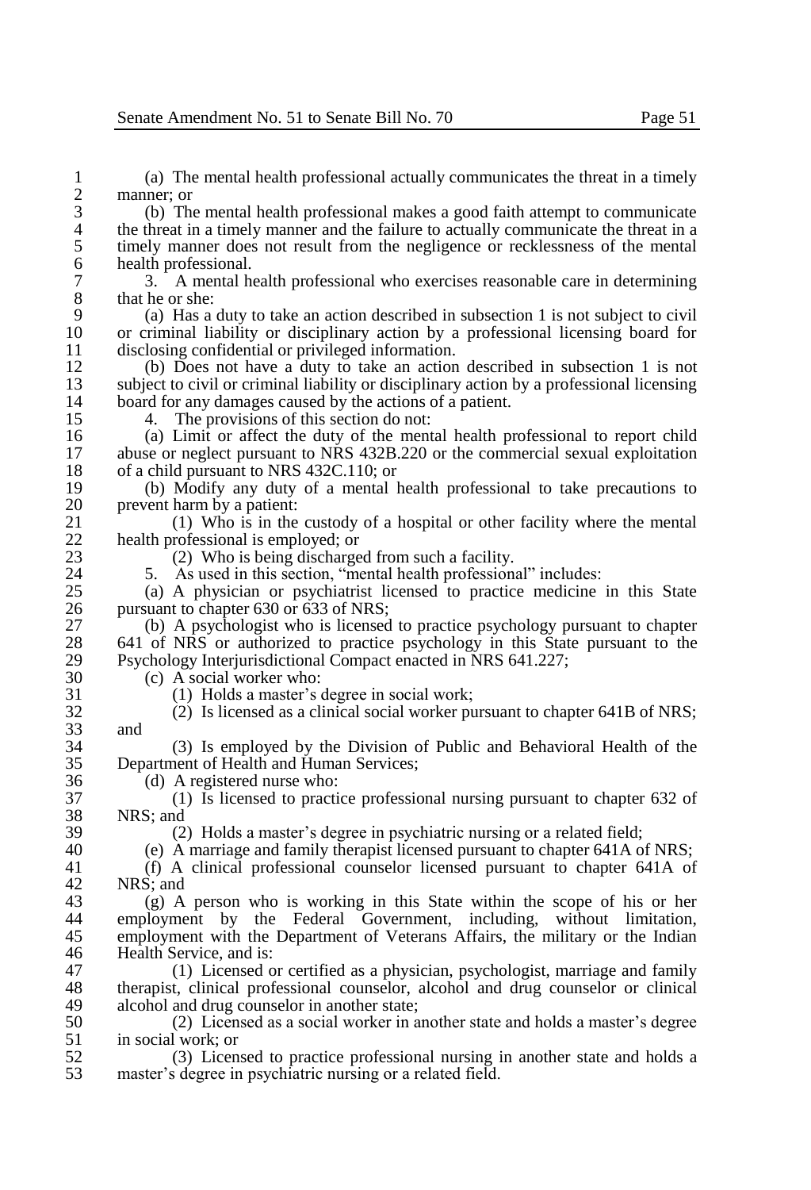(a) The mental health professional actually communicates the threat in a timely manner; or

(b) The mental health professional makes a good faith attempt to communicate the threat in a timely manner and the failure to actually communicate the threat in a timely manner does not result from the negligence or recklessness of the mental health professional.

3. A mental health professional who exercises reasonable care in determining that he or she:

(a) Has a duty to take an action described in subsection 1 is not subject to civil or criminal liability or disciplinary action by a professional licensing board for disclosing confidential or privileged information.

(b) Does not have a duty to take an action described in subsection 1 is not subject to civil or criminal liability or disciplinary action by a professional licensing board for any damages caused by the actions of a patient.

4. The provisions of this section do not:

(a) Limit or affect the duty of the mental health professional to report child abuse or neglect pursuant to NRS 432B.220 or the commercial sexual exploitation of a child pursuant to NRS 432C.110; or

(b) Modify any duty of a mental health professional to take precautions to prevent harm by a patient:

(1) Who is in the custody of a hospital or other facility where the mental health professional is employed; or

(2) Who is being discharged from such a facility.

5. As used in this section, "mental health professional" includes:

(a) A physician or psychiatrist licensed to practice medicine in this State pursuant to chapter 630 or 633 of NRS;

(b) A psychologist who is licensed to practice psychology pursuant to chapter 641 of NRS or authorized to practice psychology in this State pursuant to the Psychology Interjurisdictional Compact enacted in NRS 641.227;

(c) A social worker who:

(1) Holds a master's degree in social work;

(2) Is licensed as a clinical social worker pursuant to chapter 641B of NRS; and

(3) Is employed by the Division of Public and Behavioral Health of the Department of Health and Human Services;

(d) A registered nurse who:

(1) Is licensed to practice professional nursing pursuant to chapter 632 of NRS; and

(2) Holds a master's degree in psychiatric nursing or a related field;

(e) A marriage and family therapist licensed pursuant to chapter 641A of NRS;

(f) A clinical professional counselor licensed pursuant to chapter 641A of NRS; and

(g) A person who is working in this State within the scope of his or her employment by the Federal Government, including, without limitation, employment with the Department of Veterans Affairs, the military or the Indian Health Service, and is:

(1) Licensed or certified as a physician, psychologist, marriage and family therapist, clinical professional counselor, alcohol and drug counselor or clinical alcohol and drug counselor in another state;

(2) Licensed as a social worker in another state and holds a master's degree in social work; or

(3) Licensed to practice professional nursing in another state and holds a master's degree in psychiatric nursing or a related field.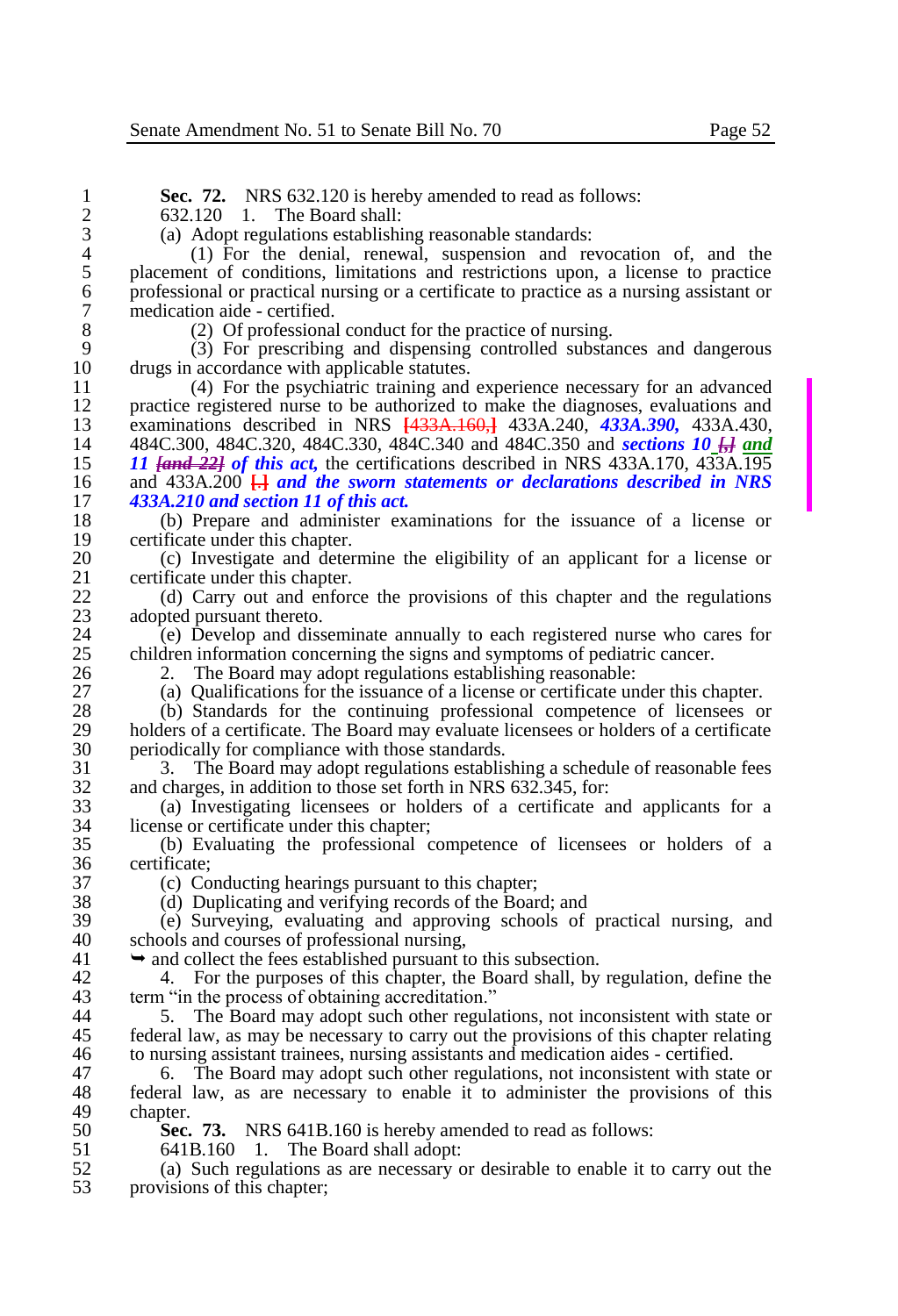**Sec. 72.** NRS 632.120 is hereby amended to read as follows:

632.120 1. The Board shall:

(a) Adopt regulations establishing reasonable standards:

(1) For the denial, renewal, suspension and revocation of, and the placement of conditions, limitations and restrictions upon, a license to practice professional or practical nursing or a certificate to practice as a nursing assistant or medication aide - certified.

(2) Of professional conduct for the practice of nursing.

(3) For prescribing and dispensing controlled substances and dangerous drugs in accordance with applicable statutes.

(4) For the psychiatric training and experience necessary for an advanced practice registered nurse to be authorized to make the diagnoses, evaluations and examinations described in NRS [433A.160,] 433A.240, ***433A.390,*** 433A.430, 484C.300, 484C.320, 484C.330, 484C.340 and 484C.350 and ***sections 10*** [,] ***and 11*** [and 22] ***of this act,*** the certifications described in NRS 433A.170, 433A.195 and 433A.200 [.] ***and the sworn statements or declarations described in NRS 433A.210 and section 11 of this act.***

(b) Prepare and administer examinations for the issuance of a license or certificate under this chapter.

(c) Investigate and determine the eligibility of an applicant for a license or certificate under this chapter.

(d) Carry out and enforce the provisions of this chapter and the regulations adopted pursuant thereto.

(e) Develop and disseminate annually to each registered nurse who cares for children information concerning the signs and symptoms of pediatric cancer.

2. The Board may adopt regulations establishing reasonable:

(a) Qualifications for the issuance of a license or certificate under this chapter.

(b) Standards for the continuing professional competence of licensees or holders of a certificate. The Board may evaluate licensees or holders of a certificate periodically for compliance with those standards.

3. The Board may adopt regulations establishing a schedule of reasonable fees and charges, in addition to those set forth in NRS 632.345, for:

(a) Investigating licensees or holders of a certificate and applicants for a license or certificate under this chapter;

(b) Evaluating the professional competence of licensees or holders of a certificate;

(c) Conducting hearings pursuant to this chapter;

(d) Duplicating and verifying records of the Board; and

(e) Surveying, evaluating and approving schools of practical nursing, and schools and courses of professional nursing,

➥ and collect the fees established pursuant to this subsection.

4. For the purposes of this chapter, the Board shall, by regulation, define the term "in the process of obtaining accreditation."

5. The Board may adopt such other regulations, not inconsistent with state or federal law, as may be necessary to carry out the provisions of this chapter relating to nursing assistant trainees, nursing assistants and medication aides - certified.

6. The Board may adopt such other regulations, not inconsistent with state or federal law, as are necessary to enable it to administer the provisions of this chapter.

**Sec. 73.** NRS 641B.160 is hereby amended to read as follows:

641B.160 1. The Board shall adopt:

(a) Such regulations as are necessary or desirable to enable it to carry out the provisions of this chapter;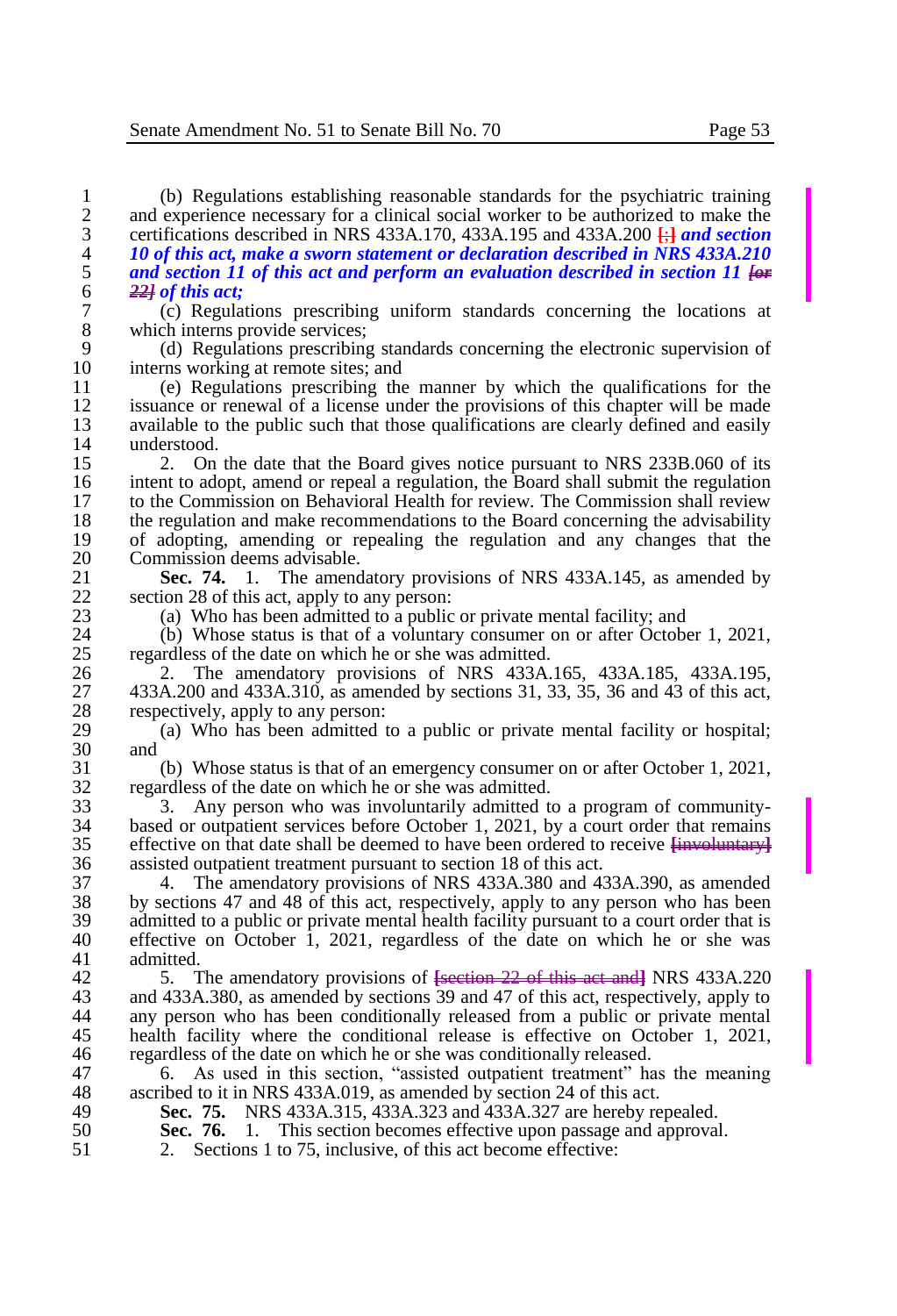(b) Regulations establishing reasonable standards for the psychiatric training and experience necessary for a clinical social worker to be authorized to make the certifications described in NRS 433A.170, 433A.195 and 433A.200 [;] ***and section 10 of this act, make a sworn statement or declaration described in NRS 433A.210 and section 11 of this act and perform an evaluation described in section 11 [or 22] of this act;***

(c) Regulations prescribing uniform standards concerning the locations at which interns provide services;

(d) Regulations prescribing standards concerning the electronic supervision of interns working at remote sites; and

(e) Regulations prescribing the manner by which the qualifications for the issuance or renewal of a license under the provisions of this chapter will be made available to the public such that those qualifications are clearly defined and easily understood.

2. On the date that the Board gives notice pursuant to NRS 233B.060 of its intent to adopt, amend or repeal a regulation, the Board shall submit the regulation to the Commission on Behavioral Health for review. The Commission shall review the regulation and make recommendations to the Board concerning the advisability of adopting, amending or repealing the regulation and any changes that the Commission deems advisable.

**Sec. 74.** 1. The amendatory provisions of NRS 433A.145, as amended by section 28 of this act, apply to any person:

(a) Who has been admitted to a public or private mental facility; and

(b) Whose status is that of a voluntary consumer on or after October 1, 2021, regardless of the date on which he or she was admitted.

2. The amendatory provisions of NRS 433A.165, 433A.185, 433A.195, 433A.200 and 433A.310, as amended by sections 31, 33, 35, 36 and 43 of this act, respectively, apply to any person:

(a) Who has been admitted to a public or private mental facility or hospital; and

(b) Whose status is that of an emergency consumer on or after October 1, 2021, regardless of the date on which he or she was admitted.

3. Any person who was involuntarily admitted to a program of community-based or outpatient services before October 1, 2021, by a court order that remains effective on that date shall be deemed to have been ordered to receive [involuntary] assisted outpatient treatment pursuant to section 18 of this act.

4. The amendatory provisions of NRS 433A.380 and 433A.390, as amended by sections 47 and 48 of this act, respectively, apply to any person who has been admitted to a public or private mental health facility pursuant to a court order that is effective on October 1, 2021, regardless of the date on which he or she was admitted.

5. The amendatory provisions of [section 22 of this act and] NRS 433A.220 and 433A.380, as amended by sections 39 and 47 of this act, respectively, apply to any person who has been conditionally released from a public or private mental health facility where the conditional release is effective on October 1, 2021, regardless of the date on which he or she was conditionally released.

6. As used in this section, "assisted outpatient treatment" has the meaning ascribed to it in NRS 433A.019, as amended by section 24 of this act.

**Sec. 75.** NRS 433A.315, 433A.323 and 433A.327 are hereby repealed.

**Sec. 76.** 1. This section becomes effective upon passage and approval.

2. Sections 1 to 75, inclusive, of this act become effective: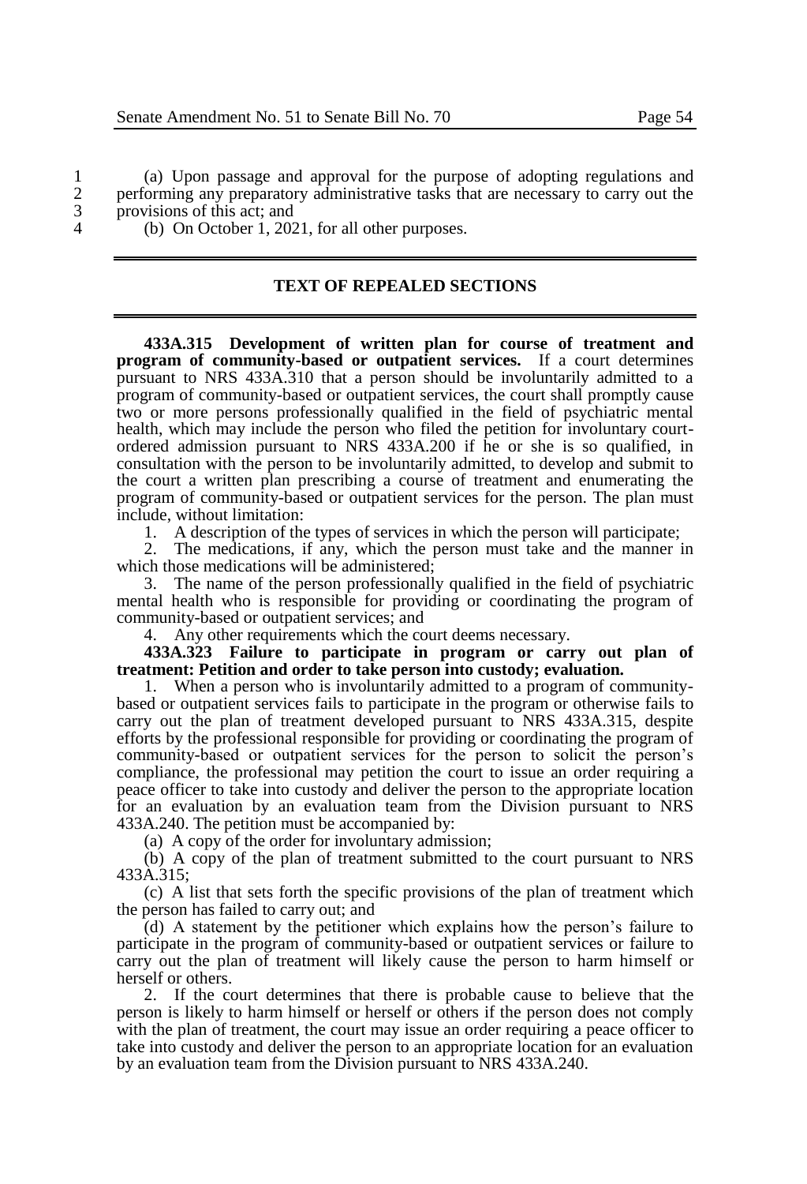(a) Upon passage and approval for the purpose of adopting regulations and performing any preparatory administrative tasks that are necessary to carry out the provisions of this act; and

(b) On October 1, 2021, for all other purposes.

## TEXT OF REPEALED SECTIONS

**433A.315 Development of written plan for course of treatment and program of community-based or outpatient services.** If a court determines pursuant to NRS 433A.310 that a person should be involuntarily admitted to a program of community-based or outpatient services, the court shall promptly cause two or more persons professionally qualified in the field of psychiatric mental health, which may include the person who filed the petition for involuntary court-ordered admission pursuant to NRS 433A.200 if he or she is so qualified, in consultation with the person to be involuntarily admitted, to develop and submit to the court a written plan prescribing a course of treatment and enumerating the program of community-based or outpatient services for the person. The plan must include, without limitation:

1. A description of the types of services in which the person will participate;
2. The medications, if any, which the person must take and the manner in which those medications will be administered;
3. The name of the person professionally qualified in the field of psychiatric mental health who is responsible for providing or coordinating the program of community-based or outpatient services; and
4. Any other requirements which the court deems necessary.

**433A.323 Failure to participate in program or carry out plan of treatment: Petition and order to take person into custody; evaluation.**

1. When a person who is involuntarily admitted to a program of community-based or outpatient services fails to participate in the program or otherwise fails to carry out the plan of treatment developed pursuant to NRS 433A.315, despite efforts by the professional responsible for providing or coordinating the program of community-based or outpatient services for the person to solicit the person's compliance, the professional may petition the court to issue an order requiring a peace officer to take into custody and deliver the person to the appropriate location for an evaluation by an evaluation team from the Division pursuant to NRS 433A.240. The petition must be accompanied by:

(a) A copy of the order for involuntary admission;

(b) A copy of the plan of treatment submitted to the court pursuant to NRS 433A.315;

(c) A list that sets forth the specific provisions of the plan of treatment which the person has failed to carry out; and

(d) A statement by the petitioner which explains how the person's failure to participate in the program of community-based or outpatient services or failure to carry out the plan of treatment will likely cause the person to harm himself or herself or others.

2. If the court determines that there is probable cause to believe that the person is likely to harm himself or herself or others if the person does not comply with the plan of treatment, the court may issue an order requiring a peace officer to take into custody and deliver the person to an appropriate location for an evaluation by an evaluation team from the Division pursuant to NRS 433A.240.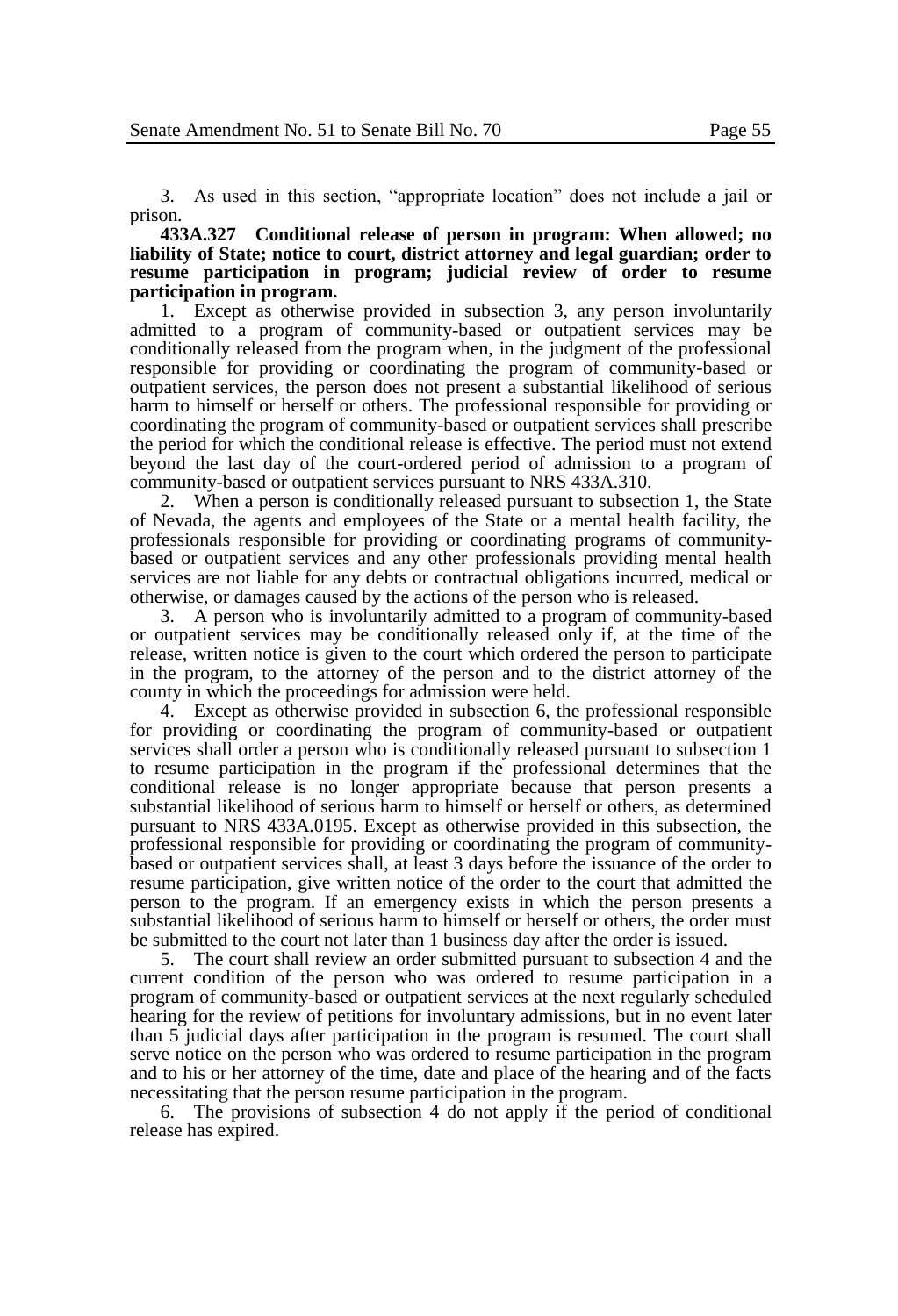3. As used in this section, "appropriate location" does not include a jail or prison.

**433A.327 Conditional release of person in program: When allowed; no liability of State; notice to court, district attorney and legal guardian; order to resume participation in program; judicial review of order to resume participation in program.**

1. Except as otherwise provided in subsection 3, any person involuntarily admitted to a program of community-based or outpatient services may be conditionally released from the program when, in the judgment of the professional responsible for providing or coordinating the program of community-based or outpatient services, the person does not present a substantial likelihood of serious harm to himself or herself or others. The professional responsible for providing or coordinating the program of community-based or outpatient services shall prescribe the period for which the conditional release is effective. The period must not extend beyond the last day of the court-ordered period of admission to a program of community-based or outpatient services pursuant to NRS 433A.310.

2. When a person is conditionally released pursuant to subsection 1, the State of Nevada, the agents and employees of the State or a mental health facility, the professionals responsible for providing or coordinating programs of community-based or outpatient services and any other professionals providing mental health services are not liable for any debts or contractual obligations incurred, medical or otherwise, or damages caused by the actions of the person who is released.

3. A person who is involuntarily admitted to a program of community-based or outpatient services may be conditionally released only if, at the time of the release, written notice is given to the court which ordered the person to participate in the program, to the attorney of the person and to the district attorney of the county in which the proceedings for admission were held.

4. Except as otherwise provided in subsection 6, the professional responsible for providing or coordinating the program of community-based or outpatient services shall order a person who is conditionally released pursuant to subsection 1 to resume participation in the program if the professional determines that the conditional release is no longer appropriate because that person presents a substantial likelihood of serious harm to himself or herself or others, as determined pursuant to NRS 433A.0195. Except as otherwise provided in this subsection, the professional responsible for providing or coordinating the program of community-based or outpatient services shall, at least 3 days before the issuance of the order to resume participation, give written notice of the order to the court that admitted the person to the program. If an emergency exists in which the person presents a substantial likelihood of serious harm to himself or herself or others, the order must be submitted to the court not later than 1 business day after the order is issued.

5. The court shall review an order submitted pursuant to subsection 4 and the current condition of the person who was ordered to resume participation in a program of community-based or outpatient services at the next regularly scheduled hearing for the review of petitions for involuntary admissions, but in no event later than 5 judicial days after participation in the program is resumed. The court shall serve notice on the person who was ordered to resume participation in the program and to his or her attorney of the time, date and place of the hearing and of the facts necessitating that the person resume participation in the program.

6. The provisions of subsection 4 do not apply if the period of conditional release has expired.